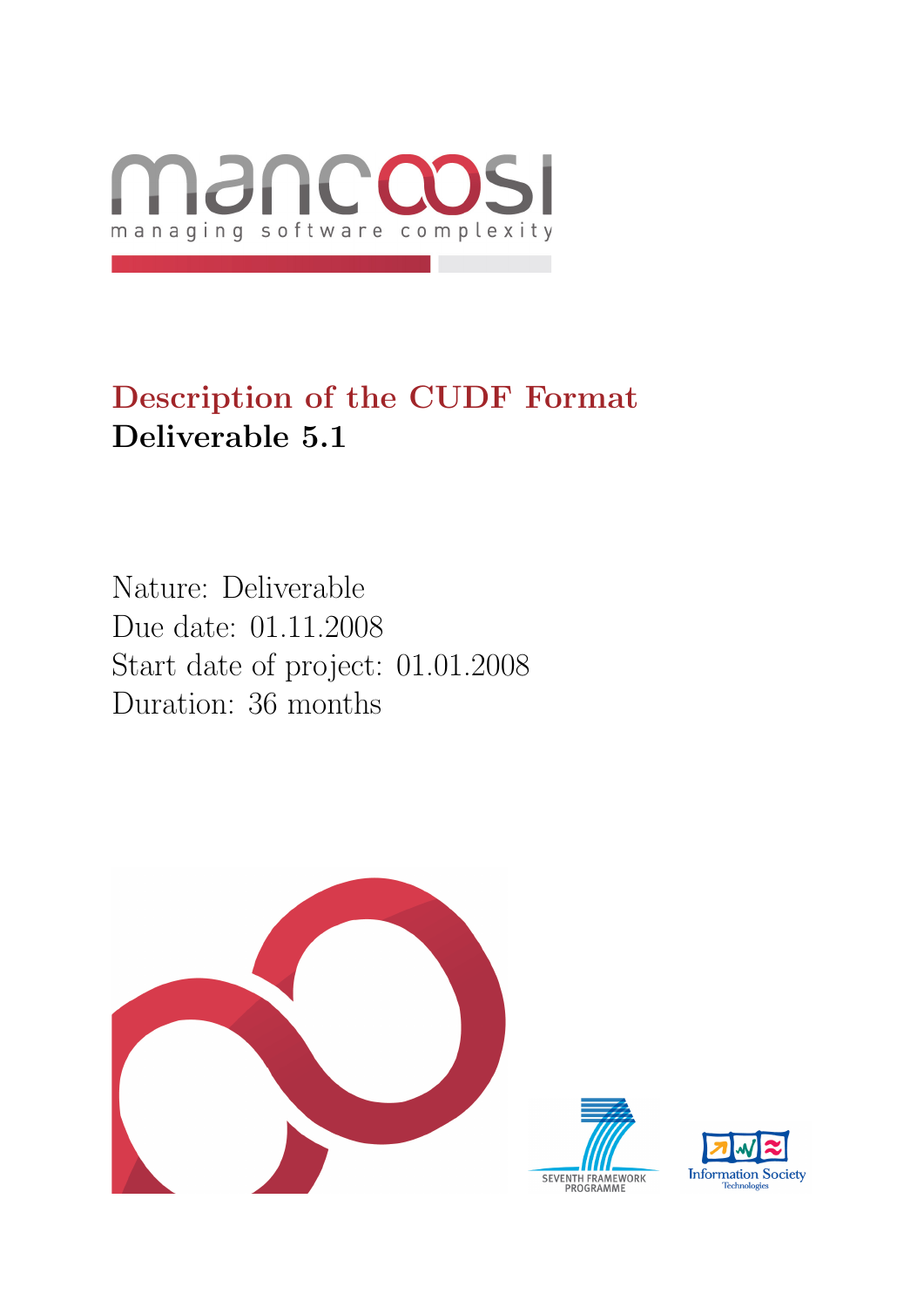mancoosi

managing software complexity

# Description of the CUDF Format

## Deliverable 5.1

Nature: Deliverable
Due date: 01.11.2008
Start date of project: 01.01.2008
Duration: 36 months

SEVENTH FRAMEWORK PROGRAMME

Information Society Technologies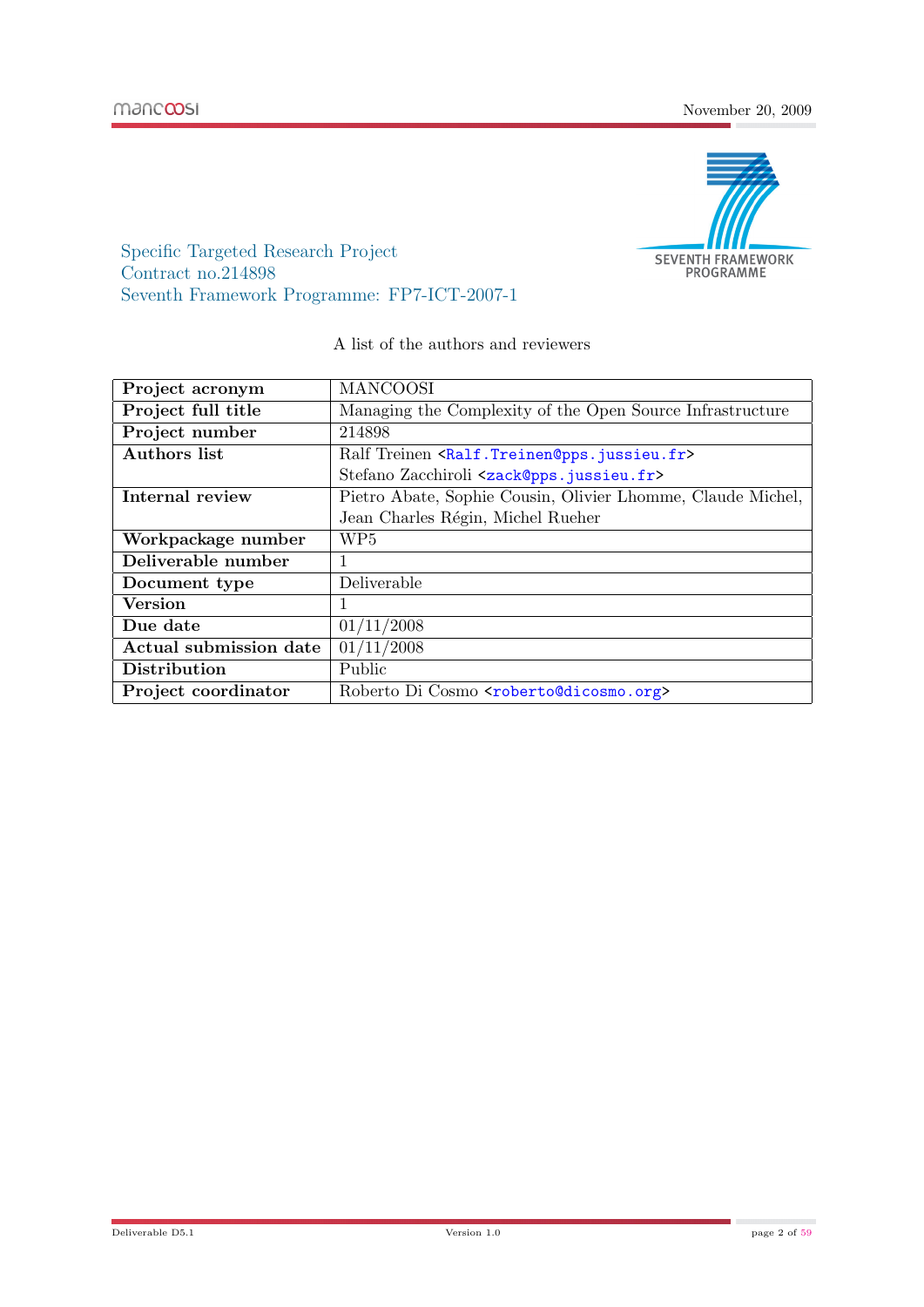Specific Targeted Research Project
Contract no.214898
Seventh Framework Programme: FP7-ICT-2007-1

A list of the authors and reviewers

| | |
|---|---|
| **Project acronym** | MANCOOSI |
| **Project full title** | Managing the Complexity of the Open Source Infrastructure |
| **Project number** | 214898 |
| **Authors list** | Ralf Treinen <Ralf.Treinen@pps.jussieu.fr><br>Stefano Zacchiroli <zack@pps.jussieu.fr> |
| **Internal review** | Pietro Abate, Sophie Cousin, Olivier Lhomme, Claude Michel, Jean Charles Régin, Michel Rueher |
| **Workpackage number** | WP5 |
| **Deliverable number** | 1 |
| **Document type** | Deliverable |
| **Version** | 1 |
| **Due date** | 01/11/2008 |
| **Actual submission date** | 01/11/2008 |
| **Distribution** | Public |
| **Project coordinator** | Roberto Di Cosmo <roberto@dicosmo.org> |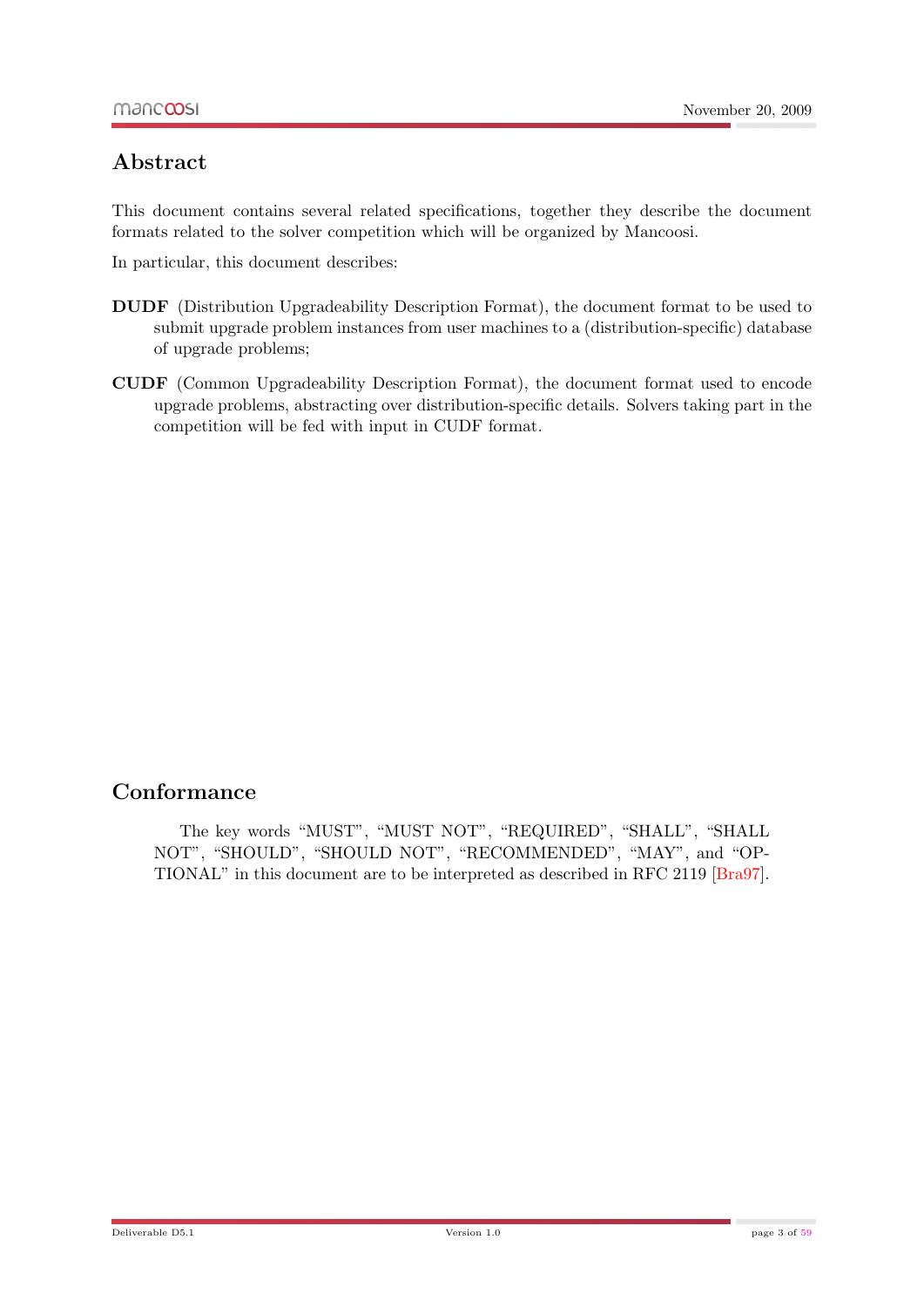## Abstract

This document contains several related specifications, together they describe the document formats related to the solver competition which will be organized by Mancoosi.

In particular, this document describes:

**DUDF** (Distribution Upgradeability Description Format), the document format to be used to submit upgrade problem instances from user machines to a (distribution-specific) database of upgrade problems;

**CUDF** (Common Upgradeability Description Format), the document format used to encode upgrade problems, abstracting over distribution-specific details. Solvers taking part in the competition will be fed with input in CUDF format.

## Conformance

The key words "MUST", "MUST NOT", "REQUIRED", "SHALL", "SHALL NOT", "SHOULD", "SHOULD NOT", "RECOMMENDED", "MAY", and "OPTIONAL" in this document are to be interpreted as described in RFC 2119 [Bra97].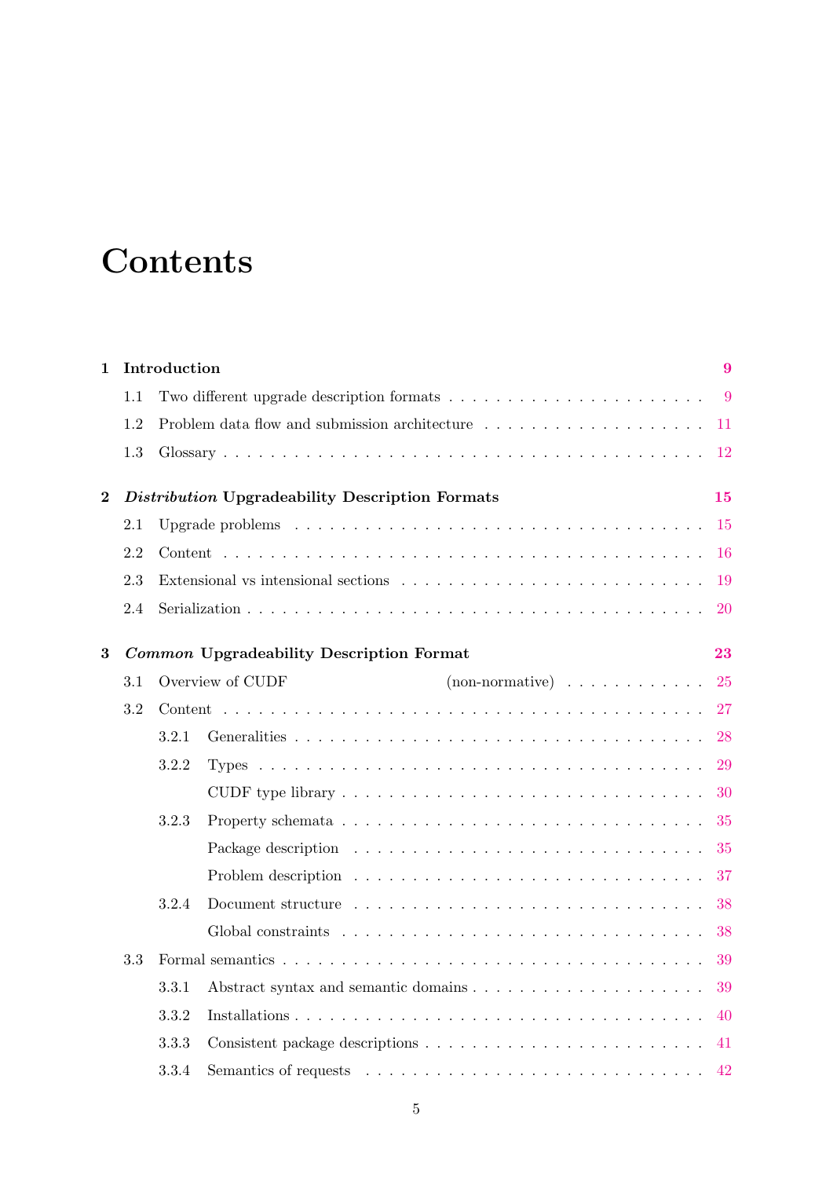# Contents

**1 Introduction** **9**

- 1.1 Two different upgrade description formats . . . . . . . . . . . . . . . . . . . . . 9
- 1.2 Problem data flow and submission architecture . . . . . . . . . . . . . . . . . . 11
- 1.3 Glossary . . . . . . . . . . . . . . . . . . . . . . . . . . . . . . . . . . . . . . 12

**2 *Distribution* Upgradeability Description Formats** **15**

- 2.1 Upgrade problems . . . . . . . . . . . . . . . . . . . . . . . . . . . . . . . . . 15
- 2.2 Content . . . . . . . . . . . . . . . . . . . . . . . . . . . . . . . . . . . . . . 16
- 2.3 Extensional vs intensional sections . . . . . . . . . . . . . . . . . . . . . . . . 19
- 2.4 Serialization . . . . . . . . . . . . . . . . . . . . . . . . . . . . . . . . . . . . 20

**3 *Common* Upgradeability Description Format** **23**

- 3.1 Overview of CUDF (non-normative) . . . . . . . . . . . . . 25
- 3.2 Content . . . . . . . . . . . . . . . . . . . . . . . . . . . . . . . . . . . . . . 27
  - 3.2.1 Generalities . . . . . . . . . . . . . . . . . . . . . . . . . . . . . . . . 28
  - 3.2.2 Types . . . . . . . . . . . . . . . . . . . . . . . . . . . . . . . . . . . 29
    - CUDF type library . . . . . . . . . . . . . . . . . . . . . . . . . . . . . 30
  - 3.2.3 Property schemata . . . . . . . . . . . . . . . . . . . . . . . . . . . . . 35
    - Package description . . . . . . . . . . . . . . . . . . . . . . . . . . . . 35
    - Problem description . . . . . . . . . . . . . . . . . . . . . . . . . . . . 37
  - 3.2.4 Document structure . . . . . . . . . . . . . . . . . . . . . . . . . . . . 38
    - Global constraints . . . . . . . . . . . . . . . . . . . . . . . . . . . . . 38
- 3.3 Formal semantics . . . . . . . . . . . . . . . . . . . . . . . . . . . . . . . . . 39
  - 3.3.1 Abstract syntax and semantic domains . . . . . . . . . . . . . . . . . . . 39
  - 3.3.2 Installations . . . . . . . . . . . . . . . . . . . . . . . . . . . . . . . . 40
  - 3.3.3 Consistent package descriptions . . . . . . . . . . . . . . . . . . . . . . 41
  - 3.3.4 Semantics of requests . . . . . . . . . . . . . . . . . . . . . . . . . . . 42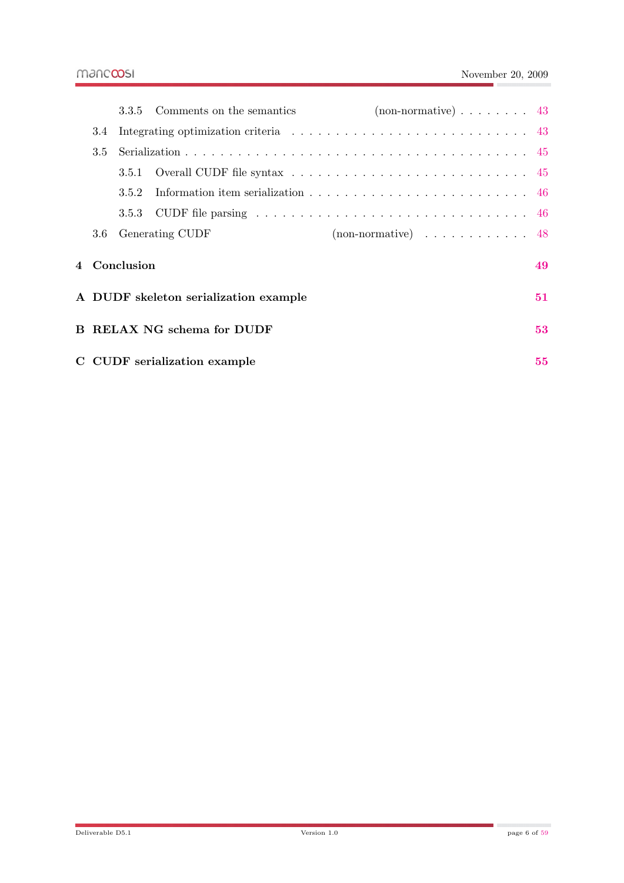3.3.5 Comments on the semantics (non-normative) . . . . . . . . 43

3.4 Integrating optimization criteria . . . . . . . . . . . . . . . . . . . . . . . . . . 43

3.5 Serialization . . . . . . . . . . . . . . . . . . . . . . . . . . . . . . . . . . . . . 45

3.5.1 Overall CUDF file syntax . . . . . . . . . . . . . . . . . . . . . . . . . 45

3.5.2 Information item serialization . . . . . . . . . . . . . . . . . . . . . . . 46

3.5.3 CUDF file parsing . . . . . . . . . . . . . . . . . . . . . . . . . . . . . 46

3.6 Generating CUDF (non-normative) . . . . . . . . . . . . 48

**4 Conclusion 49**

**A DUDF skeleton serialization example 51**

**B RELAX NG schema for DUDF 53**

**C CUDF serialization example 55**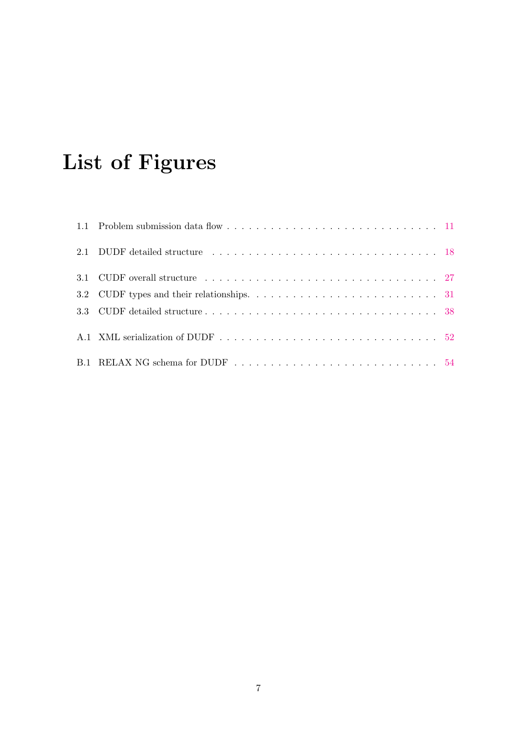# List of Figures

- 1.1 Problem submission data flow . . . 11
- 2.1 DUDF detailed structure . . . 18
- 3.1 CUDF overall structure . . . 27
- 3.2 CUDF types and their relationships. . . . 31
- 3.3 CUDF detailed structure . . . 38
- A.1 XML serialization of DUDF . . . 52
- B.1 RELAX NG schema for DUDF . . . 54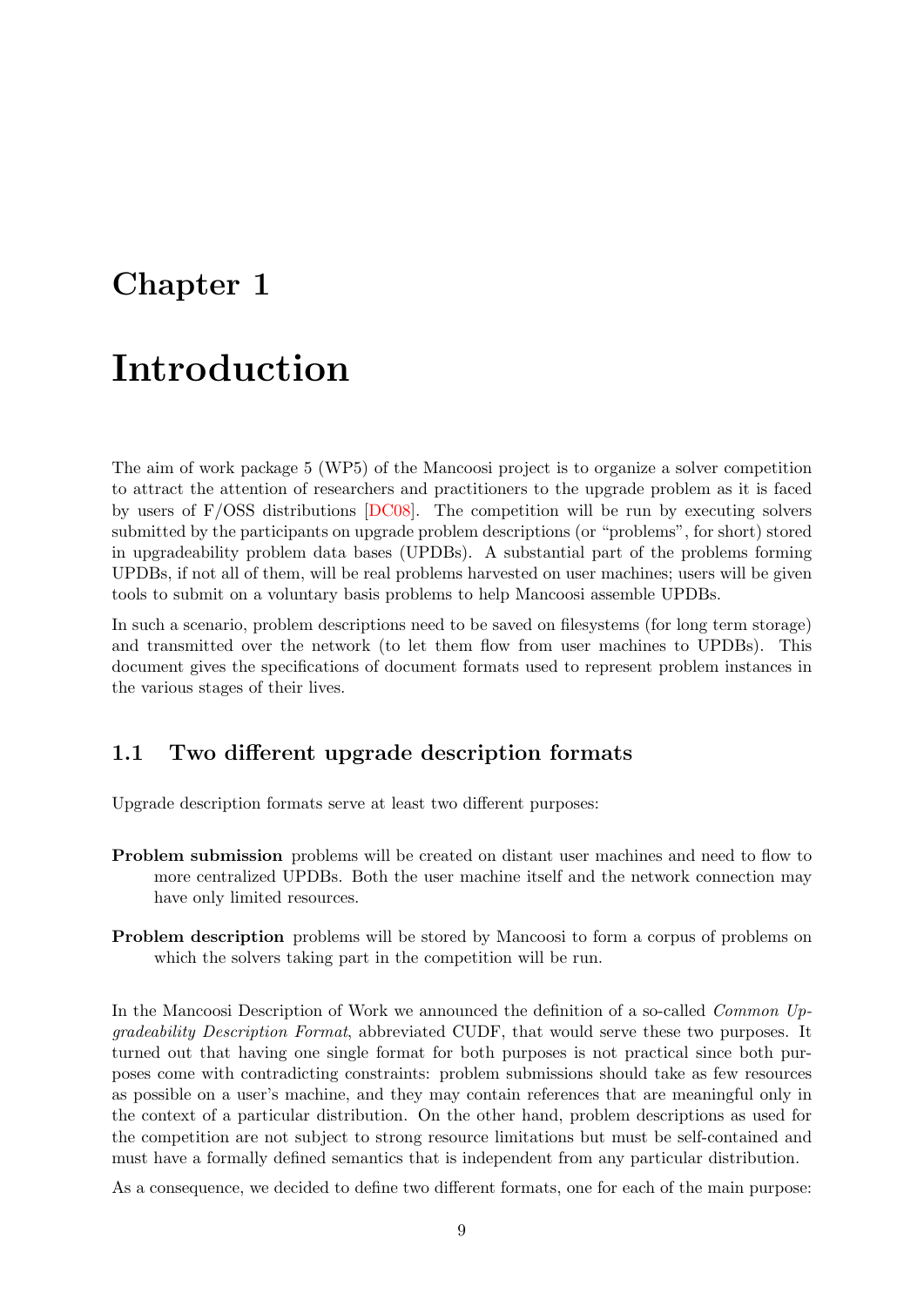# Chapter 1

# Introduction

The aim of work package 5 (WP5) of the Mancoosi project is to organize a solver competition to attract the attention of researchers and practitioners to the upgrade problem as it is faced by users of F/OSS distributions [DC08]. The competition will be run by executing solvers submitted by the participants on upgrade problem descriptions (or "problems", for short) stored in upgradeability problem data bases (UPDBs). A substantial part of the problems forming UPDBs, if not all of them, will be real problems harvested on user machines; users will be given tools to submit on a voluntary basis problems to help Mancoosi assemble UPDBs.

In such a scenario, problem descriptions need to be saved on filesystems (for long term storage) and transmitted over the network (to let them flow from user machines to UPDBs). This document gives the specifications of document formats used to represent problem instances in the various stages of their lives.

## 1.1 Two different upgrade description formats

Upgrade description formats serve at least two different purposes:

**Problem submission** problems will be created on distant user machines and need to flow to more centralized UPDBs. Both the user machine itself and the network connection may have only limited resources.

**Problem description** problems will be stored by Mancoosi to form a corpus of problems on which the solvers taking part in the competition will be run.

In the Mancoosi Description of Work we announced the definition of a so-called *Common Upgradeability Description Format*, abbreviated CUDF, that would serve these two purposes. It turned out that having one single format for both purposes is not practical since both purposes come with contradicting constraints: problem submissions should take as few resources as possible on a user's machine, and they may contain references that are meaningful only in the context of a particular distribution. On the other hand, problem descriptions as used for the competition are not subject to strong resource limitations but must be self-contained and must have a formally defined semantics that is independent from any particular distribution.

As a consequence, we decided to define two different formats, one for each of the main purpose: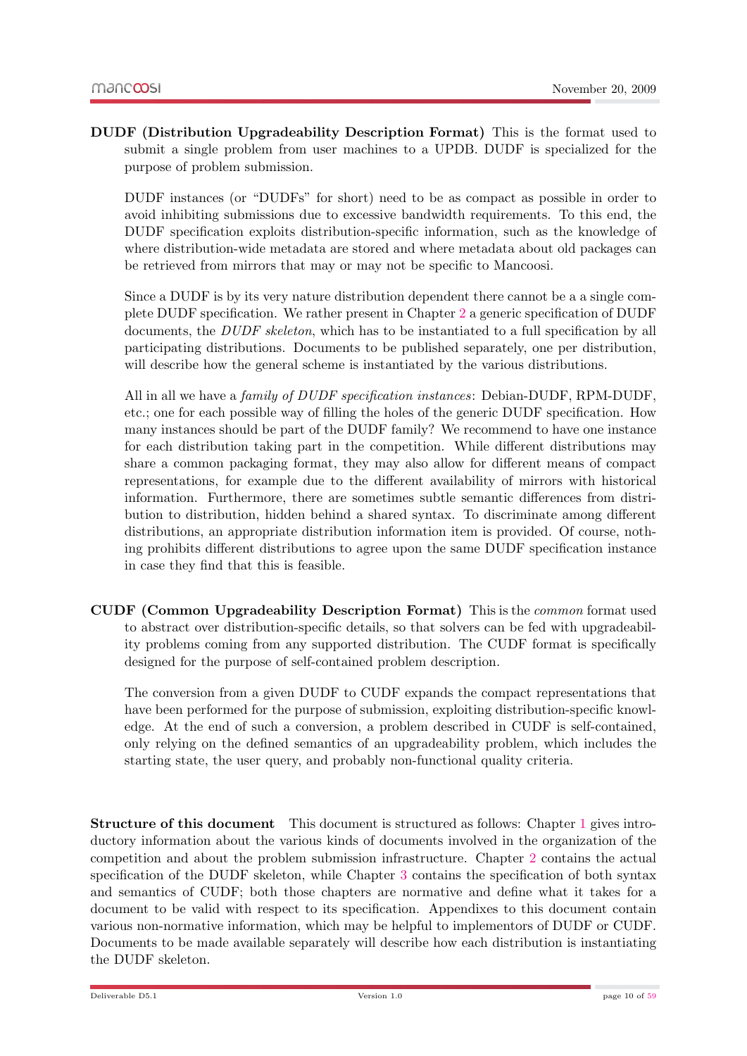**DUDF (Distribution Upgradeability Description Format)** This is the format used to submit a single problem from user machines to a UPDB. DUDF is specialized for the purpose of problem submission.

DUDF instances (or "DUDFs" for short) need to be as compact as possible in order to avoid inhibiting submissions due to excessive bandwidth requirements. To this end, the DUDF specification exploits distribution-specific information, such as the knowledge of where distribution-wide metadata are stored and where metadata about old packages can be retrieved from mirrors that may or may not be specific to Mancoosi.

Since a DUDF is by its very nature distribution dependent there cannot be a a single complete DUDF specification. We rather present in Chapter 2 a generic specification of DUDF documents, the *DUDF skeleton*, which has to be instantiated to a full specification by all participating distributions. Documents to be published separately, one per distribution, will describe how the general scheme is instantiated by the various distributions.

All in all we have a *family of DUDF specification instances*: Debian-DUDF, RPM-DUDF, etc.; one for each possible way of filling the holes of the generic DUDF specification. How many instances should be part of the DUDF family? We recommend to have one instance for each distribution taking part in the competition. While different distributions may share a common packaging format, they may also allow for different means of compact representations, for example due to the different availability of mirrors with historical information. Furthermore, there are sometimes subtle semantic differences from distribution to distribution, hidden behind a shared syntax. To discriminate among different distributions, an appropriate distribution information item is provided. Of course, nothing prohibits different distributions to agree upon the same DUDF specification instance in case they find that this is feasible.

**CUDF (Common Upgradeability Description Format)** This is the *common* format used to abstract over distribution-specific details, so that solvers can be fed with upgradeability problems coming from any supported distribution. The CUDF format is specifically designed for the purpose of self-contained problem description.

The conversion from a given DUDF to CUDF expands the compact representations that have been performed for the purpose of submission, exploiting distribution-specific knowledge. At the end of such a conversion, a problem described in CUDF is self-contained, only relying on the defined semantics of an upgradeability problem, which includes the starting state, the user query, and probably non-functional quality criteria.

**Structure of this document** This document is structured as follows: Chapter 1 gives introductory information about the various kinds of documents involved in the organization of the competition and about the problem submission infrastructure. Chapter 2 contains the actual specification of the DUDF skeleton, while Chapter 3 contains the specification of both syntax and semantics of CUDF; both those chapters are normative and define what it takes for a document to be valid with respect to its specification. Appendixes to this document contain various non-normative information, which may be helpful to implementors of DUDF or CUDF. Documents to be made available separately will describe how each distribution is instantiating the DUDF skeleton.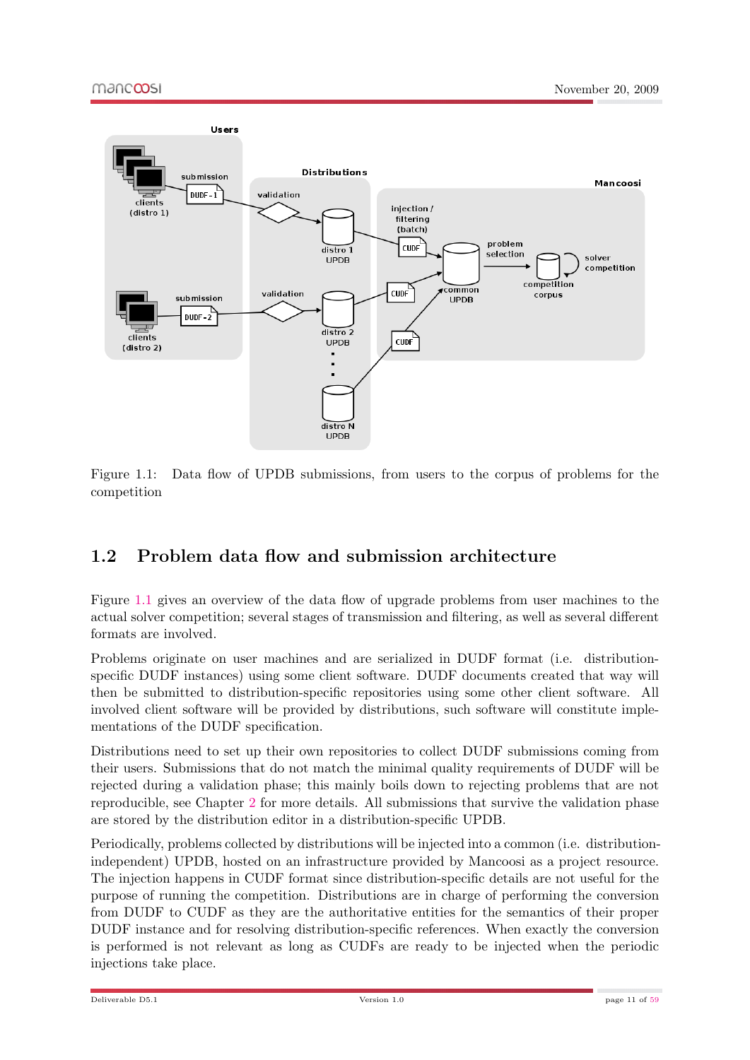Figure 1.1: Data flow of UPDB submissions, from users to the corpus of problems for the competition

## 1.2 Problem data flow and submission architecture

Figure 1.1 gives an overview of the data flow of upgrade problems from user machines to the actual solver competition; several stages of transmission and filtering, as well as several different formats are involved.

Problems originate on user machines and are serialized in DUDF format (i.e. distribution-specific DUDF instances) using some client software. DUDF documents created that way will then be submitted to distribution-specific repositories using some other client software. All involved client software will be provided by distributions, such software will constitute implementations of the DUDF specification.

Distributions need to set up their own repositories to collect DUDF submissions coming from their users. Submissions that do not match the minimal quality requirements of DUDF will be rejected during a validation phase; this mainly boils down to rejecting problems that are not reproducible, see Chapter 2 for more details. All submissions that survive the validation phase are stored by the distribution editor in a distribution-specific UPDB.

Periodically, problems collected by distributions will be injected into a common (i.e. distribution-independent) UPDB, hosted on an infrastructure provided by Mancoosi as a project resource. The injection happens in CUDF format since distribution-specific details are not useful for the purpose of running the competition. Distributions are in charge of performing the conversion from DUDF to CUDF as they are the authoritative entities for the semantics of their proper DUDF instance and for resolving distribution-specific references. When exactly the conversion is performed is not relevant as long as CUDFs are ready to be injected when the periodic injections take place.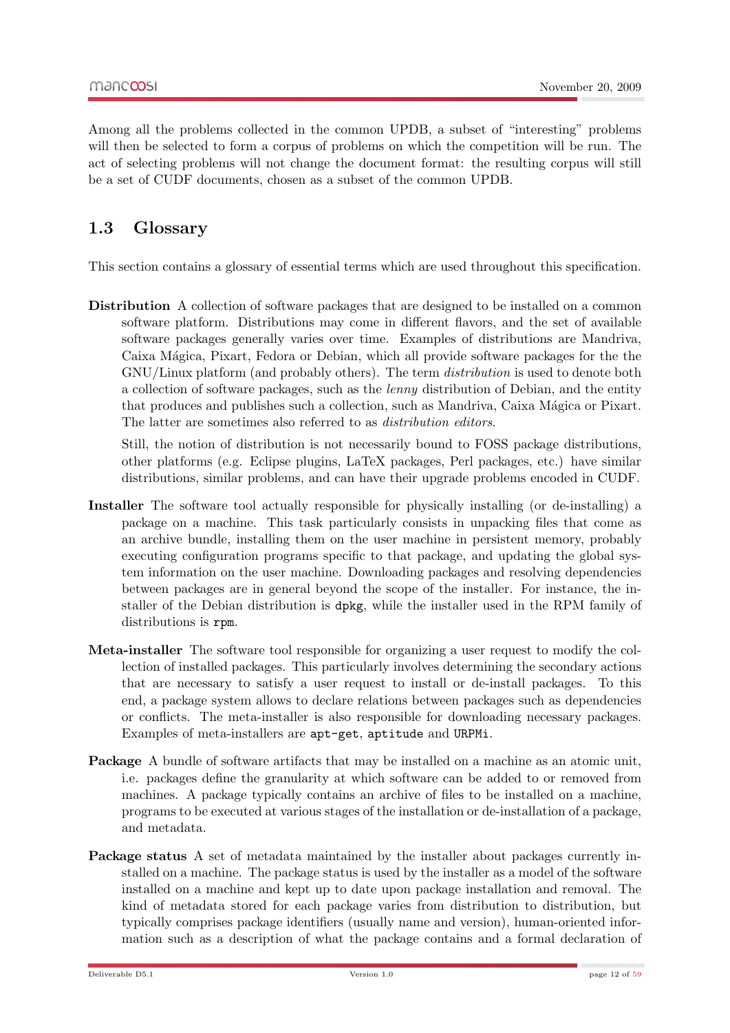Among all the problems collected in the common UPDB, a subset of "interesting" problems will then be selected to form a corpus of problems on which the competition will be run. The act of selecting problems will not change the document format: the resulting corpus will still be a set of CUDF documents, chosen as a subset of the common UPDB.

## 1.3 Glossary

This section contains a glossary of essential terms which are used throughout this specification.

**Distribution** A collection of software packages that are designed to be installed on a common software platform. Distributions may come in different flavors, and the set of available software packages generally varies over time. Examples of distributions are Mandriva, Caixa Mágica, Pixart, Fedora or Debian, which all provide software packages for the the GNU/Linux platform (and probably others). The term *distribution* is used to denote both a collection of software packages, such as the *lenny* distribution of Debian, and the entity that produces and publishes such a collection, such as Mandriva, Caixa Mágica or Pixart. The latter are sometimes also referred to as *distribution editors*.

Still, the notion of distribution is not necessarily bound to FOSS package distributions, other platforms (e.g. Eclipse plugins, LaTeX packages, Perl packages, etc.) have similar distributions, similar problems, and can have their upgrade problems encoded in CUDF.

**Installer** The software tool actually responsible for physically installing (or de-installing) a package on a machine. This task particularly consists in unpacking files that come as an archive bundle, installing them on the user machine in persistent memory, probably executing configuration programs specific to that package, and updating the global system information on the user machine. Downloading packages and resolving dependencies between packages are in general beyond the scope of the installer. For instance, the installer of the Debian distribution is `dpkg`, while the installer used in the RPM family of distributions is `rpm`.

**Meta-installer** The software tool responsible for organizing a user request to modify the collection of installed packages. This particularly involves determining the secondary actions that are necessary to satisfy a user request to install or de-install packages. To this end, a package system allows to declare relations between packages such as dependencies or conflicts. The meta-installer is also responsible for downloading necessary packages. Examples of meta-installers are `apt-get`, `aptitude` and `URPMi`.

**Package** A bundle of software artifacts that may be installed on a machine as an atomic unit, i.e. packages define the granularity at which software can be added to or removed from machines. A package typically contains an archive of files to be installed on a machine, programs to be executed at various stages of the installation or de-installation of a package, and metadata.

**Package status** A set of metadata maintained by the installer about packages currently installed on a machine. The package status is used by the installer as a model of the software installed on a machine and kept up to date upon package installation and removal. The kind of metadata stored for each package varies from distribution to distribution, but typically comprises package identifiers (usually name and version), human-oriented information such as a description of what the package contains and a formal declaration of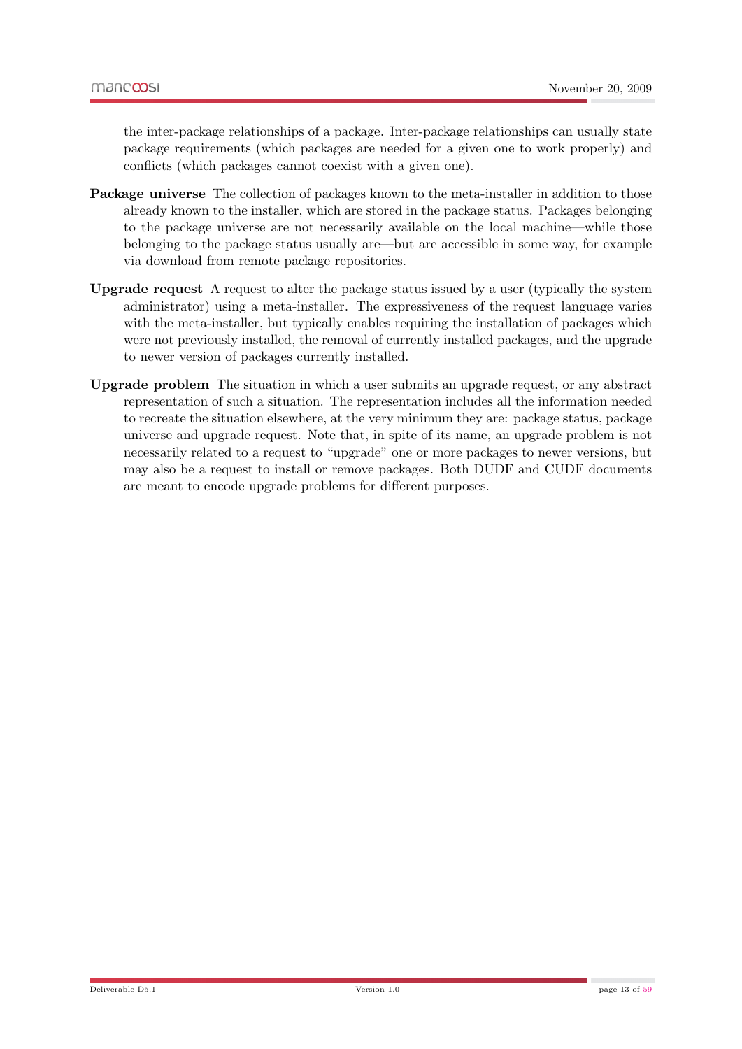the inter-package relationships of a package. Inter-package relationships can usually state package requirements (which packages are needed for a given one to work properly) and conflicts (which packages cannot coexist with a given one).

**Package universe** The collection of packages known to the meta-installer in addition to those already known to the installer, which are stored in the package status. Packages belonging to the package universe are not necessarily available on the local machine—while those belonging to the package status usually are—but are accessible in some way, for example via download from remote package repositories.

**Upgrade request** A request to alter the package status issued by a user (typically the system administrator) using a meta-installer. The expressiveness of the request language varies with the meta-installer, but typically enables requiring the installation of packages which were not previously installed, the removal of currently installed packages, and the upgrade to newer version of packages currently installed.

**Upgrade problem** The situation in which a user submits an upgrade request, or any abstract representation of such a situation. The representation includes all the information needed to recreate the situation elsewhere, at the very minimum they are: package status, package universe and upgrade request. Note that, in spite of its name, an upgrade problem is not necessarily related to a request to "upgrade" one or more packages to newer versions, but may also be a request to install or remove packages. Both DUDF and CUDF documents are meant to encode upgrade problems for different purposes.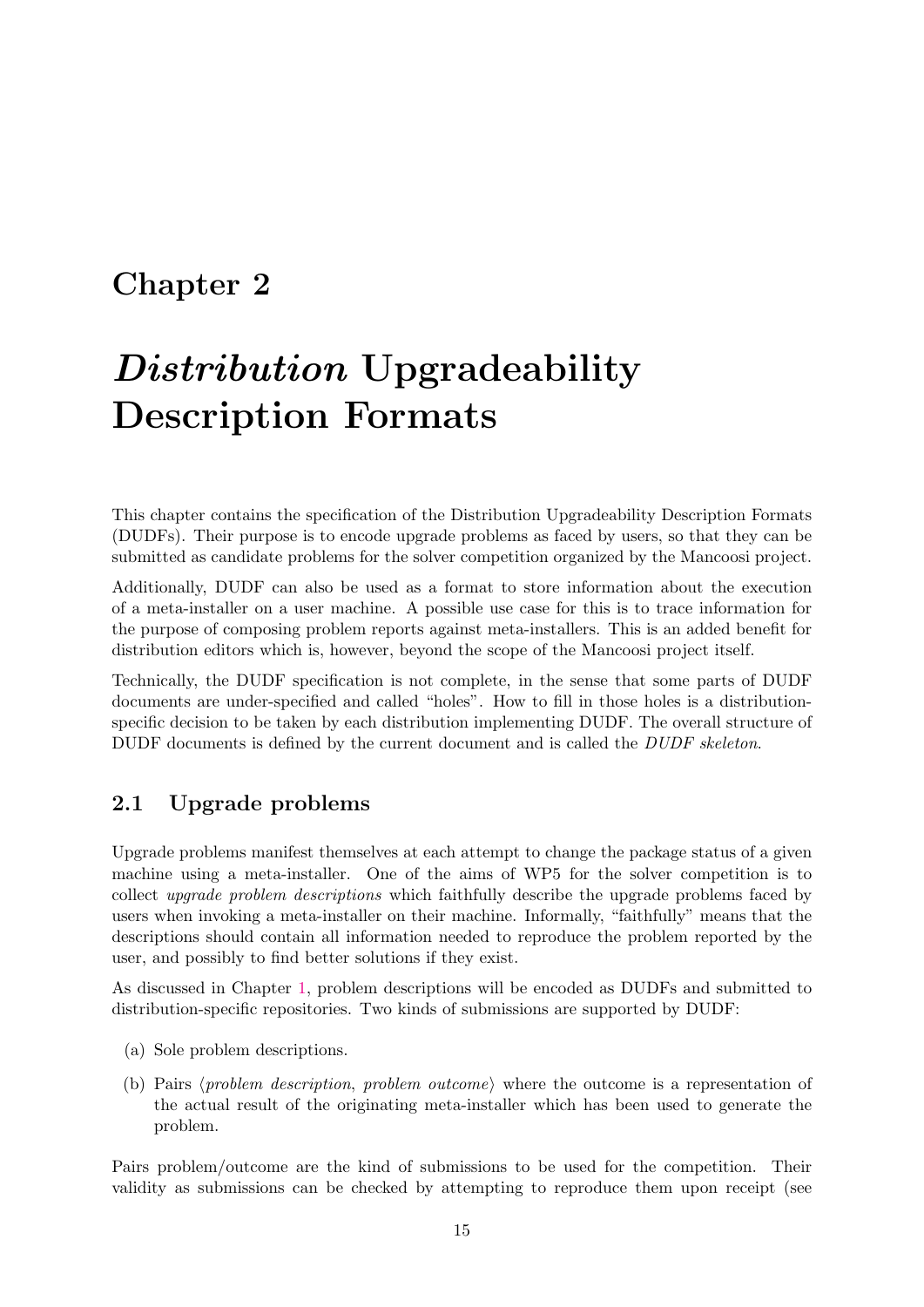# Chapter 2

# *Distribution* Upgradeability Description Formats

This chapter contains the specification of the Distribution Upgradeability Description Formats (DUDFs). Their purpose is to encode upgrade problems as faced by users, so that they can be submitted as candidate problems for the solver competition organized by the Mancoosi project.

Additionally, DUDF can also be used as a format to store information about the execution of a meta-installer on a user machine. A possible use case for this is to trace information for the purpose of composing problem reports against meta-installers. This is an added benefit for distribution editors which is, however, beyond the scope of the Mancoosi project itself.

Technically, the DUDF specification is not complete, in the sense that some parts of DUDF documents are under-specified and called "holes". How to fill in those holes is a distribution-specific decision to be taken by each distribution implementing DUDF. The overall structure of DUDF documents is defined by the current document and is called the *DUDF skeleton*.

## 2.1 Upgrade problems

Upgrade problems manifest themselves at each attempt to change the package status of a given machine using a meta-installer. One of the aims of WP5 for the solver competition is to collect *upgrade problem descriptions* which faithfully describe the upgrade problems faced by users when invoking a meta-installer on their machine. Informally, "faithfully" means that the descriptions should contain all information needed to reproduce the problem reported by the user, and possibly to find better solutions if they exist.

As discussed in Chapter 1, problem descriptions will be encoded as DUDFs and submitted to distribution-specific repositories. Two kinds of submissions are supported by DUDF:

(a) Sole problem descriptions.

(b) Pairs ⟨*problem description*, *problem outcome*⟩ where the outcome is a representation of the actual result of the originating meta-installer which has been used to generate the problem.

Pairs problem/outcome are the kind of submissions to be used for the competition. Their validity as submissions can be checked by attempting to reproduce them upon receipt (see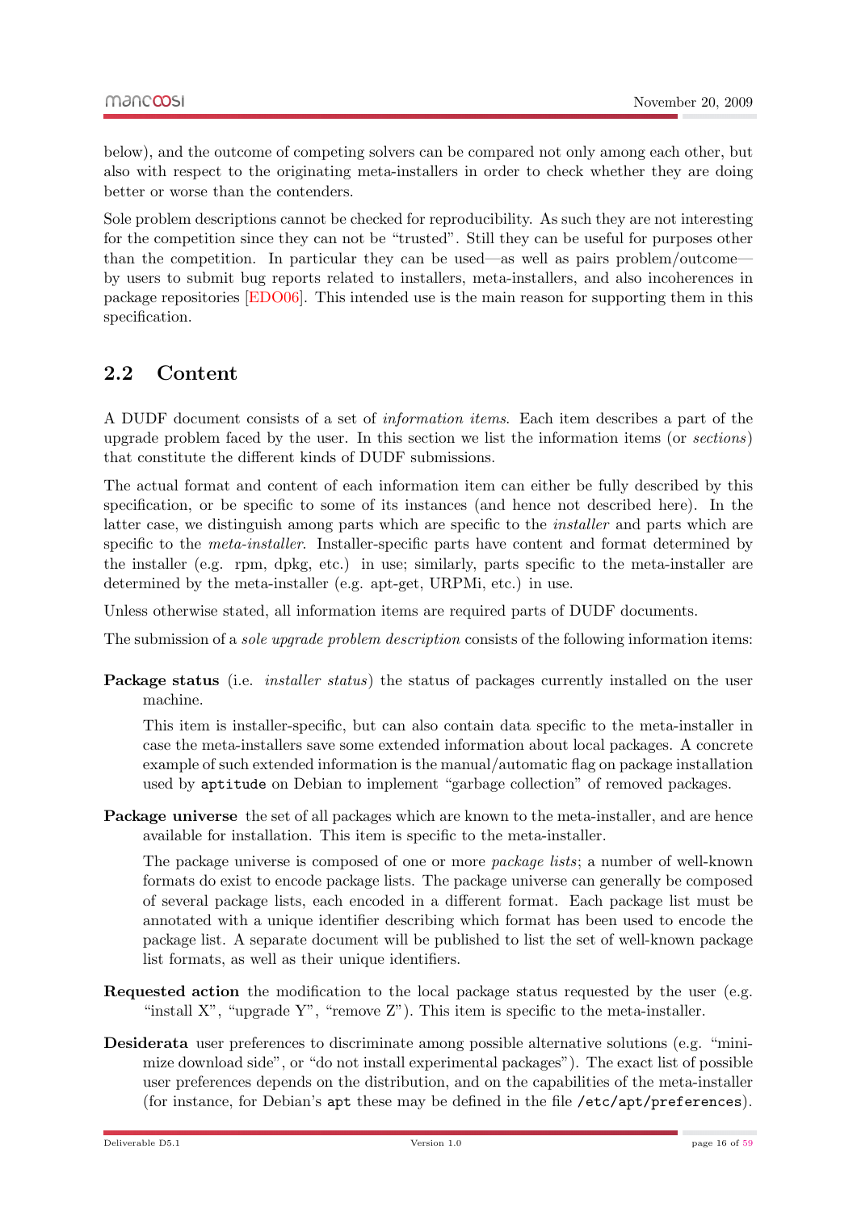below), and the outcome of competing solvers can be compared not only among each other, but also with respect to the originating meta-installers in order to check whether they are doing better or worse than the contenders.

Sole problem descriptions cannot be checked for reproducibility. As such they are not interesting for the competition since they can not be "trusted". Still they can be useful for purposes other than the competition. In particular they can be used—as well as pairs problem/outcome—by users to submit bug reports related to installers, meta-installers, and also incoherences in package repositories [EDO06]. This intended use is the main reason for supporting them in this specification.

## 2.2 Content

A DUDF document consists of a set of *information items*. Each item describes a part of the upgrade problem faced by the user. In this section we list the information items (or *sections*) that constitute the different kinds of DUDF submissions.

The actual format and content of each information item can either be fully described by this specification, or be specific to some of its instances (and hence not described here). In the latter case, we distinguish among parts which are specific to the *installer* and parts which are specific to the *meta-installer*. Installer-specific parts have content and format determined by the installer (e.g. rpm, dpkg, etc.) in use; similarly, parts specific to the meta-installer are determined by the meta-installer (e.g. apt-get, URPMi, etc.) in use.

Unless otherwise stated, all information items are required parts of DUDF documents.

The submission of a *sole upgrade problem description* consists of the following information items:

**Package status** (i.e. *installer status*) the status of packages currently installed on the user machine.

This item is installer-specific, but can also contain data specific to the meta-installer in case the meta-installers save some extended information about local packages. A concrete example of such extended information is the manual/automatic flag on package installation used by `aptitude` on Debian to implement "garbage collection" of removed packages.

**Package universe** the set of all packages which are known to the meta-installer, and are hence available for installation. This item is specific to the meta-installer.

The package universe is composed of one or more *package lists*; a number of well-known formats do exist to encode package lists. The package universe can generally be composed of several package lists, each encoded in a different format. Each package list must be annotated with a unique identifier describing which format has been used to encode the package list. A separate document will be published to list the set of well-known package list formats, as well as their unique identifiers.

**Requested action** the modification to the local package status requested by the user (e.g. "install X", "upgrade Y", "remove Z"). This item is specific to the meta-installer.

**Desiderata** user preferences to discriminate among possible alternative solutions (e.g. "minimize download side", or "do not install experimental packages"). The exact list of possible user preferences depends on the distribution, and on the capabilities of the meta-installer (for instance, for Debian's `apt` these may be defined in the file `/etc/apt/preferences`).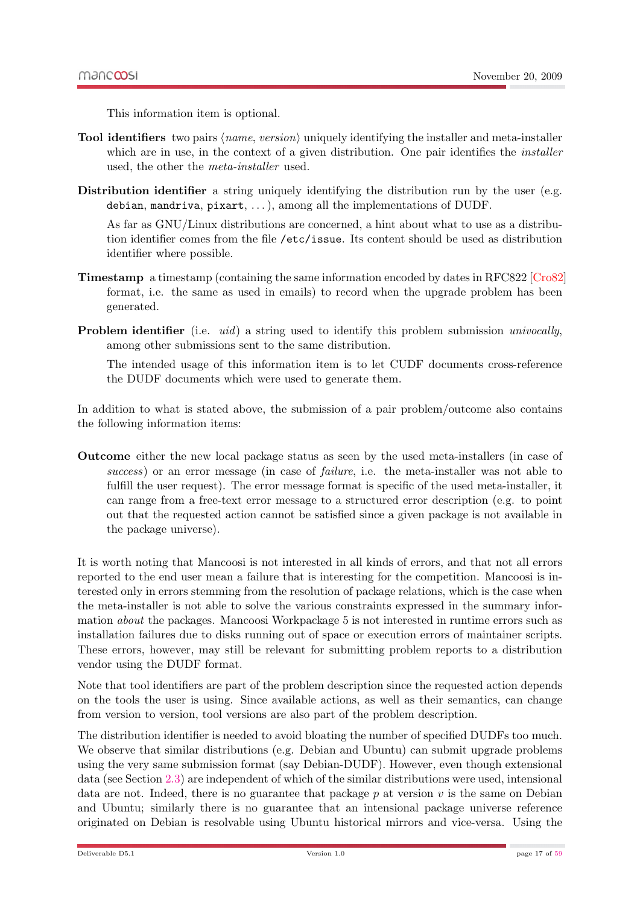This information item is optional.

**Tool identifiers** two pairs ⟨*name*, *version*⟩ uniquely identifying the installer and meta-installer which are in use, in the context of a given distribution. One pair identifies the *installer* used, the other the *meta-installer* used.

**Distribution identifier** a string uniquely identifying the distribution run by the user (e.g. `debian`, `mandriva`, `pixart`, ...), among all the implementations of DUDF.

As far as GNU/Linux distributions are concerned, a hint about what to use as a distribution identifier comes from the file `/etc/issue`. Its content should be used as distribution identifier where possible.

**Timestamp** a timestamp (containing the same information encoded by dates in RFC822 [Cro82] format, i.e. the same as used in emails) to record when the upgrade problem has been generated.

**Problem identifier** (i.e. *uid*) a string used to identify this problem submission *univocally*, among other submissions sent to the same distribution.

The intended usage of this information item is to let CUDF documents cross-reference the DUDF documents which were used to generate them.

In addition to what is stated above, the submission of a pair problem/outcome also contains the following information items:

**Outcome** either the new local package status as seen by the used meta-installers (in case of *success*) or an error message (in case of *failure*, i.e. the meta-installer was not able to fulfill the user request). The error message format is specific of the used meta-installer, it can range from a free-text error message to a structured error description (e.g. to point out that the requested action cannot be satisfied since a given package is not available in the package universe).

It is worth noting that Mancoosi is not interested in all kinds of errors, and that not all errors reported to the end user mean a failure that is interesting for the competition. Mancoosi is interested only in errors stemming from the resolution of package relations, which is the case when the meta-installer is not able to solve the various constraints expressed in the summary information *about* the packages. Mancoosi Workpackage 5 is not interested in runtime errors such as installation failures due to disks running out of space or execution errors of maintainer scripts. These errors, however, may still be relevant for submitting problem reports to a distribution vendor using the DUDF format.

Note that tool identifiers are part of the problem description since the requested action depends on the tools the user is using. Since available actions, as well as their semantics, can change from version to version, tool versions are also part of the problem description.

The distribution identifier is needed to avoid bloating the number of specified DUDFs too much. We observe that similar distributions (e.g. Debian and Ubuntu) can submit upgrade problems using the very same submission format (say Debian-DUDF). However, even though extensional data (see Section 2.3) are independent of which of the similar distributions were used, intensional data are not. Indeed, there is no guarantee that package $p$ at version $v$ is the same on Debian and Ubuntu; similarly there is no guarantee that an intensional package universe reference originated on Debian is resolvable using Ubuntu historical mirrors and vice-versa. Using the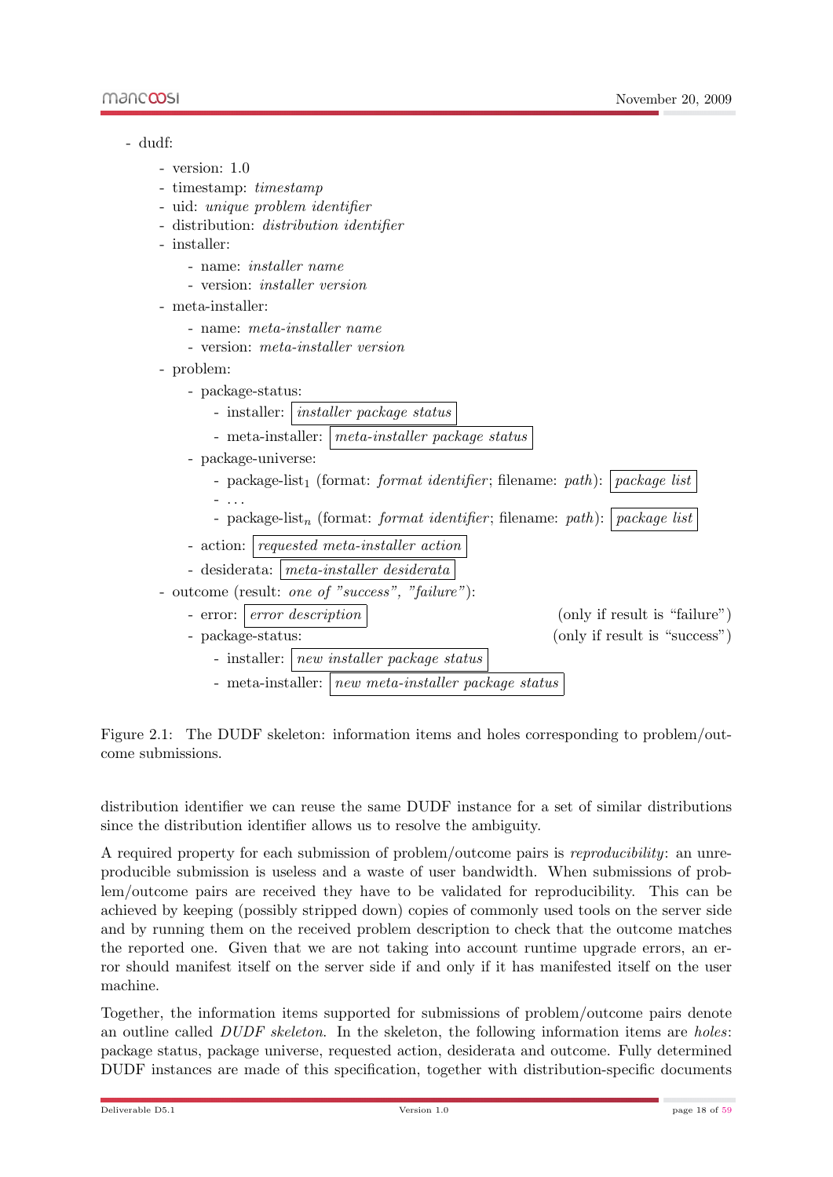- dudf:
  - version: 1.0
  - timestamp: *timestamp*
  - uid: *unique problem identifier*
  - distribution: *distribution identifier*
  - installer:
    - name: *installer name*
    - version: *installer version*
  - meta-installer:
    - name: *meta-installer name*
    - version: *meta-installer version*
  - problem:
    - package-status:
      - installer: *installer package status*
      - meta-installer: *meta-installer package status*
    - package-universe:
      - package-list$_1$ (format: *format identifier*; filename: *path*): *package list*
      - ...
      - package-list$_n$ (format: *format identifier*; filename: *path*): *package list*
    - action: *requested meta-installer action*
    - desiderata: *meta-installer desiderata*
  - outcome (result: *one of "success", "failure"*):
    - error: *error description* (only if result is "failure")
    - package-status: (only if result is "success")
      - installer: *new installer package status*
      - meta-installer: *new meta-installer package status*

Figure 2.1: The DUDF skeleton: information items and holes corresponding to problem/outcome submissions.

distribution identifier we can reuse the same DUDF instance for a set of similar distributions since the distribution identifier allows us to resolve the ambiguity.

A required property for each submission of problem/outcome pairs is *reproducibility*: an unreproducible submission is useless and a waste of user bandwidth. When submissions of problem/outcome pairs are received they have to be validated for reproducibility. This can be achieved by keeping (possibly stripped down) copies of commonly used tools on the server side and by running them on the received problem description to check that the outcome matches the reported one. Given that we are not taking into account runtime upgrade errors, an error should manifest itself on the server side if and only if it has manifested itself on the user machine.

Together, the information items supported for submissions of problem/outcome pairs denote an outline called *DUDF skeleton*. In the skeleton, the following information items are *holes*: package status, package universe, requested action, desiderata and outcome. Fully determined DUDF instances are made of this specification, together with distribution-specific documents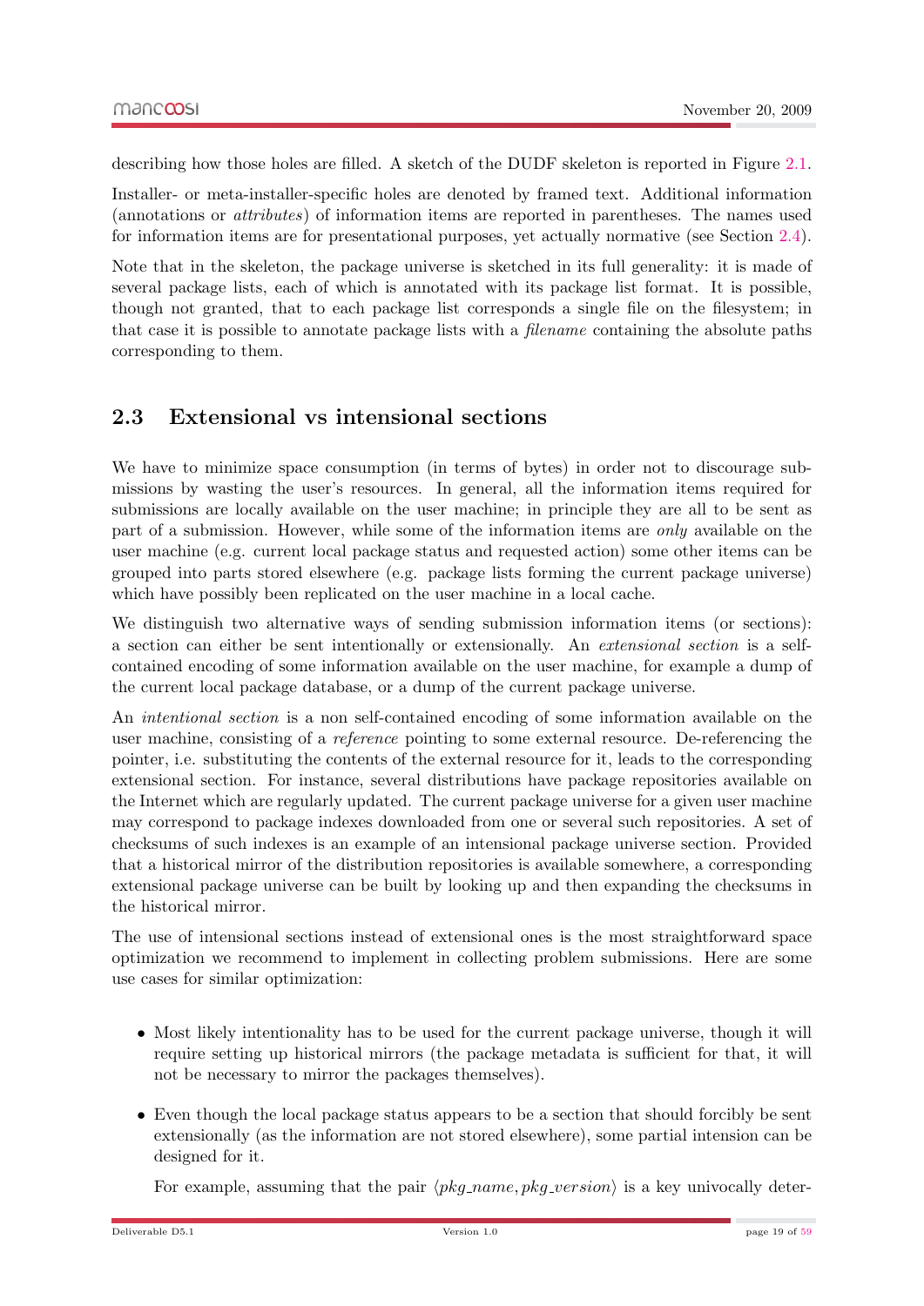describing how those holes are filled. A sketch of the DUDF skeleton is reported in Figure 2.1.

Installer- or meta-installer-specific holes are denoted by framed text. Additional information (annotations or *attributes*) of information items are reported in parentheses. The names used for information items are for presentational purposes, yet actually normative (see Section 2.4).

Note that in the skeleton, the package universe is sketched in its full generality: it is made of several package lists, each of which is annotated with its package list format. It is possible, though not granted, that to each package list corresponds a single file on the filesystem; in that case it is possible to annotate package lists with a *filename* containing the absolute paths corresponding to them.

## 2.3 Extensional vs intensional sections

We have to minimize space consumption (in terms of bytes) in order not to discourage submissions by wasting the user's resources. In general, all the information items required for submissions are locally available on the user machine; in principle they are all to be sent as part of a submission. However, while some of the information items are *only* available on the user machine (e.g. current local package status and requested action) some other items can be grouped into parts stored elsewhere (e.g. package lists forming the current package universe) which have possibly been replicated on the user machine in a local cache.

We distinguish two alternative ways of sending submission information items (or sections): a section can either be sent intentionally or extensionally. An *extensional section* is a self-contained encoding of some information available on the user machine, for example a dump of the current local package database, or a dump of the current package universe.

An *intentional section* is a non self-contained encoding of some information available on the user machine, consisting of a *reference* pointing to some external resource. De-referencing the pointer, i.e. substituting the contents of the external resource for it, leads to the corresponding extensional section. For instance, several distributions have package repositories available on the Internet which are regularly updated. The current package universe for a given user machine may correspond to package indexes downloaded from one or several such repositories. A set of checksums of such indexes is an example of an intensional package universe section. Provided that a historical mirror of the distribution repositories is available somewhere, a corresponding extensional package universe can be built by looking up and then expanding the checksums in the historical mirror.

The use of intensional sections instead of extensional ones is the most straightforward space optimization we recommend to implement in collecting problem submissions. Here are some use cases for similar optimization:

- Most likely intentionality has to be used for the current package universe, though it will require setting up historical mirrors (the package metadata is sufficient for that, it will not be necessary to mirror the packages themselves).
- Even though the local package status appears to be a section that should forcibly be sent extensionally (as the information are not stored elsewhere), some partial intension can be designed for it.

  For example, assuming that the pair $\langle pkg\_name, pkg\_version \rangle$ is a key univocally deter-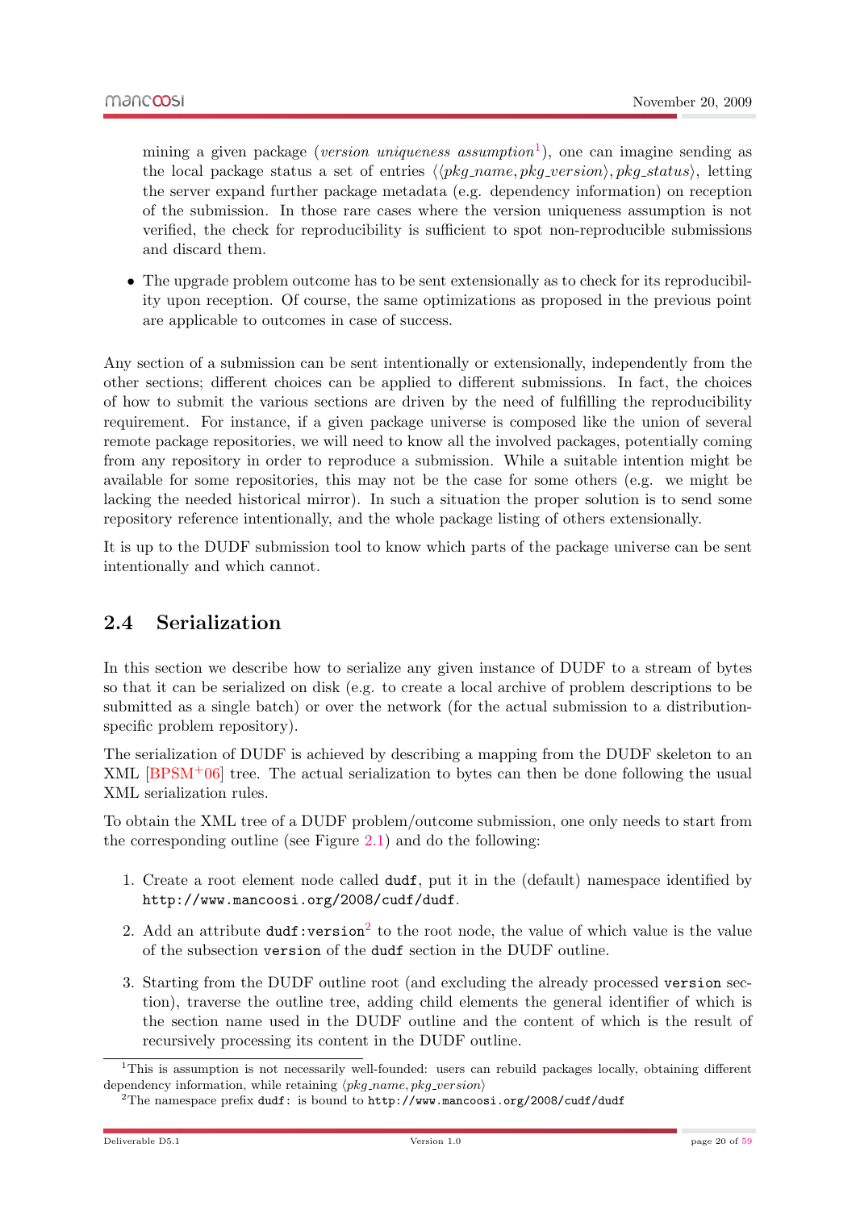mining a given package (*version uniqueness assumption*[1]), one can imagine sending as the local package status a set of entries $\langle\langle pkg\_name, pkg\_version\rangle, pkg\_status\rangle$, letting the server expand further package metadata (e.g. dependency information) on reception of the submission. In those rare cases where the version uniqueness assumption is not verified, the check for reproducibility is sufficient to spot non-reproducible submissions and discard them.

- The upgrade problem outcome has to be sent extensionally as to check for its reproducibility upon reception. Of course, the same optimizations as proposed in the previous point are applicable to outcomes in case of success.

Any section of a submission can be sent intentionally or extensionally, independently from the other sections; different choices can be applied to different submissions. In fact, the choices of how to submit the various sections are driven by the need of fulfilling the reproducibility requirement. For instance, if a given package universe is composed like the union of several remote package repositories, we will need to know all the involved packages, potentially coming from any repository in order to reproduce a submission. While a suitable intention might be available for some repositories, this may not be the case for some others (e.g. we might be lacking the needed historical mirror). In such a situation the proper solution is to send some repository reference intentionally, and the whole package listing of others extensionally.

It is up to the DUDF submission tool to know which parts of the package universe can be sent intentionally and which cannot.

## 2.4 Serialization

In this section we describe how to serialize any given instance of DUDF to a stream of bytes so that it can be serialized on disk (e.g. to create a local archive of problem descriptions to be submitted as a single batch) or over the network (for the actual submission to a distribution-specific problem repository).

The serialization of DUDF is achieved by describing a mapping from the DUDF skeleton to an XML [BPSM+06] tree. The actual serialization to bytes can then be done following the usual XML serialization rules.

To obtain the XML tree of a DUDF problem/outcome submission, one only needs to start from the corresponding outline (see Figure 2.1) and do the following:

1. Create a root element node called `dudf`, put it in the (default) namespace identified by `http://www.mancoosi.org/2008/cudf/dudf`.
2. Add an attribute `dudf:version`[2] to the root node, the value of which value is the value of the subsection `version` of the `dudf` section in the DUDF outline.
3. Starting from the DUDF outline root (and excluding the already processed `version` section), traverse the outline tree, adding child elements the general identifier of which is the section name used in the DUDF outline and the content of which is the result of recursively processing its content in the DUDF outline.

[1] This is assumption is not necessarily well-founded: users can rebuild packages locally, obtaining different dependency information, while retaining $\langle pkg\_name, pkg\_version\rangle$

[2] The namespace prefix `dudf:` is bound to `http://www.mancoosi.org/2008/cudf/dudf`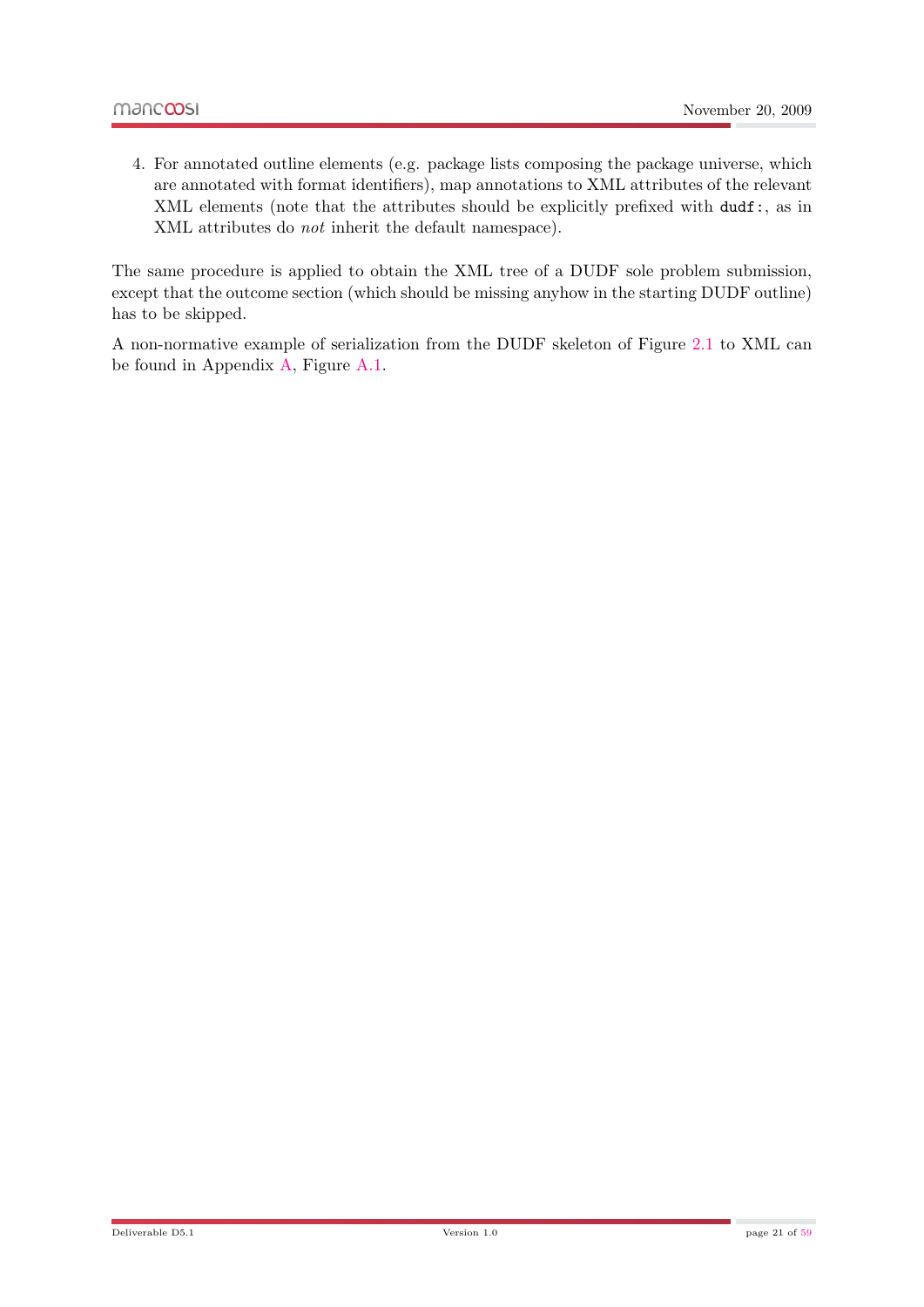4. For annotated outline elements (e.g. package lists composing the package universe, which are annotated with format identifiers), map annotations to XML attributes of the relevant XML elements (note that the attributes should be explicitly prefixed with `dudf:`, as in XML attributes do *not* inherit the default namespace).

The same procedure is applied to obtain the XML tree of a DUDF sole problem submission, except that the outcome section (which should be missing anyhow in the starting DUDF outline) has to be skipped.

A non-normative example of serialization from the DUDF skeleton of Figure 2.1 to XML can be found in Appendix A, Figure A.1.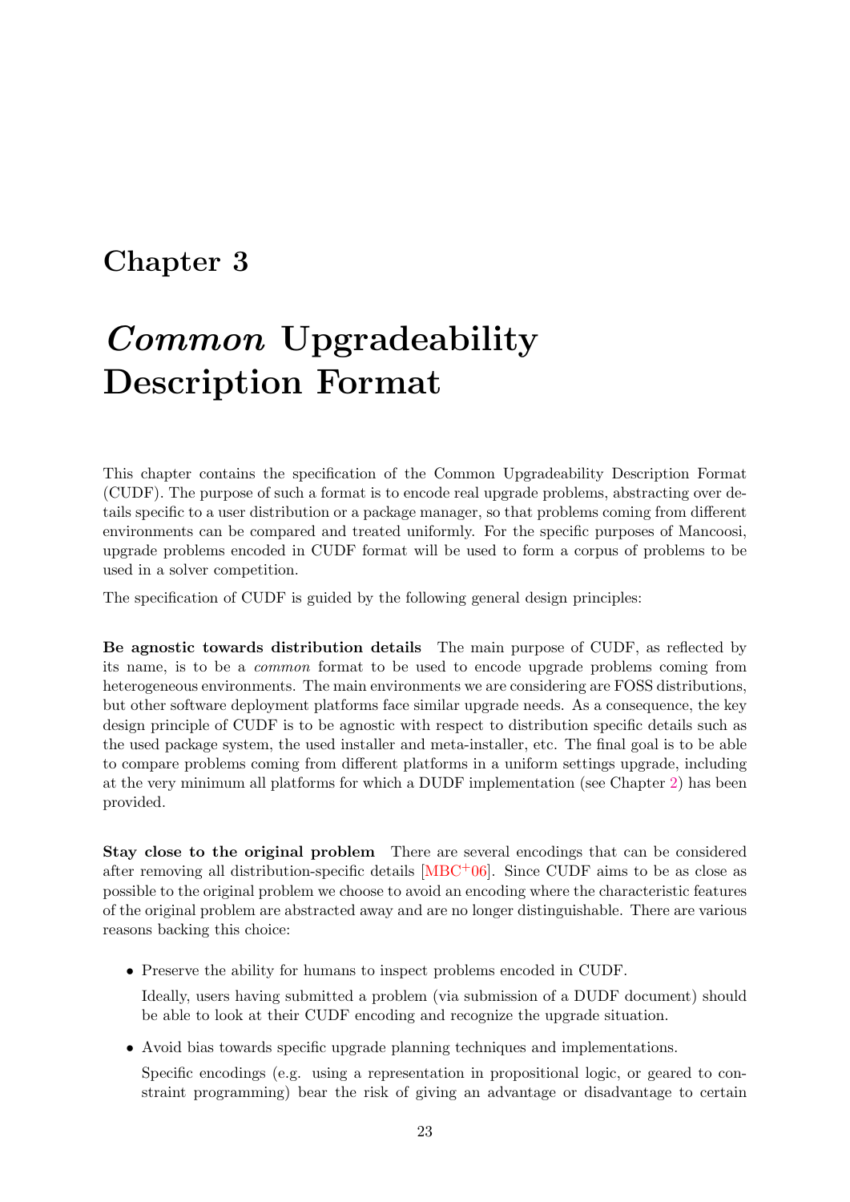# Chapter 3

# *Common* Upgradeability Description Format

This chapter contains the specification of the Common Upgradeability Description Format (CUDF). The purpose of such a format is to encode real upgrade problems, abstracting over details specific to a user distribution or a package manager, so that problems coming from different environments can be compared and treated uniformly. For the specific purposes of Mancoosi, upgrade problems encoded in CUDF format will be used to form a corpus of problems to be used in a solver competition.

The specification of CUDF is guided by the following general design principles:

**Be agnostic towards distribution details** The main purpose of CUDF, as reflected by its name, is to be a *common* format to be used to encode upgrade problems coming from heterogeneous environments. The main environments we are considering are FOSS distributions, but other software deployment platforms face similar upgrade needs. As a consequence, the key design principle of CUDF is to be agnostic with respect to distribution specific details such as the used package system, the used installer and meta-installer, etc. The final goal is to be able to compare problems coming from different platforms in a uniform settings upgrade, including at the very minimum all platforms for which a DUDF implementation (see Chapter 2) has been provided.

**Stay close to the original problem** There are several encodings that can be considered after removing all distribution-specific details [MBC+06]. Since CUDF aims to be as close as possible to the original problem we choose to avoid an encoding where the characteristic features of the original problem are abstracted away and are no longer distinguishable. There are various reasons backing this choice:

- Preserve the ability for humans to inspect problems encoded in CUDF.

  Ideally, users having submitted a problem (via submission of a DUDF document) should be able to look at their CUDF encoding and recognize the upgrade situation.

- Avoid bias towards specific upgrade planning techniques and implementations.

  Specific encodings (e.g. using a representation in propositional logic, or geared to constraint programming) bear the risk of giving an advantage or disadvantage to certain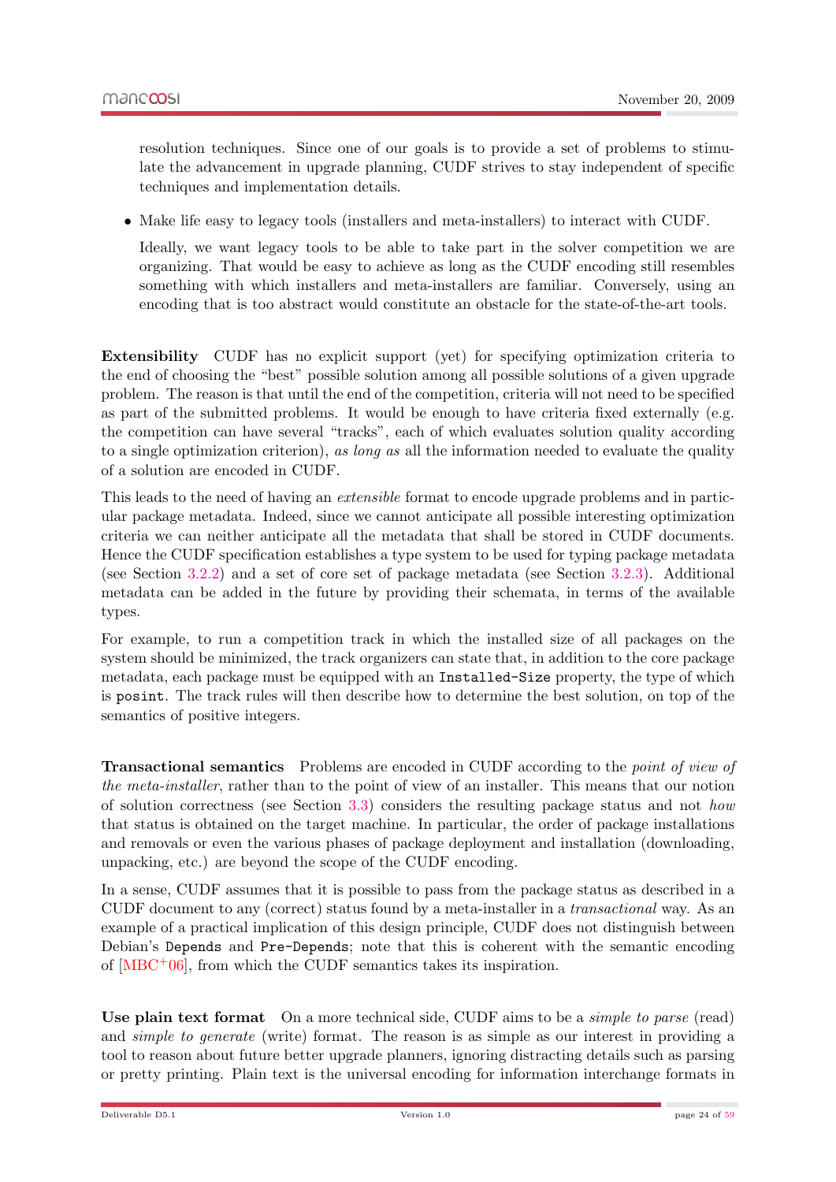resolution techniques. Since one of our goals is to provide a set of problems to stimulate the advancement in upgrade planning, CUDF strives to stay independent of specific techniques and implementation details.

- Make life easy to legacy tools (installers and meta-installers) to interact with CUDF.

  Ideally, we want legacy tools to be able to take part in the solver competition we are organizing. That would be easy to achieve as long as the CUDF encoding still resembles something with which installers and meta-installers are familiar. Conversely, using an encoding that is too abstract would constitute an obstacle for the state-of-the-art tools.

**Extensibility** CUDF has no explicit support (yet) for specifying optimization criteria to the end of choosing the "best" possible solution among all possible solutions of a given upgrade problem. The reason is that until the end of the competition, criteria will not need to be specified as part of the submitted problems. It would be enough to have criteria fixed externally (e.g. the competition can have several "tracks", each of which evaluates solution quality according to a single optimization criterion), *as long as* all the information needed to evaluate the quality of a solution are encoded in CUDF.

This leads to the need of having an *extensible* format to encode upgrade problems and in particular package metadata. Indeed, since we cannot anticipate all possible interesting optimization criteria we can neither anticipate all the metadata that shall be stored in CUDF documents. Hence the CUDF specification establishes a type system to be used for typing package metadata (see Section 3.2.2) and a set of core set of package metadata (see Section 3.2.3). Additional metadata can be added in the future by providing their schemata, in terms of the available types.

For example, to run a competition track in which the installed size of all packages on the system should be minimized, the track organizers can state that, in addition to the core package metadata, each package must be equipped with an `Installed-Size` property, the type of which is `posint`. The track rules will then describe how to determine the best solution, on top of the semantics of positive integers.

**Transactional semantics** Problems are encoded in CUDF according to the *point of view of the meta-installer*, rather than to the point of view of an installer. This means that our notion of solution correctness (see Section 3.3) considers the resulting package status and not *how* that status is obtained on the target machine. In particular, the order of package installations and removals or even the various phases of package deployment and installation (downloading, unpacking, etc.) are beyond the scope of the CUDF encoding.

In a sense, CUDF assumes that it is possible to pass from the package status as described in a CUDF document to any (correct) status found by a meta-installer in a *transactional* way. As an example of a practical implication of this design principle, CUDF does not distinguish between Debian's `Depends` and `Pre-Depends`; note that this is coherent with the semantic encoding of [MBC+06], from which the CUDF semantics takes its inspiration.

**Use plain text format** On a more technical side, CUDF aims to be a *simple to parse* (read) and *simple to generate* (write) format. The reason is as simple as our interest in providing a tool to reason about future better upgrade planners, ignoring distracting details such as parsing or pretty printing. Plain text is the universal encoding for information interchange formats in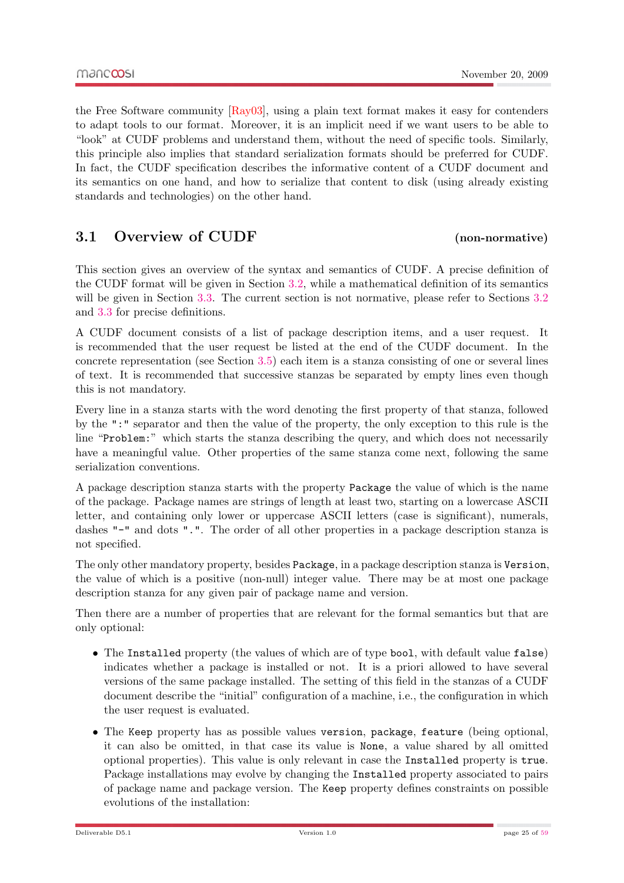the Free Software community [Ray03], using a plain text format makes it easy for contenders to adapt tools to our format. Moreover, it is an implicit need if we want users to be able to "look" at CUDF problems and understand them, without the need of specific tools. Similarly, this principle also implies that standard serialization formats should be preferred for CUDF. In fact, the CUDF specification describes the informative content of a CUDF document and its semantics on one hand, and how to serialize that content to disk (using already existing standards and technologies) on the other hand.

## 3.1 Overview of CUDF (non-normative)

This section gives an overview of the syntax and semantics of CUDF. A precise definition of the CUDF format will be given in Section 3.2, while a mathematical definition of its semantics will be given in Section 3.3. The current section is not normative, please refer to Sections 3.2 and 3.3 for precise definitions.

A CUDF document consists of a list of package description items, and a user request. It is recommended that the user request be listed at the end of the CUDF document. In the concrete representation (see Section 3.5) each item is a stanza consisting of one or several lines of text. It is recommended that successive stanzas be separated by empty lines even though this is not mandatory.

Every line in a stanza starts with the word denoting the first property of that stanza, followed by the `":"` separator and then the value of the property, the only exception to this rule is the line "`Problem:`" which starts the stanza describing the query, and which does not necessarily have a meaningful value. Other properties of the same stanza come next, following the same serialization conventions.

A package description stanza starts with the property `Package` the value of which is the name of the package. Package names are strings of length at least two, starting on a lowercase ASCII letter, and containing only lower or uppercase ASCII letters (case is significant), numerals, dashes `"-"` and dots `"."`. The order of all other properties in a package description stanza is not specified.

The only other mandatory property, besides `Package`, in a package description stanza is `Version`, the value of which is a positive (non-null) integer value. There may be at most one package description stanza for any given pair of package name and version.

Then there are a number of properties that are relevant for the formal semantics but that are only optional:

- The `Installed` property (the values of which are of type `bool`, with default value `false`) indicates whether a package is installed or not. It is a priori allowed to have several versions of the same package installed. The setting of this field in the stanzas of a CUDF document describe the "initial" configuration of a machine, i.e., the configuration in which the user request is evaluated.
- The `Keep` property has as possible values `version`, `package`, `feature` (being optional, it can also be omitted, in that case its value is `None`, a value shared by all omitted optional properties). This value is only relevant in case the `Installed` property is `true`. Package installations may evolve by changing the `Installed` property associated to pairs of package name and package version. The `Keep` property defines constraints on possible evolutions of the installation: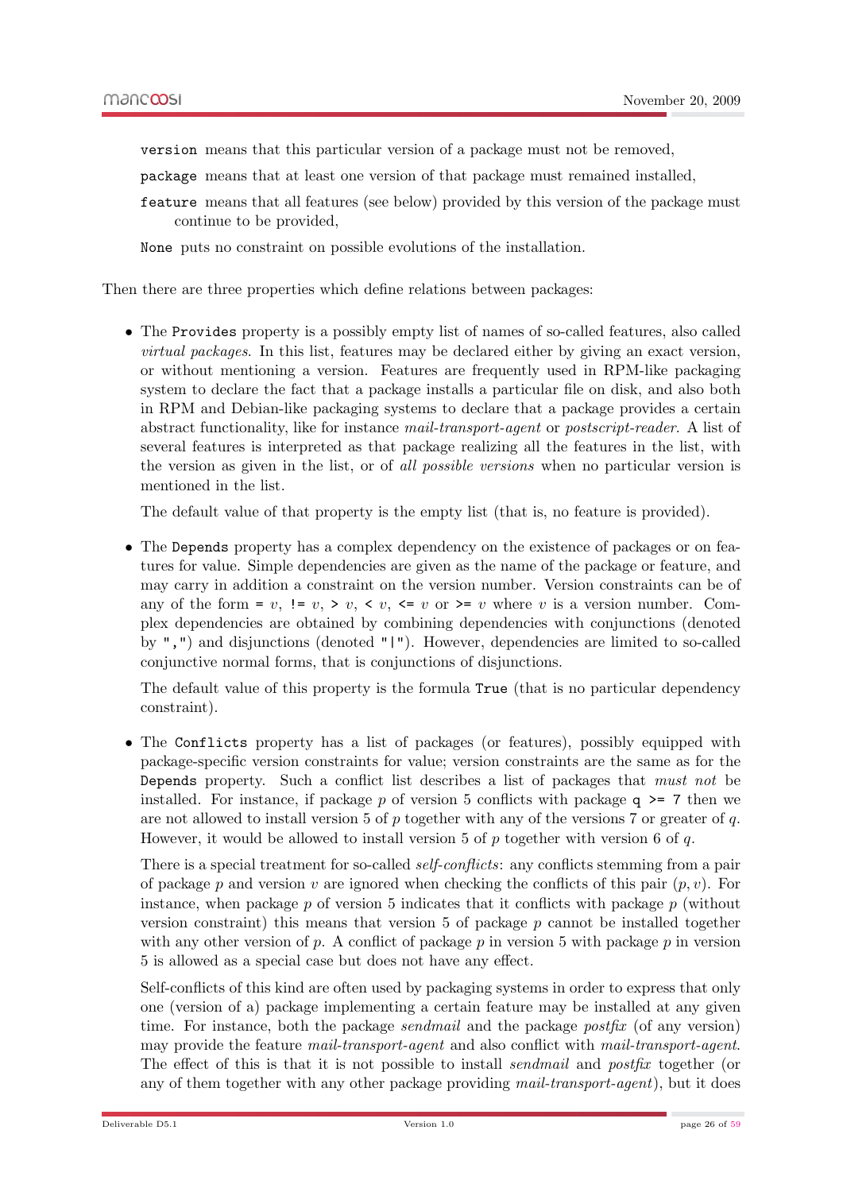`version` means that this particular version of a package must not be removed,

`package` means that at least one version of that package must remained installed,

`feature` means that all features (see below) provided by this version of the package must continue to be provided,

`None` puts no constraint on possible evolutions of the installation.

Then there are three properties which define relations between packages:

- The `Provides` property is a possibly empty list of names of so-called features, also called *virtual packages*. In this list, features may be declared either by giving an exact version, or without mentioning a version. Features are frequently used in RPM-like packaging system to declare the fact that a package installs a particular file on disk, and also both in RPM and Debian-like packaging systems to declare that a package provides a certain abstract functionality, like for instance *mail-transport-agent* or *postscript-reader*. A list of several features is interpreted as that package realizing all the features in the list, with the version as given in the list, or of *all possible versions* when no particular version is mentioned in the list.

  The default value of that property is the empty list (that is, no feature is provided).

- The `Depends` property has a complex dependency on the existence of packages or on features for value. Simple dependencies are given as the name of the package or feature, and may carry in addition a constraint on the version number. Version constraints can be of any of the form `=` $v$, `!=` $v$, `>` $v$, `<` $v$, `<=` $v$ or `>=` $v$ where $v$ is a version number. Complex dependencies are obtained by combining dependencies with conjunctions (denoted by `","`) and disjunctions (denoted `"|"`). However, dependencies are limited to so-called conjunctive normal forms, that is conjunctions of disjunctions.

  The default value of this property is the formula `True` (that is no particular dependency constraint).

- The `Conflicts` property has a list of packages (or features), possibly equipped with package-specific version constraints for value; version constraints are the same as for the `Depends` property. Such a conflict list describes a list of packages that *must not* be installed. For instance, if package $p$ of version 5 conflicts with package `q >= 7` then we are not allowed to install version 5 of $p$ together with any of the versions 7 or greater of $q$. However, it would be allowed to install version 5 of $p$ together with version 6 of $q$.

  There is a special treatment for so-called *self-conflicts*: any conflicts stemming from a pair of package $p$ and version $v$ are ignored when checking the conflicts of this pair $(p, v)$. For instance, when package $p$ of version 5 indicates that it conflicts with package $p$ (without version constraint) this means that version 5 of package $p$ cannot be installed together with any other version of $p$. A conflict of package $p$ in version 5 with package $p$ in version 5 is allowed as a special case but does not have any effect.

  Self-conflicts of this kind are often used by packaging systems in order to express that only one (version of a) package implementing a certain feature may be installed at any given time. For instance, both the package *sendmail* and the package *postfix* (of any version) may provide the feature *mail-transport-agent* and also conflict with *mail-transport-agent*. The effect of this is that it is not possible to install *sendmail* and *postfix* together (or any of them together with any other package providing *mail-transport-agent*), but it does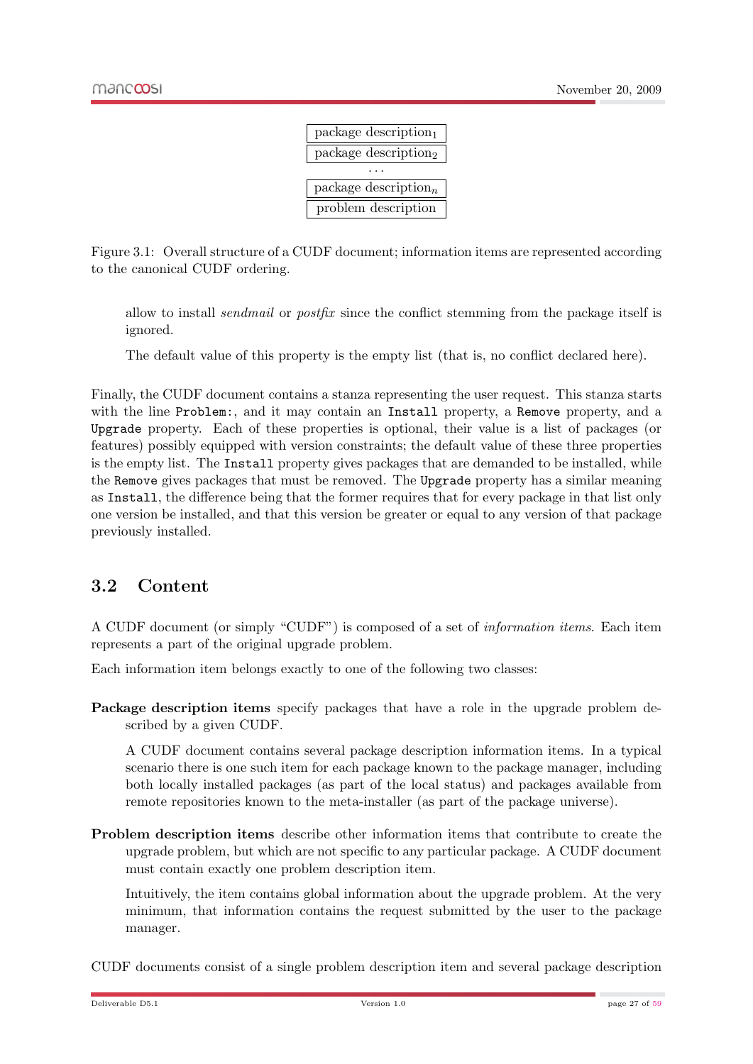| package description$_1$ |
|---|
| package description$_2$ |
| ... |
| package description$_n$ |
| problem description |

Figure 3.1: Overall structure of a CUDF document; information items are represented according to the canonical CUDF ordering.

allow to install *sendmail* or *postfix* since the conflict stemming from the package itself is ignored.

The default value of this property is the empty list (that is, no conflict declared here).

Finally, the CUDF document contains a stanza representing the user request. This stanza starts with the line `Problem:`, and it may contain an `Install` property, a `Remove` property, and a `Upgrade` property. Each of these properties is optional, their value is a list of packages (or features) possibly equipped with version constraints; the default value of these three properties is the empty list. The `Install` property gives packages that are demanded to be installed, while the `Remove` gives packages that must be removed. The `Upgrade` property has a similar meaning as `Install`, the difference being that the former requires that for every package in that list only one version be installed, and that this version be greater or equal to any version of that package previously installed.

## 3.2 Content

A CUDF document (or simply "CUDF") is composed of a set of *information items*. Each item represents a part of the original upgrade problem.

Each information item belongs exactly to one of the following two classes:

**Package description items** specify packages that have a role in the upgrade problem described by a given CUDF.

A CUDF document contains several package description information items. In a typical scenario there is one such item for each package known to the package manager, including both locally installed packages (as part of the local status) and packages available from remote repositories known to the meta-installer (as part of the package universe).

**Problem description items** describe other information items that contribute to create the upgrade problem, but which are not specific to any particular package. A CUDF document must contain exactly one problem description item.

Intuitively, the item contains global information about the upgrade problem. At the very minimum, that information contains the request submitted by the user to the package manager.

CUDF documents consist of a single problem description item and several package description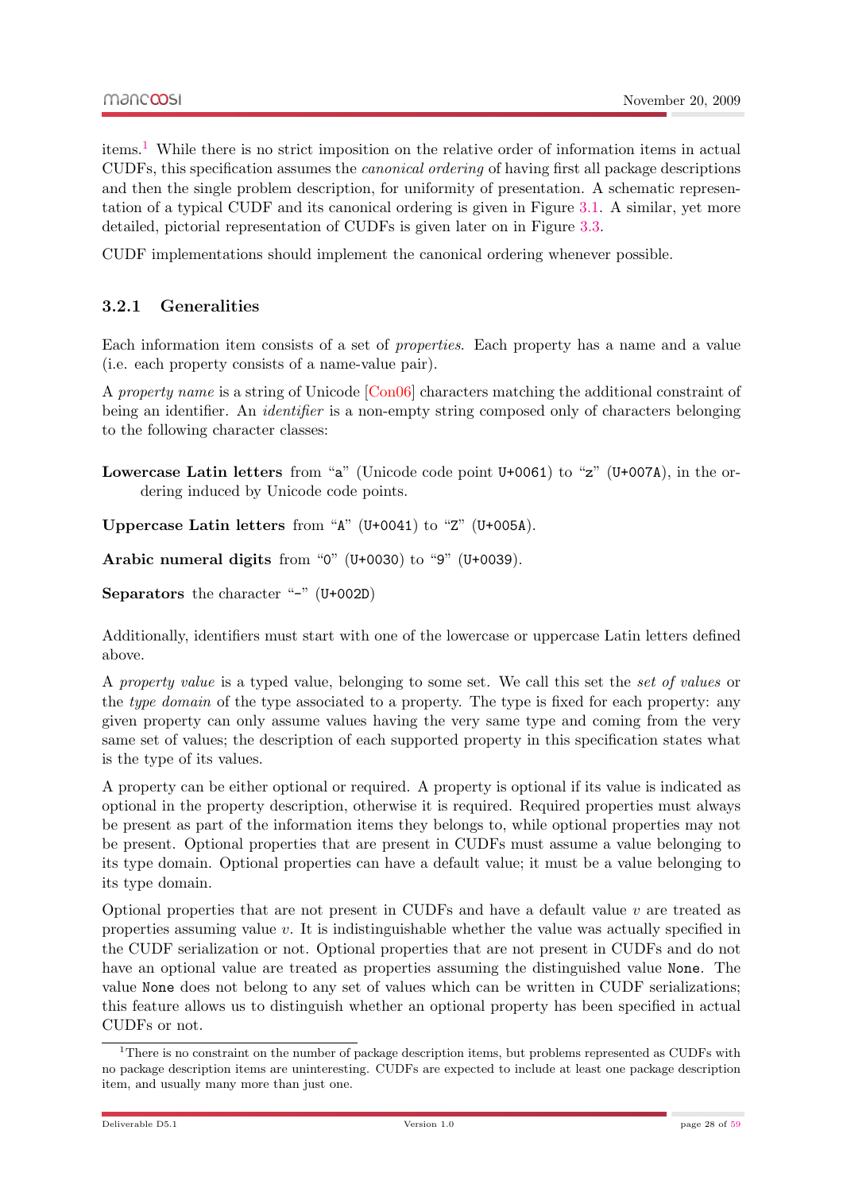items.[1] While there is no strict imposition on the relative order of information items in actual CUDFs, this specification assumes the *canonical ordering* of having first all package descriptions and then the single problem description, for uniformity of presentation. A schematic representation of a typical CUDF and its canonical ordering is given in Figure 3.1. A similar, yet more detailed, pictorial representation of CUDFs is given later on in Figure 3.3.

CUDF implementations should implement the canonical ordering whenever possible.

### 3.2.1 Generalities

Each information item consists of a set of *properties*. Each property has a name and a value (i.e. each property consists of a name-value pair).

A *property name* is a string of Unicode [Con06] characters matching the additional constraint of being an identifier. An *identifier* is a non-empty string composed only of characters belonging to the following character classes:

**Lowercase Latin letters** from "`a`" (Unicode code point `U+0061`) to "`z`" (`U+007A`), in the ordering induced by Unicode code points.

**Uppercase Latin letters** from "`A`" (`U+0041`) to "`Z`" (`U+005A`).

**Arabic numeral digits** from "`0`" (`U+0030`) to "`9`" (`U+0039`).

**Separators** the character "`-`" (`U+002D`)

Additionally, identifiers must start with one of the lowercase or uppercase Latin letters defined above.

A *property value* is a typed value, belonging to some set. We call this set the *set of values* or the *type domain* of the type associated to a property. The type is fixed for each property: any given property can only assume values having the very same type and coming from the very same set of values; the description of each supported property in this specification states what is the type of its values.

A property can be either optional or required. A property is optional if its value is indicated as optional in the property description, otherwise it is required. Required properties must always be present as part of the information items they belongs to, while optional properties may not be present. Optional properties that are present in CUDFs must assume a value belonging to its type domain. Optional properties can have a default value; it must be a value belonging to its type domain.

Optional properties that are not present in CUDFs and have a default value $v$ are treated as properties assuming value $v$. It is indistinguishable whether the value was actually specified in the CUDF serialization or not. Optional properties that are not present in CUDFs and do not have an optional value are treated as properties assuming the distinguished value `None`. The value `None` does not belong to any set of values which can be written in CUDF serializations; this feature allows us to distinguish whether an optional property has been specified in actual CUDFs or not.

[1] There is no constraint on the number of package description items, but problems represented as CUDFs with no package description items are uninteresting. CUDFs are expected to include at least one package description item, and usually many more than just one.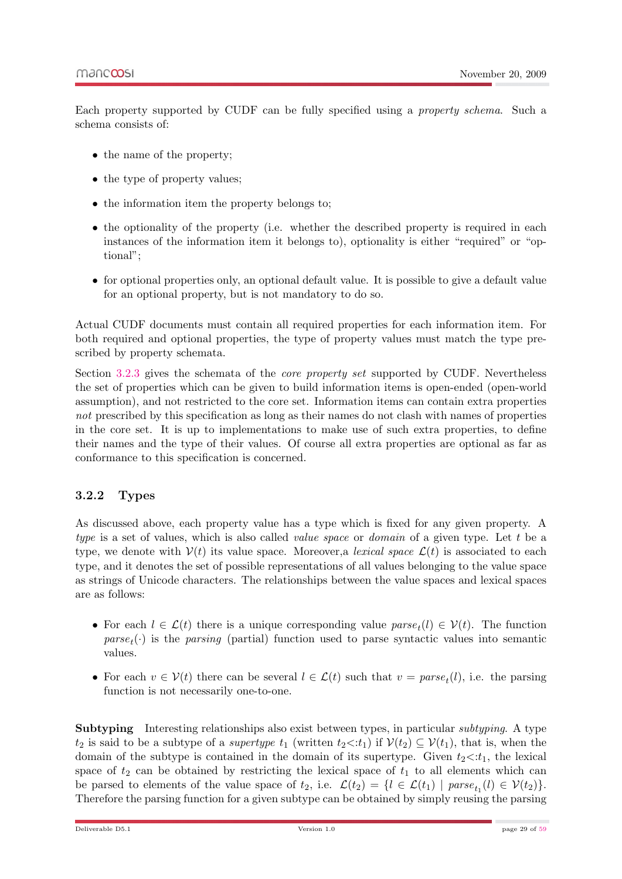Each property supported by CUDF can be fully specified using a *property schema*. Such a schema consists of:

- the name of the property;
- the type of property values;
- the information item the property belongs to;
- the optionality of the property (i.e. whether the described property is required in each instances of the information item it belongs to), optionality is either "required" or "optional";
- for optional properties only, an optional default value. It is possible to give a default value for an optional property, but is not mandatory to do so.

Actual CUDF documents must contain all required properties for each information item. For both required and optional properties, the type of property values must match the type prescribed by property schemata.

Section 3.2.3 gives the schemata of the *core property set* supported by CUDF. Nevertheless the set of properties which can be given to build information items is open-ended (open-world assumption), and not restricted to the core set. Information items can contain extra properties *not* prescribed by this specification as long as their names do not clash with names of properties in the core set. It is up to implementations to make use of such extra properties, to define their names and the type of their values. Of course all extra properties are optional as far as conformance to this specification is concerned.

### 3.2.2 Types

As discussed above, each property value has a type which is fixed for any given property. A *type* is a set of values, which is also called *value space* or *domain* of a given type. Let $t$ be a type, we denote with $\mathcal{V}(t)$ its value space. Moreover,a *lexical space* $\mathcal{L}(t)$ is associated to each type, and it denotes the set of possible representations of all values belonging to the value space as strings of Unicode characters. The relationships between the value spaces and lexical spaces are as follows:

- For each $l \in \mathcal{L}(t)$ there is a unique corresponding value $parse_t(l) \in \mathcal{V}(t)$. The function $parse_t(\cdot)$ is the *parsing* (partial) function used to parse syntactic values into semantic values.
- For each $v \in \mathcal{V}(t)$ there can be several $l \in \mathcal{L}(t)$ such that $v = parse_t(l)$, i.e. the parsing function is not necessarily one-to-one.

**Subtyping** Interesting relationships also exist between types, in particular *subtyping*. A type $t_2$ is said to be a subtype of a *supertype* $t_1$ (written $t_2 <: t_1$) if $\mathcal{V}(t_2) \subseteq \mathcal{V}(t_1)$, that is, when the domain of the subtype is contained in the domain of its supertype. Given $t_2 <: t_1$, the lexical space of $t_2$ can be obtained by restricting the lexical space of $t_1$ to all elements which can be parsed to elements of the value space of $t_2$, i.e. $\mathcal{L}(t_2) = \{l \in \mathcal{L}(t_1) \mid parse_{t_1}(l) \in \mathcal{V}(t_2)\}$. Therefore the parsing function for a given subtype can be obtained by simply reusing the parsing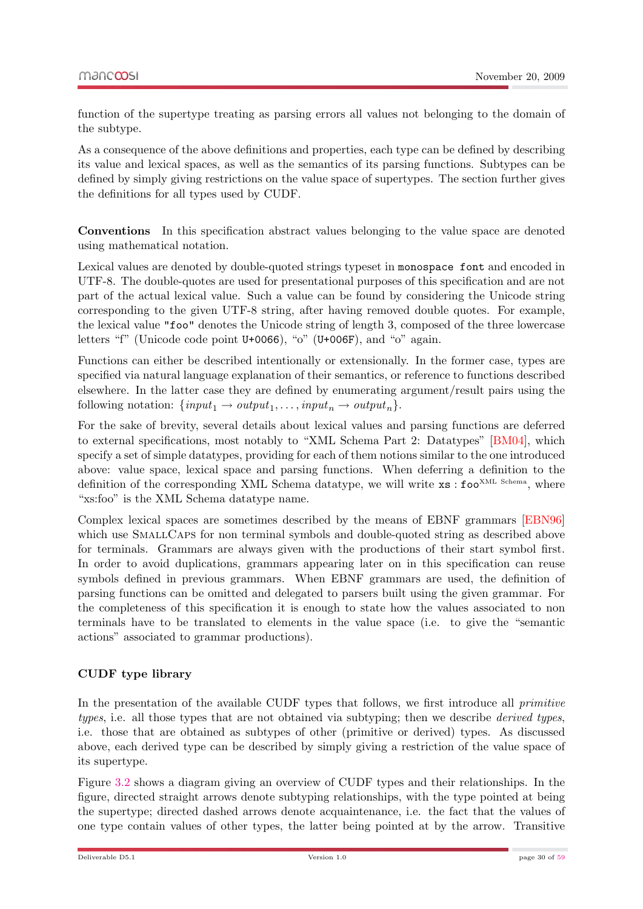function of the supertype treating as parsing errors all values not belonging to the domain of the subtype.

As a consequence of the above definitions and properties, each type can be defined by describing its value and lexical spaces, as well as the semantics of its parsing functions. Subtypes can be defined by simply giving restrictions on the value space of supertypes. The section further gives the definitions for all types used by CUDF.

**Conventions** In this specification abstract values belonging to the value space are denoted using mathematical notation.

Lexical values are denoted by double-quoted strings typeset in `monospace font` and encoded in UTF-8. The double-quotes are used for presentational purposes of this specification and are not part of the actual lexical value. Such a value can be found by considering the Unicode string corresponding to the given UTF-8 string, after having removed double quotes. For example, the lexical value `"foo"` denotes the Unicode string of length 3, composed of the three lowercase letters "f" (Unicode code point `U+0066`), "o" (`U+006F`), and "o" again.

Functions can either be described intentionally or extensionally. In the former case, types are specified via natural language explanation of their semantics, or reference to functions described elsewhere. In the latter case they are defined by enumerating argument/result pairs using the following notation: $\{input_1 \rightarrow output_1, \ldots, input_n \rightarrow output_n\}$.

For the sake of brevity, several details about lexical values and parsing functions are deferred to external specifications, most notably to "XML Schema Part 2: Datatypes" [BM04], which specify a set of simple datatypes, providing for each of them notions similar to the one introduced above: value space, lexical space and parsing functions. When deferring a definition to the definition of the corresponding XML Schema datatype, we will write $\texttt{xs}:\texttt{foo}^{\text{XML Schema}}$, where "xs:foo" is the XML Schema datatype name.

Complex lexical spaces are sometimes described by the means of EBNF grammars [EBN96] which use SmallCaps for non terminal symbols and double-quoted string as described above for terminals. Grammars are always given with the productions of their start symbol first. In order to avoid duplications, grammars appearing later on in this specification can reuse symbols defined in previous grammars. When EBNF grammars are used, the definition of parsing functions can be omitted and delegated to parsers built using the given grammar. For the completeness of this specification it is enough to state how the values associated to non terminals have to be translated to elements in the value space (i.e. to give the "semantic actions" associated to grammar productions).

**CUDF type library**

In the presentation of the available CUDF types that follows, we first introduce all *primitive types*, i.e. all those types that are not obtained via subtyping; then we describe *derived types*, i.e. those that are obtained as subtypes of other (primitive or derived) types. As discussed above, each derived type can be described by simply giving a restriction of the value space of its supertype.

Figure 3.2 shows a diagram giving an overview of CUDF types and their relationships. In the figure, directed straight arrows denote subtyping relationships, with the type pointed at being the supertype; directed dashed arrows denote acquaintenance, i.e. the fact that the values of one type contain values of other types, the latter being pointed at by the arrow. Transitive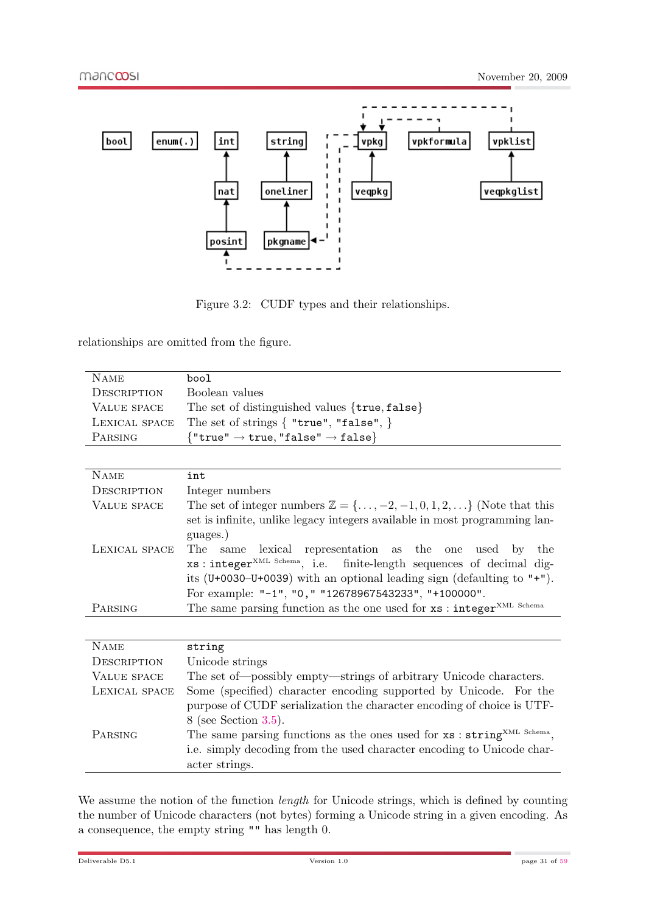Figure 3.2: CUDF types and their relationships.

relationships are omitted from the figure.

| | |
|---|---|
| NAME | `bool` |
| DESCRIPTION | Boolean values |
| VALUE SPACE | The set of distinguished values {`true`, `false`} |
| LEXICAL SPACE | The set of strings { `"true"`, `"false"`, } |
| PARSING | {`"true"` → `true`, `"false"` → `false`} |

| | |
|---|---|
| NAME | `int` |
| DESCRIPTION | Integer numbers |
| VALUE SPACE | The set of integer numbers $\mathbb{Z} = \{\ldots, -2, -1, 0, 1, 2, \ldots\}$ (Note that this set is infinite, unlike legacy integers available in most programming languages.) |
| LEXICAL SPACE | The same lexical representation as the one used by the `xs : integer`[XML Schema], i.e. finite-length sequences of decimal digits (`U+0030`–`U+0039`) with an optional leading sign (defaulting to `"+"`). For example: `"-1"`, `"0,"` `"12678967543233"`, `"+100000"`. |
| PARSING | The same parsing function as the one used for `xs : integer`[XML Schema] |

| | |
|---|---|
| NAME | `string` |
| DESCRIPTION | Unicode strings |
| VALUE SPACE | The set of—possibly empty—strings of arbitrary Unicode characters. |
| LEXICAL SPACE | Some (specified) character encoding supported by Unicode. For the purpose of CUDF serialization the character encoding of choice is UTF-8 (see Section 3.5). |
| PARSING | The same parsing functions as the ones used for `xs : string`[XML Schema], i.e. simply decoding from the used character encoding to Unicode character strings. |

We assume the notion of the function *length* for Unicode strings, which is defined by counting the number of Unicode characters (not bytes) forming a Unicode string in a given encoding. As a consequence, the empty string `""` has length 0.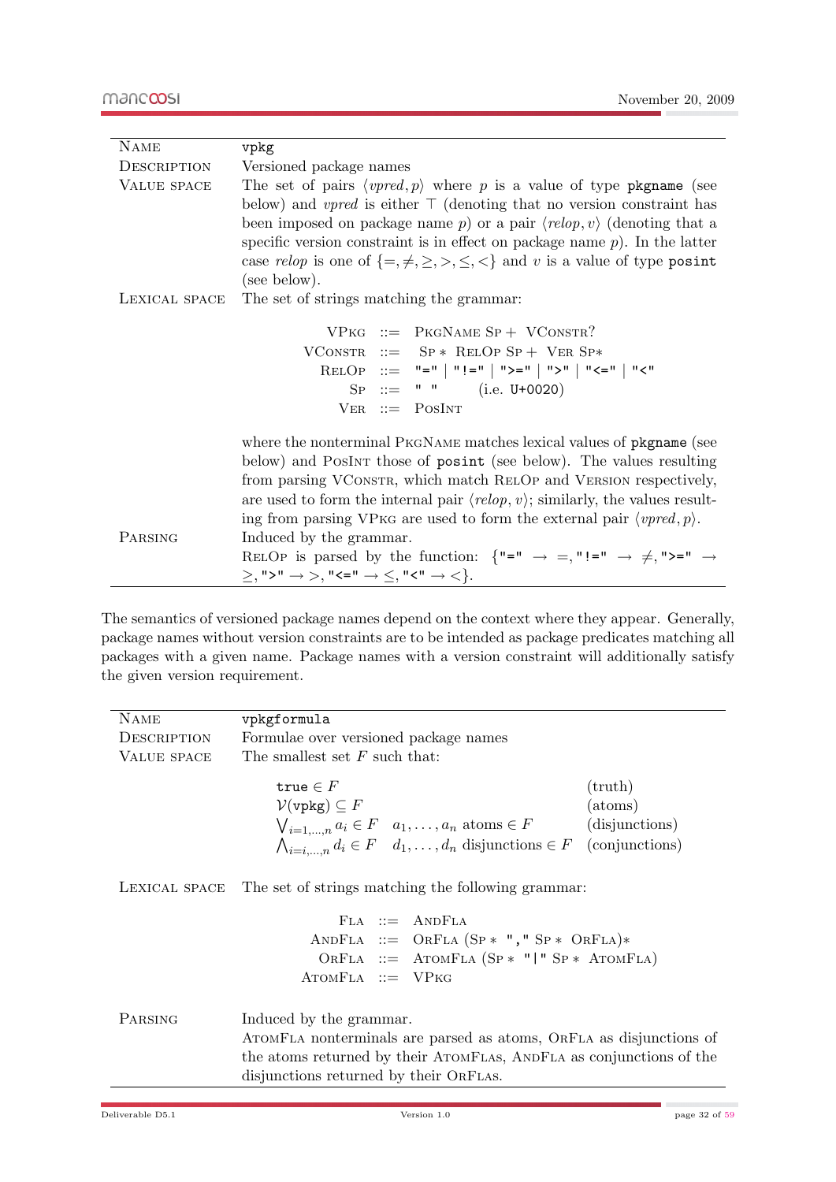| | |
|---|---|
| NAME | `vpkg` |
| DESCRIPTION | Versioned package names |
| VALUE SPACE | The set of pairs $\langle vpred, p\rangle$ where $p$ is a value of type `pkgname` (see below) and $vpred$ is either $\top$ (denoting that no version constraint has been imposed on package name $p$) or a pair $\langle relop, v\rangle$ (denoting that a specific version constraint is in effect on package name $p$). In the latter case $relop$ is one of $\{=, \neq, \geq, >, \leq, <\}$ and $v$ is a value of type `posint` (see below). |
| LEXICAL SPACE | The set of strings matching the grammar: |

```
VPkg     ::= PkgName Sp+ VConstr?
VConstr  ::= Sp* RelOp Sp+ Ver Sp*
RelOp    ::= "=" | "!=" | ">=" | ">" | "<=" | "<"
Sp       ::= " "     (i.e. U+0020)
Ver      ::= PosInt
```

where the nonterminal PkgName matches lexical values of `pkgname` (see below) and PosInt those of `posint` (see below). The values resulting from parsing VConstr, which match RelOp and Version respectively, are used to form the internal pair $\langle relop, v\rangle$; similarly, the values resulting from parsing VPkg are used to form the external pair $\langle vpred, p\rangle$.

| | |
|---|---|
| PARSING | Induced by the grammar. RelOp is parsed by the function: {`"="` $\rightarrow =$, `"!="` $\rightarrow \neq$, `">="` $\rightarrow \geq$, `">"` $\rightarrow >$, `"<="` $\rightarrow \leq$, `"<"` $\rightarrow <$}. |

The semantics of versioned package names depend on the context where they appear. Generally, package names without version constraints are to be intended as package predicates matching all packages with a given name. Package names with a version constraint will additionally satisfy the given version requirement.

| | |
|---|---|
| NAME | `vpkgformula` |
| DESCRIPTION | Formulae over versioned package names |
| VALUE SPACE | The smallest set $F$ such that: |

| | | |
|---|---|---|
| $\texttt{true} \in F$ | | (truth) |
| $\mathcal{V}(\texttt{vpkg}) \subseteq F$ | | (atoms) |
| $\bigvee_{i=1,\ldots,n} a_i \in F$ | $a_1, \ldots, a_n$ atoms $\in F$ | (disjunctions) |
| $\bigwedge_{i=i,\ldots,n} d_i \in F$ | $d_1, \ldots, d_n$ disjunctions $\in F$ | (conjunctions) |

| | |
|---|---|
| LEXICAL SPACE | The set of strings matching the following grammar: |

```
Fla      ::= AndFla
AndFla   ::= OrFla (Sp* "," Sp* OrFla)*
OrFla    ::= AtomFla (Sp* "|" Sp* AtomFla)
AtomFla  ::= VPkg
```

| | |
|---|---|
| PARSING | Induced by the grammar. AtomFla nonterminals are parsed as atoms, OrFla as disjunctions of the atoms returned by their AtomFlas, AndFla as conjunctions of the disjunctions returned by their OrFlas. |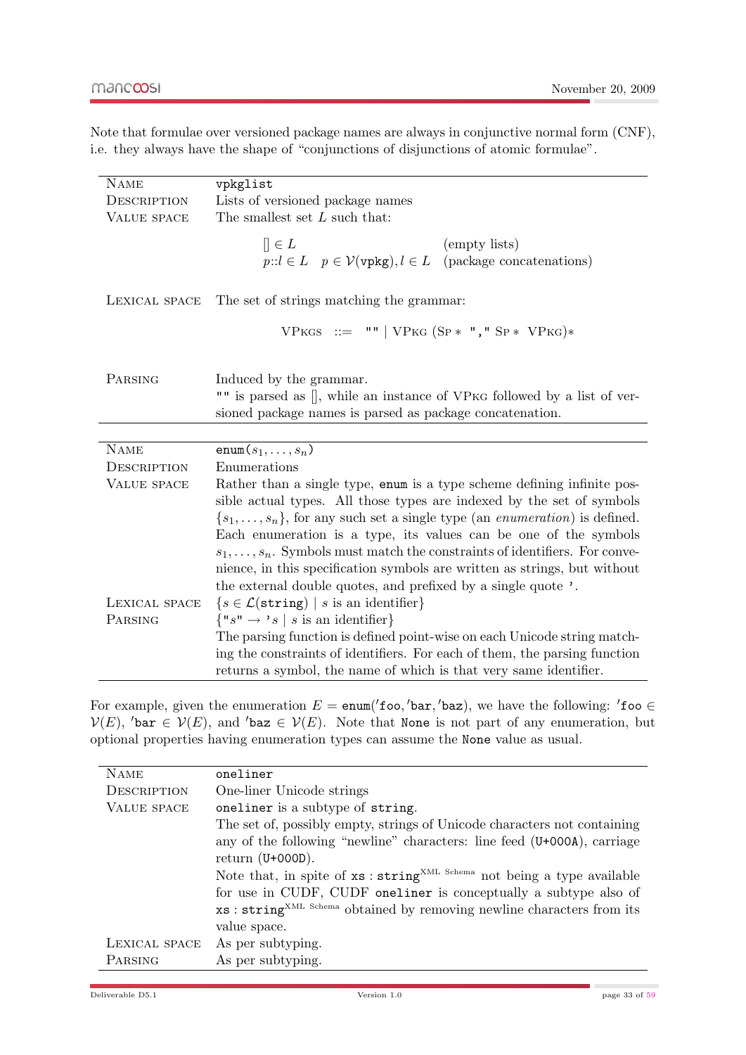Note that formulae over versioned package names are always in conjunctive normal form (CNF), i.e. they always have the shape of "conjunctions of disjunctions of atomic formulae".

| | |
|---|---|
| NAME | `vpkglist` |
| DESCRIPTION | Lists of versioned package names |
| VALUE SPACE | The smallest set $L$ such that: $[] \in L$ (empty lists); $p{::}l \in L \quad p \in \mathcal{V}(\texttt{vpkg}), l \in L$ (package concatenations) |
| LEXICAL SPACE | The set of strings matching the grammar: VPKGS ::= `""` \| VPKG (SP $*$ `","` SP $*$ VPKG)$*$ |
| PARSING | Induced by the grammar. `""` is parsed as [], while an instance of VPKG followed by a list of versioned package names is parsed as package concatenation. |

| | |
|---|---|
| NAME | $\texttt{enum}(s_1, \ldots, s_n)$ |
| DESCRIPTION | Enumerations |
| VALUE SPACE | Rather than a single type, `enum` is a type scheme defining infinite possible actual types. All those types are indexed by the set of symbols $\{s_1, \ldots, s_n\}$, for any such set a single type (an *enumeration*) is defined. Each enumeration is a type, its values can be one of the symbols $s_1, \ldots, s_n$. Symbols must match the constraints of identifiers. For convenience, in this specification symbols are written as strings, but without the external double quotes, and prefixed by a single quote `'`. |
| LEXICAL SPACE | $\{s \in \mathcal{L}(\texttt{string}) \mid s \text{ is an identifier}\}$ |
| PARSING | $\{\texttt{"}s\texttt{"} \rightarrow \texttt{'}s \mid s \text{ is an identifier}\}$ The parsing function is defined point-wise on each Unicode string matching the constraints of identifiers. For each of them, the parsing function returns a symbol, the name of which is that very same identifier. |

For example, given the enumeration $E = \texttt{enum}('\texttt{foo}, '\texttt{bar}, '\texttt{baz})$, we have the following: $'\texttt{foo} \in \mathcal{V}(E)$, $'\texttt{bar} \in \mathcal{V}(E)$, and $'\texttt{baz} \in \mathcal{V}(E)$. Note that `None` is not part of any enumeration, but optional properties having enumeration types can assume the `None` value as usual.

| | |
|---|---|
| NAME | `oneliner` |
| DESCRIPTION | One-liner Unicode strings |
| VALUE SPACE | `oneliner` is a subtype of `string`. The set of, possibly empty, strings of Unicode characters not containing any of the following "newline" characters: line feed (`U+000A`), carriage return (`U+000D`). Note that, in spite of $\texttt{xs}:\texttt{string}^{\text{XML Schema}}$ not being a type available for use in CUDF, CUDF `oneliner` is conceptually a subtype also of $\texttt{xs}:\texttt{string}^{\text{XML Schema}}$ obtained by removing newline characters from its value space. |
| LEXICAL SPACE | As per subtyping. |
| PARSING | As per subtyping. |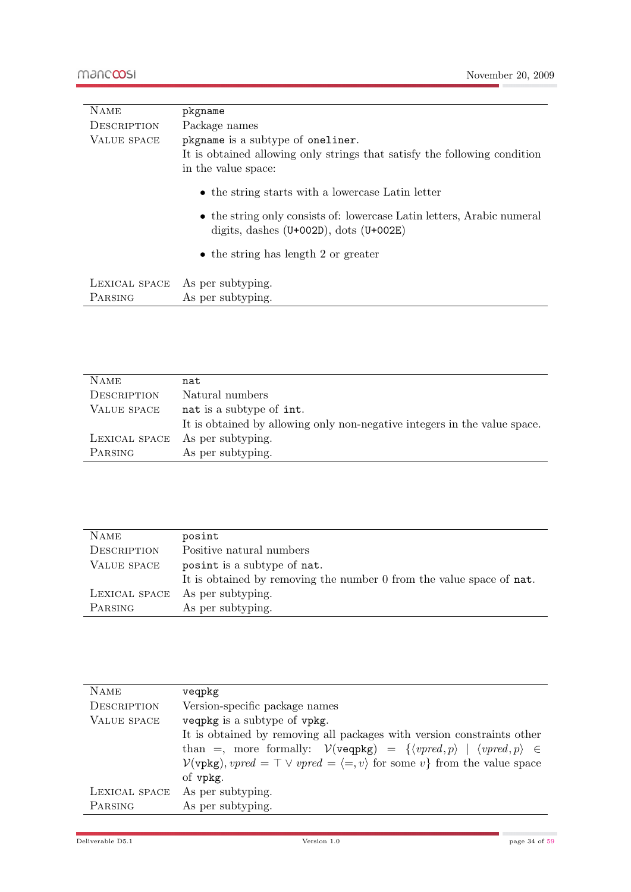| | |
|---|---|
| Name | `pkgname` |
| Description | Package names |
| Value space | `pkgname` is a subtype of `oneliner`.<br>It is obtained allowing only strings that satisfy the following condition in the value space:<br>• the string starts with a lowercase Latin letter<br>• the string only consists of: lowercase Latin letters, Arabic numeral digits, dashes (`U+002D`), dots (`U+002E`)<br>• the string has length 2 or greater |
| Lexical space | As per subtyping. |
| Parsing | As per subtyping. |

| | |
|---|---|
| Name | `nat` |
| Description | Natural numbers |
| Value space | `nat` is a subtype of `int`.<br>It is obtained by allowing only non-negative integers in the value space. |
| Lexical space | As per subtyping. |
| Parsing | As per subtyping. |

| | |
|---|---|
| Name | `posint` |
| Description | Positive natural numbers |
| Value space | `posint` is a subtype of `nat`.<br>It is obtained by removing the number 0 from the value space of `nat`. |
| Lexical space | As per subtyping. |
| Parsing | As per subtyping. |

| | |
|---|---|
| Name | `veqpkg` |
| Description | Version-specific package names |
| Value space | `veqpkg` is a subtype of `vpkg`.<br>It is obtained by removing all packages with version constraints other than $=$, more formally: $\mathcal{V}(\texttt{veqpkg}) = \{\langle vpred, p\rangle \mid \langle vpred, p\rangle \in \mathcal{V}(\texttt{vpkg}), vpred = \top \vee vpred = \langle =, v\rangle$ for some $v\}$ from the value space of `vpkg`. |
| Lexical space | As per subtyping. |
| Parsing | As per subtyping. |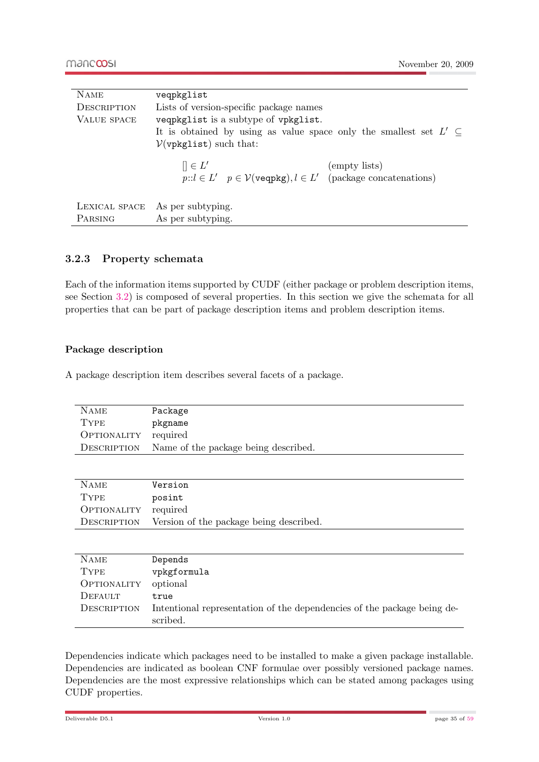| | |
|---|---|
| NAME | `veqpkglist` |
| DESCRIPTION | Lists of version-specific package names |
| VALUE SPACE | `veqpkglist` is a subtype of `vpkglist`. It is obtained by using as value space only the smallest set $L' \subseteq \mathcal{V}(\texttt{vpkglist})$ such that: $[] \in L'$ (empty lists); $p{::}l \in L' \quad p \in \mathcal{V}(\texttt{veqpkg}), l \in L'$ (package concatenations) |
| LEXICAL SPACE | As per subtyping. |
| PARSING | As per subtyping. |

### 3.2.3 Property schemata

Each of the information items supported by CUDF (either package or problem description items, see Section 3.2) is composed of several properties. In this section we give the schemata for all properties that can be part of package description items and problem description items.

#### Package description

A package description item describes several facets of a package.

| | |
|---|---|
| NAME | `Package` |
| TYPE | `pkgname` |
| OPTIONALITY | required |
| DESCRIPTION | Name of the package being described. |

| | |
|---|---|
| NAME | `Version` |
| TYPE | `posint` |
| OPTIONALITY | required |
| DESCRIPTION | Version of the package being described. |

| | |
|---|---|
| NAME | `Depends` |
| TYPE | `vpkgformula` |
| OPTIONALITY | optional |
| DEFAULT | `true` |
| DESCRIPTION | Intentional representation of the dependencies of the package being described. |

Dependencies indicate which packages need to be installed to make a given package installable. Dependencies are indicated as boolean CNF formulae over possibly versioned package names. Dependencies are the most expressive relationships which can be stated among packages using CUDF properties.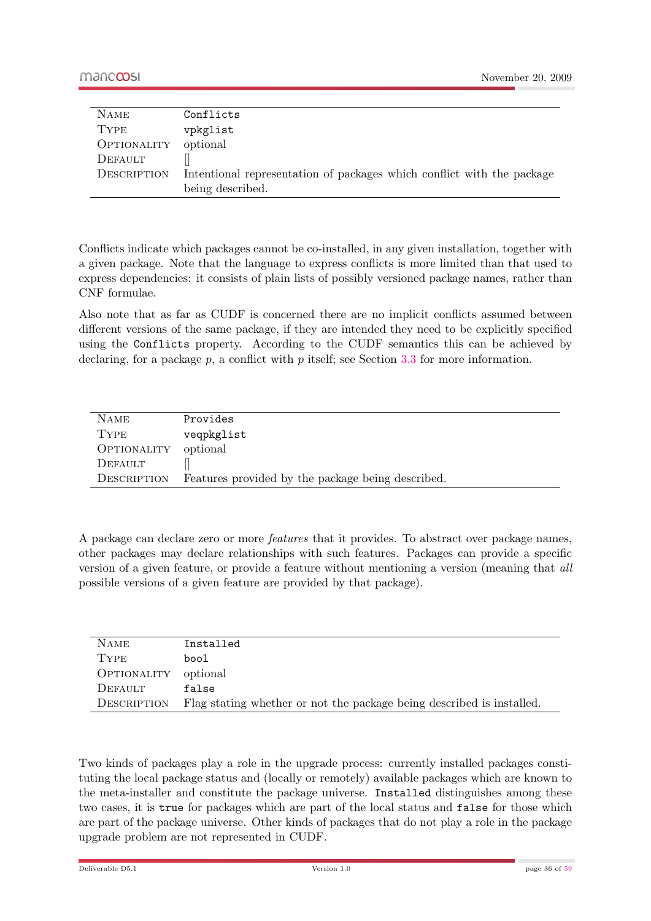| Name | Conflicts |
|---|---|
| Type | vpkglist |
| Optionality | optional |
| Default | [] |
| Description | Intentional representation of packages which conflict with the package being described. |

Conflicts indicate which packages cannot be co-installed, in any given installation, together with a given package. Note that the language to express conflicts is more limited than that used to express dependencies: it consists of plain lists of possibly versioned package names, rather than CNF formulae.

Also note that as far as CUDF is concerned there are no implicit conflicts assumed between different versions of the same package, if they are intended they need to be explicitly specified using the `Conflicts` property. According to the CUDF semantics this can be achieved by declaring, for a package $p$, a conflict with $p$ itself; see Section 3.3 for more information.

| Name | Provides |
|---|---|
| Type | veqpkglist |
| Optionality | optional |
| Default | [] |
| Description | Features provided by the package being described. |

A package can declare zero or more *features* that it provides. To abstract over package names, other packages may declare relationships with such features. Packages can provide a specific version of a given feature, or provide a feature without mentioning a version (meaning that *all* possible versions of a given feature are provided by that package).

| Name | Installed |
|---|---|
| Type | bool |
| Optionality | optional |
| Default | false |
| Description | Flag stating whether or not the package being described is installed. |

Two kinds of packages play a role in the upgrade process: currently installed packages constituting the local package status and (locally or remotely) available packages which are known to the meta-installer and constitute the package universe. `Installed` distinguishes among these two cases, it is `true` for packages which are part of the local status and `false` for those which are part of the package universe. Other kinds of packages that do not play a role in the package upgrade problem are not represented in CUDF.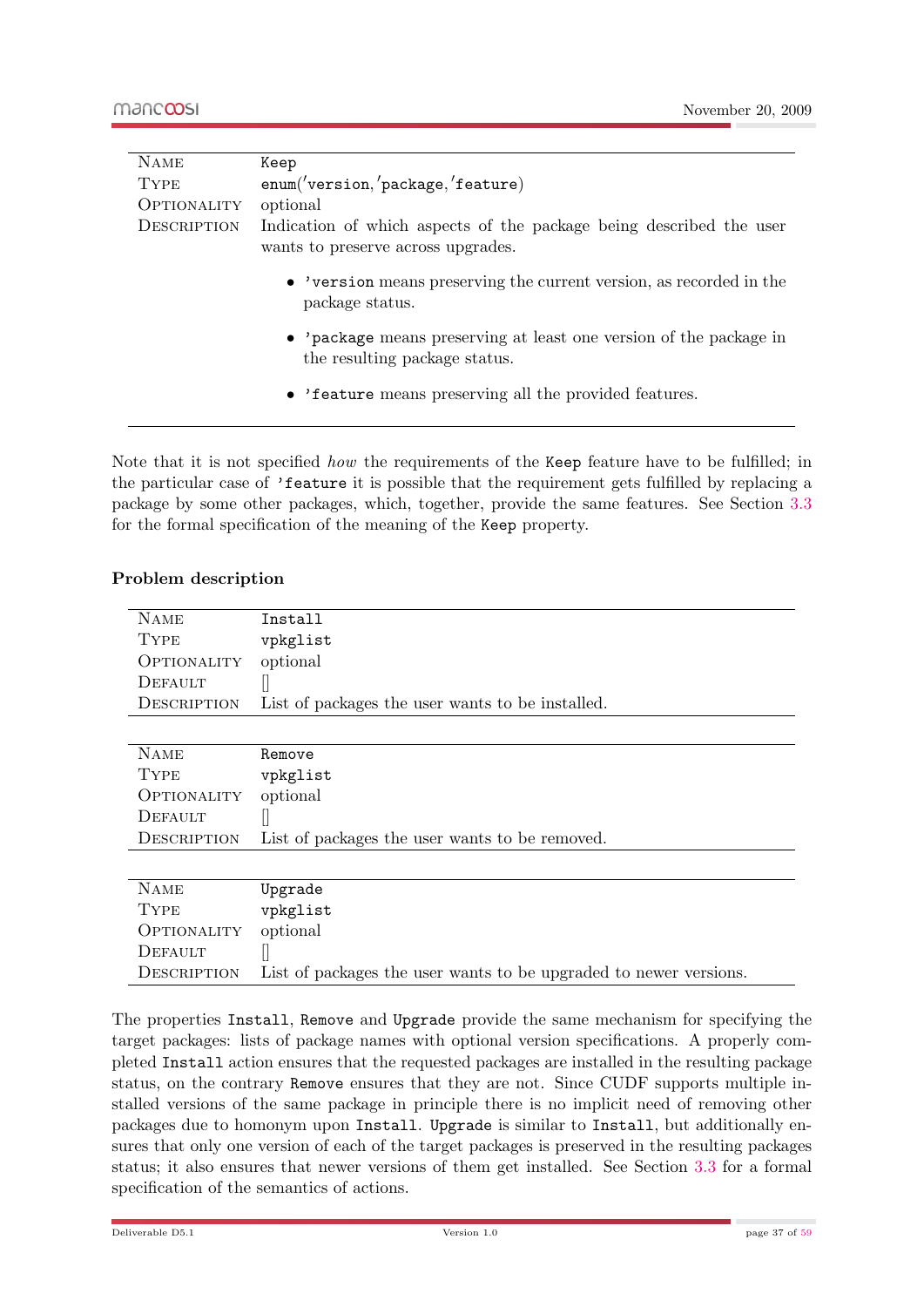| Name | Keep |
|---|---|
| Type | enum('version,'package,'feature) |
| Optionality | optional |
| Description | Indication of which aspects of the package being described the user wants to preserve across upgrades.<br>• 'version means preserving the current version, as recorded in the package status.<br>• 'package means preserving at least one version of the package in the resulting package status.<br>• 'feature means preserving all the provided features. |

Note that it is not specified *how* the requirements of the Keep feature have to be fulfilled; in the particular case of 'feature it is possible that the requirement gets fulfilled by replacing a package by some other packages, which, together, provide the same features. See Section 3.3 for the formal specification of the meaning of the Keep property.

**Problem description**

| Name | Install |
|---|---|
| Type | vpkglist |
| Optionality | optional |
| Default | [] |
| Description | List of packages the user wants to be installed. |

| Name | Remove |
|---|---|
| Type | vpkglist |
| Optionality | optional |
| Default | [] |
| Description | List of packages the user wants to be removed. |

| Name | Upgrade |
|---|---|
| Type | vpkglist |
| Optionality | optional |
| Default | [] |
| Description | List of packages the user wants to be upgraded to newer versions. |

The properties Install, Remove and Upgrade provide the same mechanism for specifying the target packages: lists of package names with optional version specifications. A properly completed Install action ensures that the requested packages are installed in the resulting package status, on the contrary Remove ensures that they are not. Since CUDF supports multiple installed versions of the same package in principle there is no implicit need of removing other packages due to homonym upon Install. Upgrade is similar to Install, but additionally ensures that only one version of each of the target packages is preserved in the resulting packages status; it also ensures that newer versions of them get installed. See Section 3.3 for a formal specification of the semantics of actions.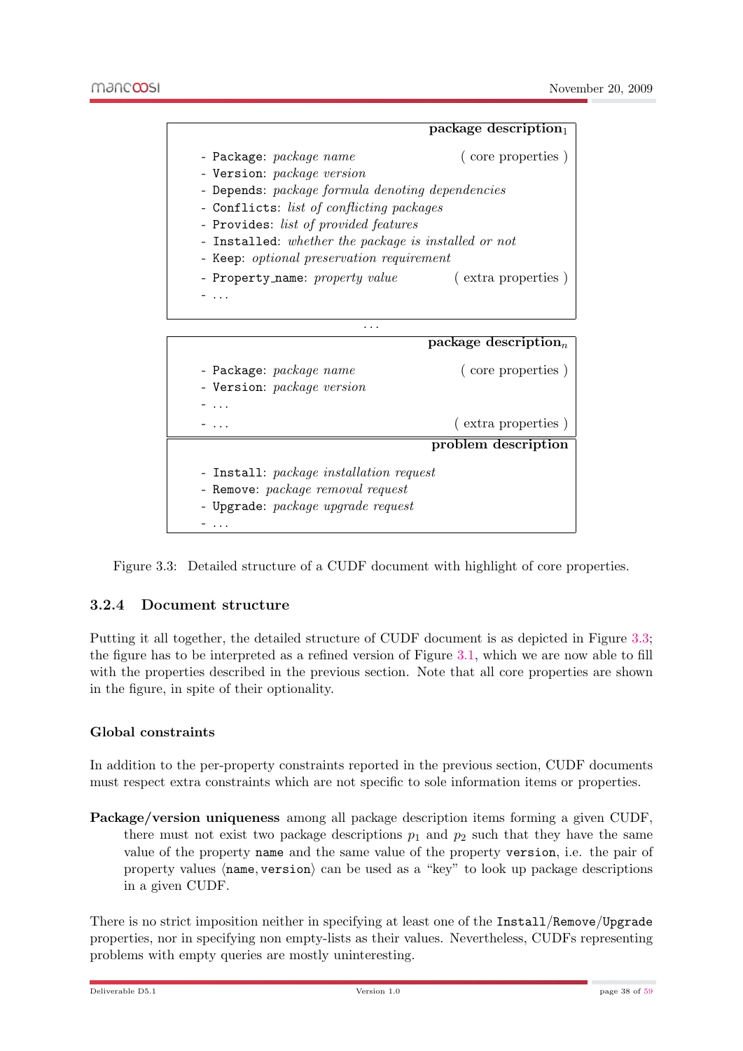**package description$_1$**

- `Package`: *package name* ( core properties )
- `Version`: *package version*
- `Depends`: *package formula denoting dependencies*
- `Conflicts`: *list of conflicting packages*
- `Provides`: *list of provided features*
- `Installed`: *whether the package is installed or not*
- `Keep`: *optional preservation requirement*
- `Property_name`: *property value* ( extra properties )
- ...

...

**package description$_n$**

- `Package`: *package name* ( core properties )
- `Version`: *package version*
- ...
- ... ( extra properties )

**problem description**

- `Install`: *package installation request*
- `Remove`: *package removal request*
- `Upgrade`: *package upgrade request*
- ...

Figure 3.3: Detailed structure of a CUDF document with highlight of core properties.

### 3.2.4 Document structure

Putting it all together, the detailed structure of CUDF document is as depicted in Figure 3.3; the figure has to be interpreted as a refined version of Figure 3.1, which we are now able to fill with the properties described in the previous section. Note that all core properties are shown in the figure, in spite of their optionality.

#### Global constraints

In addition to the per-property constraints reported in the previous section, CUDF documents must respect extra constraints which are not specific to sole information items or properties.

**Package/version uniqueness** among all package description items forming a given CUDF, there must not exist two package descriptions $p_1$ and $p_2$ such that they have the same value of the property `name` and the same value of the property `version`, i.e. the pair of property values $\langle$`name`, `version`$\rangle$ can be used as a "key" to look up package descriptions in a given CUDF.

There is no strict imposition neither in specifying at least one of the `Install`/`Remove`/`Upgrade` properties, nor in specifying non empty-lists as their values. Nevertheless, CUDFs representing problems with empty queries are mostly uninteresting.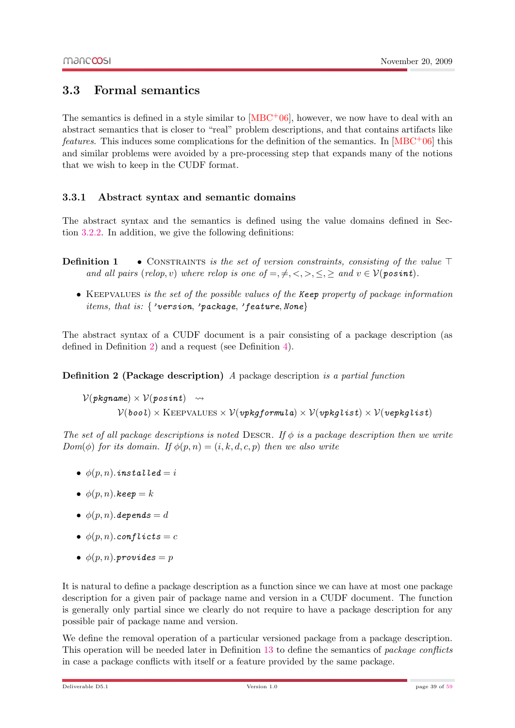## 3.3 Formal semantics

The semantics is defined in a style similar to [MBC+06], however, we now have to deal with an abstract semantics that is closer to "real" problem descriptions, and that contains artifacts like *features*. This induces some complications for the definition of the semantics. In [MBC+06] this and similar problems were avoided by a pre-processing step that expands many of the notions that we wish to keep in the CUDF format.

### 3.3.1 Abstract syntax and semantic domains

The abstract syntax and the semantics is defined using the value domains defined in Section 3.2.2. In addition, we give the following definitions:

**Definition 1**
- Constraints *is the set of version constraints, consisting of the value* $\top$ *and all pairs* $(relop, v)$ *where relop is one of* $=, \neq, <, >, \leq, \geq$ *and* $v \in \mathcal{V}(\texttt{posint})$.
- Keepvalues *is the set of the possible values of the* **Keep** *property of package information items, that is:* $\{$ *'version, 'package, 'feature, None* $\}$

The abstract syntax of a CUDF document is a pair consisting of a package description (as defined in Definition 2) and a request (see Definition 4).

**Definition 2 (Package description)** *A* package description *is a partial function*

$$\mathcal{V}(\texttt{pkgname}) \times \mathcal{V}(\texttt{posint}) \rightsquigarrow \mathcal{V}(\texttt{bool}) \times \text{Keepvalues} \times \mathcal{V}(\texttt{vpkgformula}) \times \mathcal{V}(\texttt{vpkglist}) \times \mathcal{V}(\texttt{vepkglist})$$

*The set of all package descriptions is noted* Descr. *If* $\phi$ *is a package description then we write* $Dom(\phi)$ *for its domain. If* $\phi(p, n) = (i, k, d, c, p)$ *then we also write*

- $\phi(p, n).\texttt{installed} = i$
- $\phi(p, n).\texttt{keep} = k$
- $\phi(p, n).\texttt{depends} = d$
- $\phi(p, n).\texttt{conflicts} = c$
- $\phi(p, n).\texttt{provides} = p$

It is natural to define a package description as a function since we can have at most one package description for a given pair of package name and version in a CUDF document. The function is generally only partial since we clearly do not require to have a package description for any possible pair of package name and version.

We define the removal operation of a particular versioned package from a package description. This operation will be needed later in Definition 13 to define the semantics of *package conflicts* in case a package conflicts with itself or a feature provided by the same package.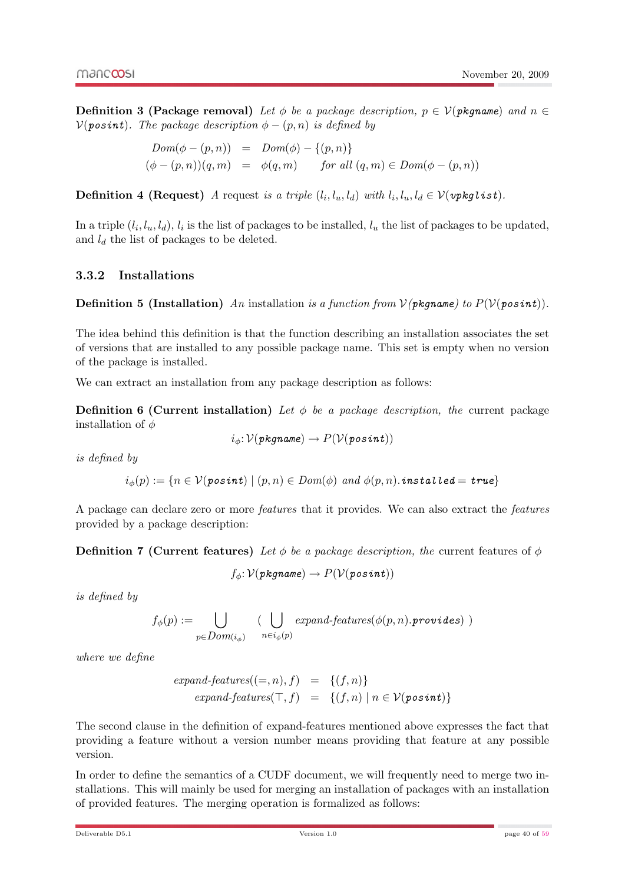**Definition 3 (Package removal)** *Let $\phi$ be a package description, $p \in \mathcal{V}(\texttt{pkgname})$ and $n \in \mathcal{V}(\texttt{posint})$. The package description $\phi - (p, n)$ is defined by*

$$
\begin{aligned}
Dom(\phi - (p, n)) &= Dom(\phi) - \{(p, n)\} \\
(\phi - (p, n))(q, m) &= \phi(q, m) \qquad \textit{for all } (q, m) \in Dom(\phi - (p, n))
\end{aligned}
$$

**Definition 4 (Request)** *A* request *is a triple $(l_i, l_u, l_d)$ with $l_i, l_u, l_d \in \mathcal{V}(\texttt{vpkglist})$.*

In a triple $(l_i, l_u, l_d)$, $l_i$ is the list of packages to be installed, $l_u$ the list of packages to be updated, and $l_d$ the list of packages to be deleted.

### 3.3.2 Installations

**Definition 5 (Installation)** *An* installation *is a function from $\mathcal{V}(\texttt{pkgname})$ to $P(\mathcal{V}(\texttt{posint}))$.*

The idea behind this definition is that the function describing an installation associates the set of versions that are installed to any possible package name. This set is empty when no version of the package is installed.

We can extract an installation from any package description as follows:

**Definition 6 (Current installation)** *Let $\phi$ be a package description, the* current package installation *of $\phi$*

$$i_\phi \colon \mathcal{V}(\texttt{pkgname}) \rightarrow P(\mathcal{V}(\texttt{posint}))$$

*is defined by*

$$i_\phi(p) := \{n \in \mathcal{V}(\texttt{posint}) \mid (p, n) \in Dom(\phi) \textit{ and } \phi(p, n).\texttt{installed} = \texttt{true}\}$$

A package can declare zero or more *features* that it provides. We can also extract the *features* provided by a package description:

**Definition 7 (Current features)** *Let $\phi$ be a package description, the* current features *of $\phi$*

$$f_\phi \colon \mathcal{V}(\texttt{pkgname}) \rightarrow P(\mathcal{V}(\texttt{posint}))$$

*is defined by*

$$f_\phi(p) := \bigcup_{p \in Dom(i_\phi)} \left( \bigcup_{n \in i_\phi(p)} \textit{expand-features}(\phi(p, n).\texttt{provides}) \right)$$

*where we define*

$$
\begin{aligned}
\textit{expand-features}((=, n), f) &= \{(f, n)\} \\
\textit{expand-features}(\top, f) &= \{(f, n) \mid n \in \mathcal{V}(\texttt{posint})\}
\end{aligned}
$$

The second clause in the definition of expand-features mentioned above expresses the fact that providing a feature without a version number means providing that feature at any possible version.

In order to define the semantics of a CUDF document, we will frequently need to merge two installations. This will mainly be used for merging an installation of packages with an installation of provided features. The merging operation is formalized as follows: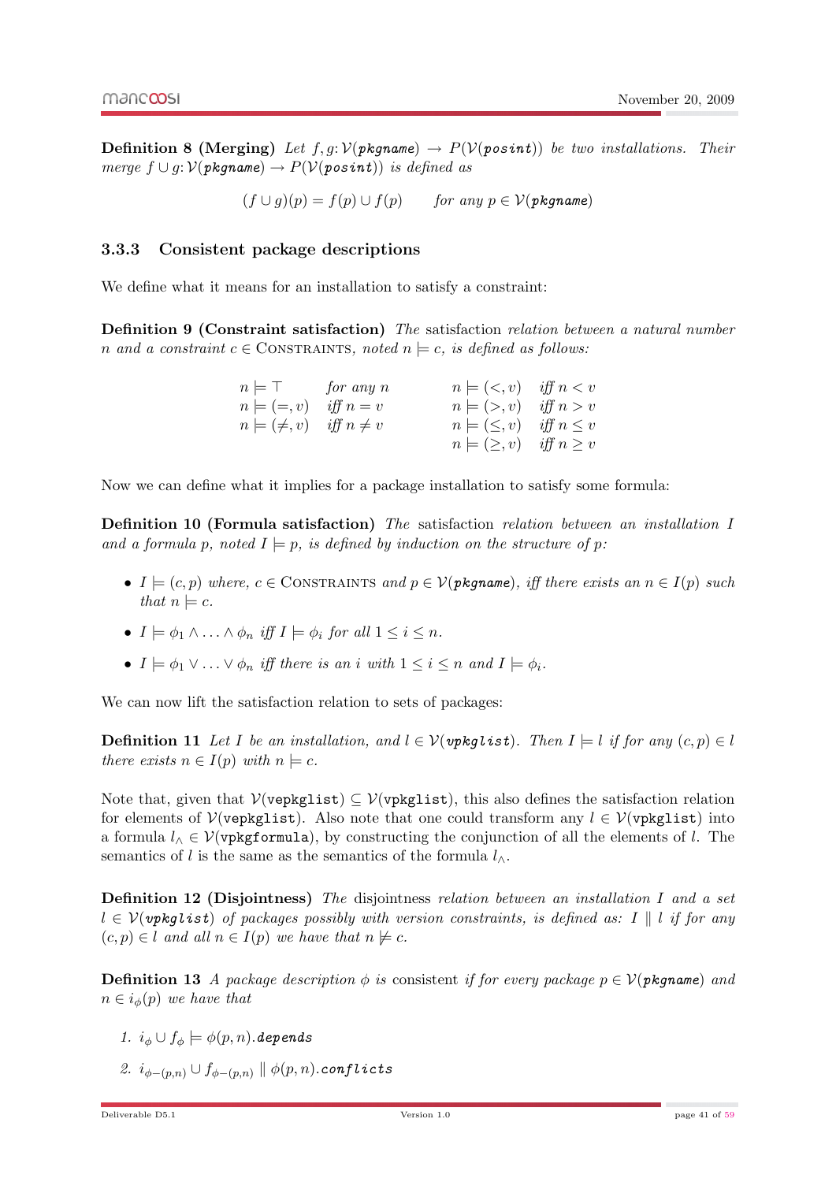**Definition 8 (Merging)** *Let $f, g\colon \mathcal{V}(\textit{pkgname}) \to P(\mathcal{V}(\textit{posint}))$ be two installations. Their merge $f \cup g\colon \mathcal{V}(\textit{pkgname}) \to P(\mathcal{V}(\textit{posint}))$ is defined as*

$$(f \cup g)(p) = f(p) \cup f(p) \qquad \text{for any } p \in \mathcal{V}(\textit{pkgname})$$

### 3.3.3 Consistent package descriptions

We define what it means for an installation to satisfy a constraint:

**Definition 9 (Constraint satisfaction)** *The* satisfaction *relation between a natural number $n$ and a constraint $c \in$ CONSTRAINTS, noted $n \models c$, is defined as follows:*

$$
\begin{array}{llll}
n \models \top & \text{for any } n & n \models (<, v) & \text{iff } n < v \\
n \models (=, v) & \text{iff } n = v & n \models (>, v) & \text{iff } n > v \\
n \models (\neq, v) & \text{iff } n \neq v & n \models (\leq, v) & \text{iff } n \leq v \\
 & & n \models (\geq, v) & \text{iff } n \geq v
\end{array}
$$

Now we can define what it implies for a package installation to satisfy some formula:

**Definition 10 (Formula satisfaction)** *The* satisfaction *relation between an installation $I$ and a formula $p$, noted $I \models p$, is defined by induction on the structure of $p$:*

- *$I \models (c, p)$ where, $c \in$ CONSTRAINTS and $p \in \mathcal{V}(\textit{pkgname})$, iff there exists an $n \in I(p)$ such that $n \models c$.*
- *$I \models \phi_1 \wedge \ldots \wedge \phi_n$ iff $I \models \phi_i$ for all $1 \leq i \leq n$.*
- *$I \models \phi_1 \vee \ldots \vee \phi_n$ iff there is an $i$ with $1 \leq i \leq n$ and $I \models \phi_i$.*

We can now lift the satisfaction relation to sets of packages:

**Definition 11** *Let $I$ be an installation, and $l \in \mathcal{V}(\textit{vpkglist})$. Then $I \models l$ if for any $(c, p) \in l$ there exists $n \in I(p)$ with $n \models c$.*

Note that, given that $\mathcal{V}(\texttt{vepkglist}) \subseteq \mathcal{V}(\texttt{vpkglist})$, this also defines the satisfaction relation for elements of $\mathcal{V}(\texttt{vepkglist})$. Also note that one could transform any $l \in \mathcal{V}(\texttt{vpkglist})$ into a formula $l_\wedge \in \mathcal{V}(\texttt{vpkgformula})$, by constructing the conjunction of all the elements of $l$. The semantics of $l$ is the same as the semantics of the formula $l_\wedge$.

**Definition 12 (Disjointness)** *The* disjointness *relation between an installation $I$ and a set $l \in \mathcal{V}(\textit{vpkglist})$ of packages possibly with version constraints, is defined as: $I \parallel l$ if for any $(c, p) \in l$ and all $n \in I(p)$ we have that $n \not\models c$.*

**Definition 13** *A package description $\phi$ is* consistent *if for every package $p \in \mathcal{V}(\textit{pkgname})$ and $n \in i_\phi(p)$ we have that*

1. *$i_\phi \cup f_\phi \models \phi(p, n).\textit{depends}$*
2. *$i_{\phi-(p,n)} \cup f_{\phi-(p,n)} \parallel \phi(p, n).\textit{conflicts}$*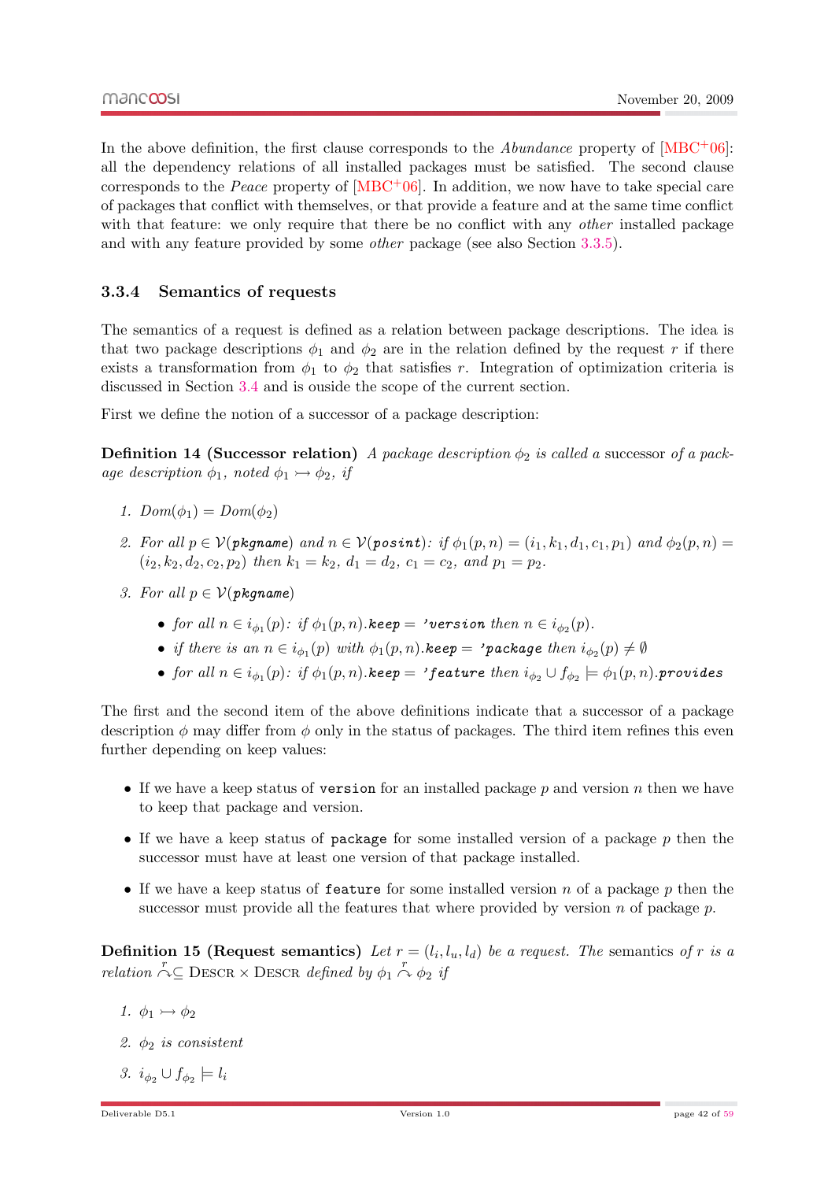In the above definition, the first clause corresponds to the *Abundance* property of [MBC+06]: all the dependency relations of all installed packages must be satisfied. The second clause corresponds to the *Peace* property of [MBC+06]. In addition, we now have to take special care of packages that conflict with themselves, or that provide a feature and at the same time conflict with that feature: we only require that there be no conflict with any *other* installed package and with any feature provided by some *other* package (see also Section 3.3.5).

### 3.3.4 Semantics of requests

The semantics of a request is defined as a relation between package descriptions. The idea is that two package descriptions $\phi_1$ and $\phi_2$ are in the relation defined by the request $r$ if there exists a transformation from $\phi_1$ to $\phi_2$ that satisfies $r$. Integration of optimization criteria is discussed in Section 3.4 and is ouside the scope of the current section.

First we define the notion of a successor of a package description:

**Definition 14 (Successor relation)** *A package description $\phi_2$ is called a* successor *of a package description $\phi_1$, noted $\phi_1 \rightarrowtail \phi_2$, if*

1. *$Dom(\phi_1) = Dom(\phi_2)$*
2. *For all $p \in \mathcal{V}(\texttt{pkgname})$ and $n \in \mathcal{V}(\texttt{posint})$: if $\phi_1(p,n) = (i_1, k_1, d_1, c_1, p_1)$ and $\phi_2(p,n) = (i_2, k_2, d_2, c_2, p_2)$ then $k_1 = k_2$, $d_1 = d_2$, $c_1 = c_2$, and $p_1 = p_2$.*
3. *For all $p \in \mathcal{V}(\texttt{pkgname})$*
   - *for all $n \in i_{\phi_1}(p)$: if $\phi_1(p,n).\texttt{keep} = \texttt{'version}$ then $n \in i_{\phi_2}(p)$.*
   - *if there is an $n \in i_{\phi_1}(p)$ with $\phi_1(p,n).\texttt{keep} = \texttt{'package}$ then $i_{\phi_2}(p) \neq \emptyset$*
   - *for all $n \in i_{\phi_1}(p)$: if $\phi_1(p,n).\texttt{keep} = \texttt{'feature}$ then $i_{\phi_2} \cup f_{\phi_2} \models \phi_1(p,n).\texttt{provides}$*

The first and the second item of the above definitions indicate that a successor of a package description $\phi$ may differ from $\phi$ only in the status of packages. The third item refines this even further depending on keep values:

- If we have a keep status of `version` for an installed package $p$ and version $n$ then we have to keep that package and version.
- If we have a keep status of `package` for some installed version of a package $p$ then the successor must have at least one version of that package installed.
- If we have a keep status of `feature` for some installed version $n$ of a package $p$ then the successor must provide all the features that where provided by version $n$ of package $p$.

**Definition 15 (Request semantics)** *Let $r = (l_i, l_u, l_d)$ be a request. The* semantics *of $r$ is a relation $\overset{r}{\curvearrowright} \subseteq \textsc{Descr} \times \textsc{Descr}$ defined by $\phi_1 \overset{r}{\curvearrowright} \phi_2$ if*

1. *$\phi_1 \rightarrowtail \phi_2$*
2. *$\phi_2$ is consistent*
3. *$i_{\phi_2} \cup f_{\phi_2} \models l_i$*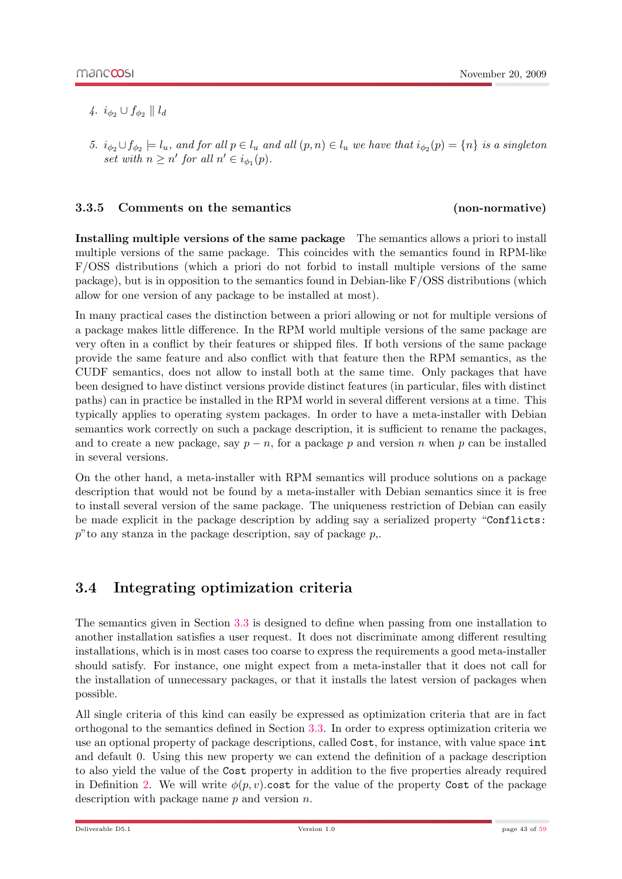4. $i_{\phi_2} \cup f_{\phi_2} \parallel l_d$

5. $i_{\phi_2} \cup f_{\phi_2} \models l_u$, *and for all* $p \in l_u$ *and all* $(p, n) \in l_u$ *we have that* $i_{\phi_2}(p) = \{n\}$ *is a singleton set with* $n \geq n'$ *for all* $n' \in i_{\phi_1}(p)$.

### 3.3.5 Comments on the semantics (non-normative)

**Installing multiple versions of the same package** The semantics allows a priori to install multiple versions of the same package. This coincides with the semantics found in RPM-like F/OSS distributions (which a priori do not forbid to install multiple versions of the same package), but is in opposition to the semantics found in Debian-like F/OSS distributions (which allow for one version of any package to be installed at most).

In many practical cases the distinction between a priori allowing or not for multiple versions of a package makes little difference. In the RPM world multiple versions of the same package are very often in a conflict by their features or shipped files. If both versions of the same package provide the same feature and also conflict with that feature then the RPM semantics, as the CUDF semantics, does not allow to install both at the same time. Only packages that have been designed to have distinct versions provide distinct features (in particular, files with distinct paths) can in practice be installed in the RPM world in several different versions at a time. This typically applies to operating system packages. In order to have a meta-installer with Debian semantics work correctly on such a package description, it is sufficient to rename the packages, and to create a new package, say $p - n$, for a package $p$ and version $n$ when $p$ can be installed in several versions.

On the other hand, a meta-installer with RPM semantics will produce solutions on a package description that would not be found by a meta-installer with Debian semantics since it is free to install several version of the same package. The uniqueness restriction of Debian can easily be made explicit in the package description by adding say a serialized property "`Conflicts: p`"to any stanza in the package description, say of package $p$,.

## 3.4 Integrating optimization criteria

The semantics given in Section 3.3 is designed to define when passing from one installation to another installation satisfies a user request. It does not discriminate among different resulting installations, which is in most cases too coarse to express the requirements a good meta-installer should satisfy. For instance, one might expect from a meta-installer that it does not call for the installation of unnecessary packages, or that it installs the latest version of packages when possible.

All single criteria of this kind can easily be expressed as optimization criteria that are in fact orthogonal to the semantics defined in Section 3.3. In order to express optimization criteria we use an optional property of package descriptions, called `Cost`, for instance, with value space `int` and default 0. Using this new property we can extend the definition of a package description to also yield the value of the `Cost` property in addition to the five properties already required in Definition 2. We will write $\phi(p, v)$.`cost` for the value of the property `Cost` of the package description with package name $p$ and version $n$.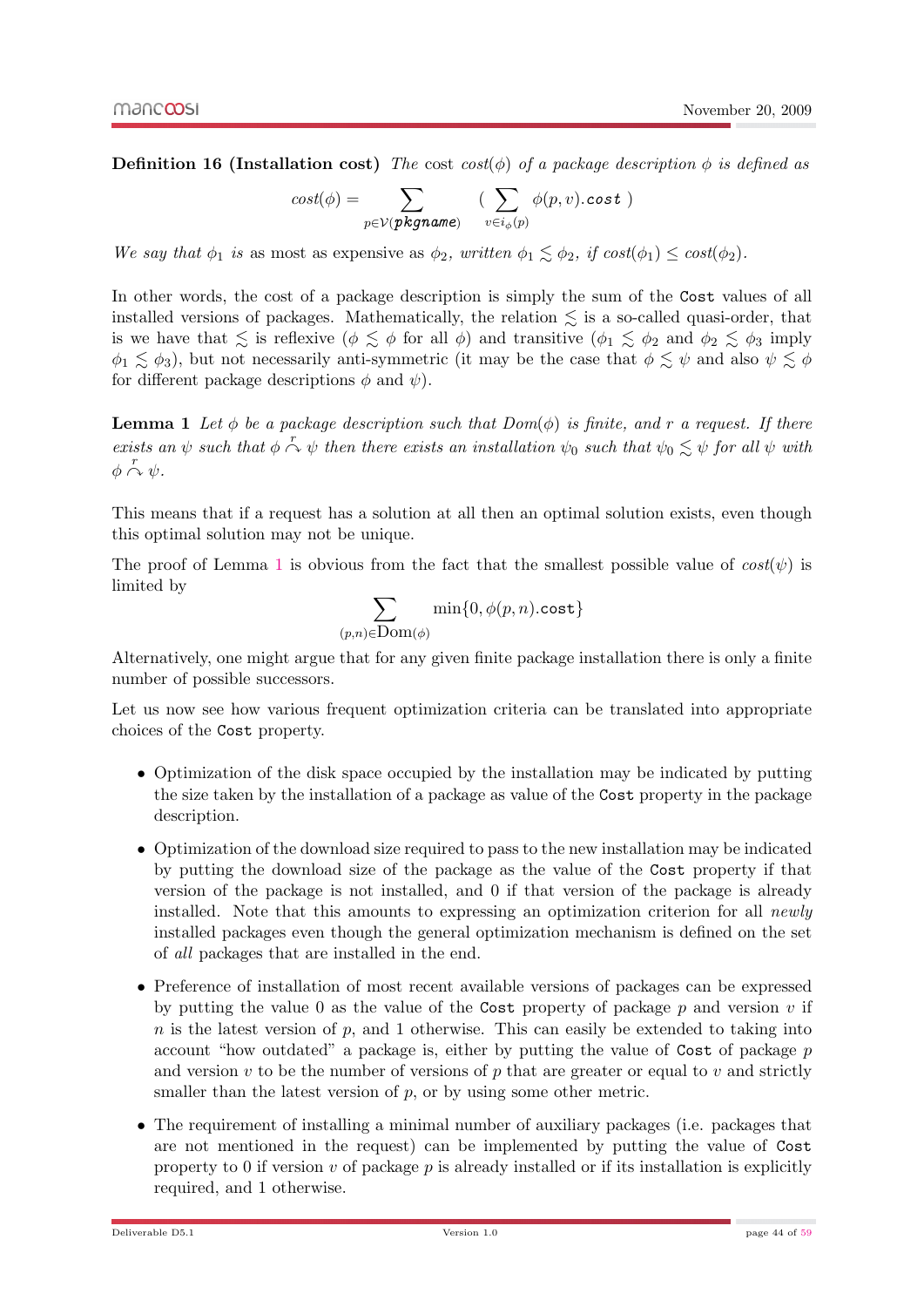**Definition 16 (Installation cost)** *The* cost $cost(\phi)$ *of a package description* $\phi$ *is defined as*

$$cost(\phi) = \sum_{p \in \mathcal{V}(\texttt{pkgname})} \left( \sum_{v \in i_\phi(p)} \phi(p,v).\texttt{cost} \right)$$

*We say that* $\phi_1$ *is* as most as expensive as $\phi_2$*, written* $\phi_1 \lesssim \phi_2$*, if* $cost(\phi_1) \leq cost(\phi_2)$*.*

In other words, the cost of a package description is simply the sum of the `Cost` values of all installed versions of packages. Mathematically, the relation $\lesssim$ is a so-called quasi-order, that is we have that $\lesssim$ is reflexive ($\phi \lesssim \phi$ for all $\phi$) and transitive ($\phi_1 \lesssim \phi_2$ and $\phi_2 \lesssim \phi_3$ imply $\phi_1 \lesssim \phi_3$), but not necessarily anti-symmetric (it may be the case that $\phi \lesssim \psi$ and also $\psi \lesssim \phi$ for different package descriptions $\phi$ and $\psi$).

**Lemma 1** *Let* $\phi$ *be a package description such that* $Dom(\phi)$ *is finite, and* $r$ *a request. If there exists an* $\psi$ *such that* $\phi \overset{r}{\curvearrowright} \psi$ *then there exists an installation* $\psi_0$ *such that* $\psi_0 \lesssim \psi$ *for all* $\psi$ *with* $\phi \overset{r}{\curvearrowright} \psi$*.*

This means that if a request has a solution at all then an optimal solution exists, even though this optimal solution may not be unique.

The proof of Lemma 1 is obvious from the fact that the smallest possible value of $cost(\psi)$ is limited by

$$\sum_{(p,n) \in \text{Dom}(\phi)} \min\{0, \phi(p,n).\texttt{cost}\}$$

Alternatively, one might argue that for any given finite package installation there is only a finite number of possible successors.

Let us now see how various frequent optimization criteria can be translated into appropriate choices of the `Cost` property.

- Optimization of the disk space occupied by the installation may be indicated by putting the size taken by the installation of a package as value of the `Cost` property in the package description.
- Optimization of the download size required to pass to the new installation may be indicated by putting the download size of the package as the value of the `Cost` property if that version of the package is not installed, and 0 if that version of the package is already installed. Note that this amounts to expressing an optimization criterion for all *newly* installed packages even though the general optimization mechanism is defined on the set of *all* packages that are installed in the end.
- Preference of installation of most recent available versions of packages can be expressed by putting the value 0 as the value of the `Cost` property of package $p$ and version $v$ if $n$ is the latest version of $p$, and 1 otherwise. This can easily be extended to taking into account "how outdated" a package is, either by putting the value of `Cost` of package $p$ and version $v$ to be the number of versions of $p$ that are greater or equal to $v$ and strictly smaller than the latest version of $p$, or by using some other metric.
- The requirement of installing a minimal number of auxiliary packages (i.e. packages that are not mentioned in the request) can be implemented by putting the value of `Cost` property to 0 if version $v$ of package $p$ is already installed or if its installation is explicitly required, and 1 otherwise.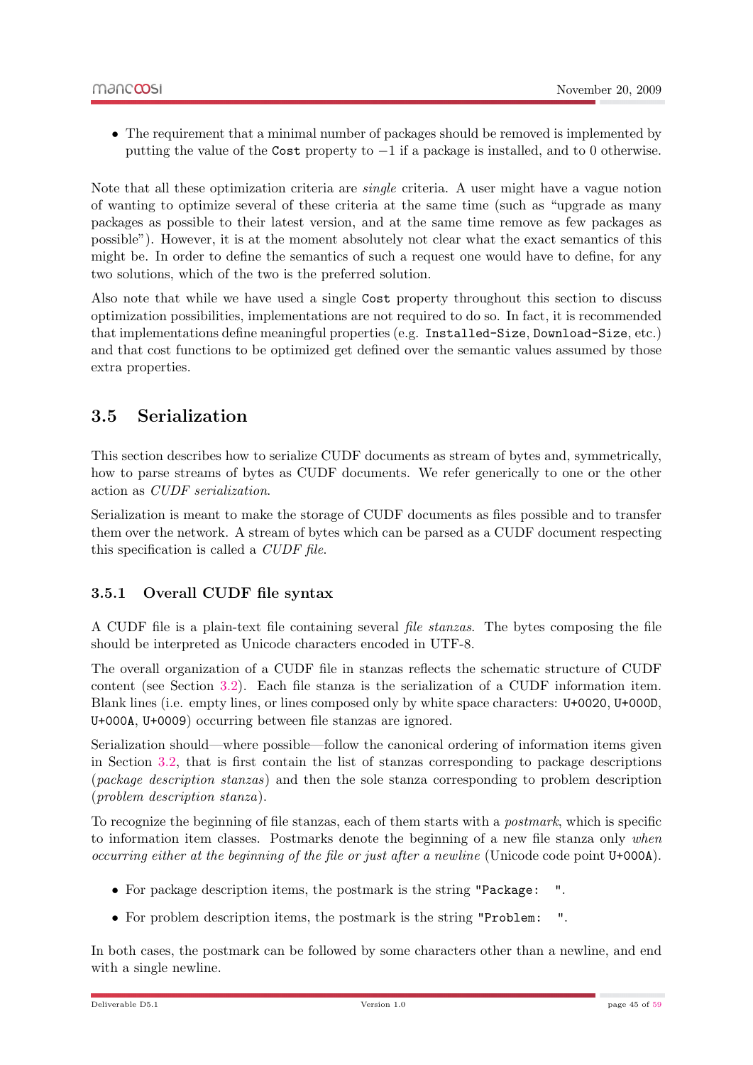- The requirement that a minimal number of packages should be removed is implemented by putting the value of the `Cost` property to $-1$ if a package is installed, and to 0 otherwise.

Note that all these optimization criteria are *single* criteria. A user might have a vague notion of wanting to optimize several of these criteria at the same time (such as "upgrade as many packages as possible to their latest version, and at the same time remove as few packages as possible"). However, it is at the moment absolutely not clear what the exact semantics of this might be. In order to define the semantics of such a request one would have to define, for any two solutions, which of the two is the preferred solution.

Also note that while we have used a single `Cost` property throughout this section to discuss optimization possibilities, implementations are not required to do so. In fact, it is recommended that implementations define meaningful properties (e.g. `Installed-Size`, `Download-Size`, etc.) and that cost functions to be optimized get defined over the semantic values assumed by those extra properties.

## 3.5 Serialization

This section describes how to serialize CUDF documents as stream of bytes and, symmetrically, how to parse streams of bytes as CUDF documents. We refer generically to one or the other action as *CUDF serialization*.

Serialization is meant to make the storage of CUDF documents as files possible and to transfer them over the network. A stream of bytes which can be parsed as a CUDF document respecting this specification is called a *CUDF file*.

### 3.5.1 Overall CUDF file syntax

A CUDF file is a plain-text file containing several *file stanzas*. The bytes composing the file should be interpreted as Unicode characters encoded in UTF-8.

The overall organization of a CUDF file in stanzas reflects the schematic structure of CUDF content (see Section 3.2). Each file stanza is the serialization of a CUDF information item. Blank lines (i.e. empty lines, or lines composed only by white space characters: `U+0020`, `U+000D`, `U+000A`, `U+0009`) occurring between file stanzas are ignored.

Serialization should—where possible—follow the canonical ordering of information items given in Section 3.2, that is first contain the list of stanzas corresponding to package descriptions (*package description stanzas*) and then the sole stanza corresponding to problem description (*problem description stanza*).

To recognize the beginning of file stanzas, each of them starts with a *postmark*, which is specific to information item classes. Postmarks denote the beginning of a new file stanza only *when occurring either at the beginning of the file or just after a newline* (Unicode code point `U+000A`).

- For package description items, the postmark is the string `"Package: "`.
- For problem description items, the postmark is the string `"Problem: "`.

In both cases, the postmark can be followed by some characters other than a newline, and end with a single newline.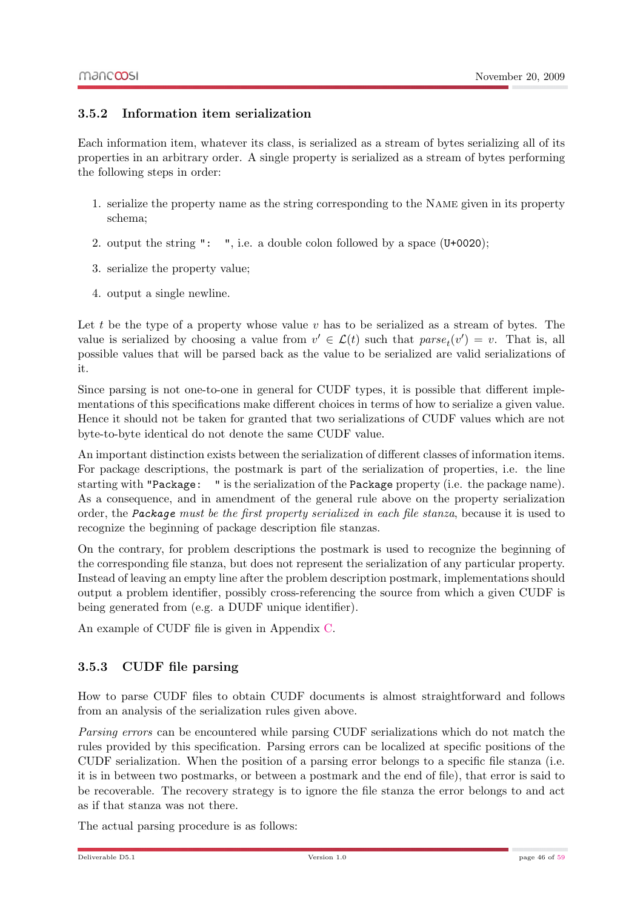### 3.5.2 Information item serialization

Each information item, whatever its class, is serialized as a stream of bytes serializing all of its properties in an arbitrary order. A single property is serialized as a stream of bytes performing the following steps in order:

1. serialize the property name as the string corresponding to the NAME given in its property schema;
2. output the string `": "`, i.e. a double colon followed by a space (`U+0020`);
3. serialize the property value;
4. output a single newline.

Let $t$ be the type of a property whose value $v$ has to be serialized as a stream of bytes. The value is serialized by choosing a value from $v' \in \mathcal{L}(t)$ such that $parse_t(v') = v$. That is, all possible values that will be parsed back as the value to be serialized are valid serializations of it.

Since parsing is not one-to-one in general for CUDF types, it is possible that different implementations of this specifications make different choices in terms of how to serialize a given value. Hence it should not be taken for granted that two serializations of CUDF values which are not byte-to-byte identical do not denote the same CUDF value.

An important distinction exists between the serialization of different classes of information items. For package descriptions, the postmark is part of the serialization of properties, i.e. the line starting with `"Package: "` is the serialization of the `Package` property (i.e. the package name). As a consequence, and in amendment of the general rule above on the property serialization order, the *`Package` must be the first property serialized in each file stanza*, because it is used to recognize the beginning of package description file stanzas.

On the contrary, for problem descriptions the postmark is used to recognize the beginning of the corresponding file stanza, but does not represent the serialization of any particular property. Instead of leaving an empty line after the problem description postmark, implementations should output a problem identifier, possibly cross-referencing the source from which a given CUDF is being generated from (e.g. a DUDF unique identifier).

An example of CUDF file is given in Appendix C.

### 3.5.3 CUDF file parsing

How to parse CUDF files to obtain CUDF documents is almost straightforward and follows from an analysis of the serialization rules given above.

*Parsing errors* can be encountered while parsing CUDF serializations which do not match the rules provided by this specification. Parsing errors can be localized at specific positions of the CUDF serialization. When the position of a parsing error belongs to a specific file stanza (i.e. it is in between two postmarks, or between a postmark and the end of file), that error is said to be recoverable. The recovery strategy is to ignore the file stanza the error belongs to and act as if that stanza was not there.

The actual parsing procedure is as follows: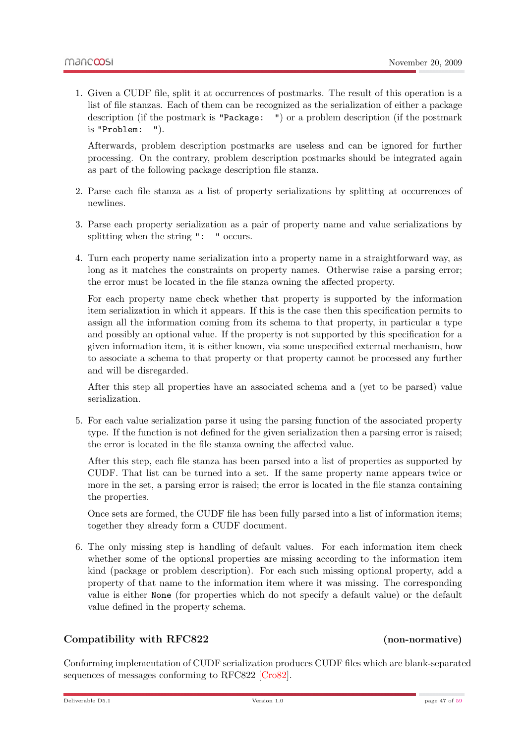1. Given a CUDF file, split it at occurrences of postmarks. The result of this operation is a list of file stanzas. Each of them can be recognized as the serialization of either a package description (if the postmark is `"Package: "`) or a problem description (if the postmark is `"Problem: "`).

   Afterwards, problem description postmarks are useless and can be ignored for further processing. On the contrary, problem description postmarks should be integrated again as part of the following package description file stanza.

2. Parse each file stanza as a list of property serializations by splitting at occurrences of newlines.

3. Parse each property serialization as a pair of property name and value serializations by splitting when the string `": "` occurs.

4. Turn each property name serialization into a property name in a straightforward way, as long as it matches the constraints on property names. Otherwise raise a parsing error; the error must be located in the file stanza owning the affected property.

   For each property name check whether that property is supported by the information item serialization in which it appears. If this is the case then this specification permits to assign all the information coming from its schema to that property, in particular a type and possibly an optional value. If the property is not supported by this specification for a given information item, it is either known, via some unspecified external mechanism, how to associate a schema to that property or that property cannot be processed any further and will be disregarded.

   After this step all properties have an associated schema and a (yet to be parsed) value serialization.

5. For each value serialization parse it using the parsing function of the associated property type. If the function is not defined for the given serialization then a parsing error is raised; the error is located in the file stanza owning the affected value.

   After this step, each file stanza has been parsed into a list of properties as supported by CUDF. That list can be turned into a set. If the same property name appears twice or more in the set, a parsing error is raised; the error is located in the file stanza containing the properties.

   Once sets are formed, the CUDF file has been fully parsed into a list of information items; together they already form a CUDF document.

6. The only missing step is handling of default values. For each information item check whether some of the optional properties are missing according to the information item kind (package or problem description). For each such missing optional property, add a property of that name to the information item where it was missing. The corresponding value is either `None` (for properties which do not specify a default value) or the default value defined in the property schema.

### Compatibility with RFC822 (non-normative)

Conforming implementation of CUDF serialization produces CUDF files which are blank-separated sequences of messages conforming to RFC822 [Cro82].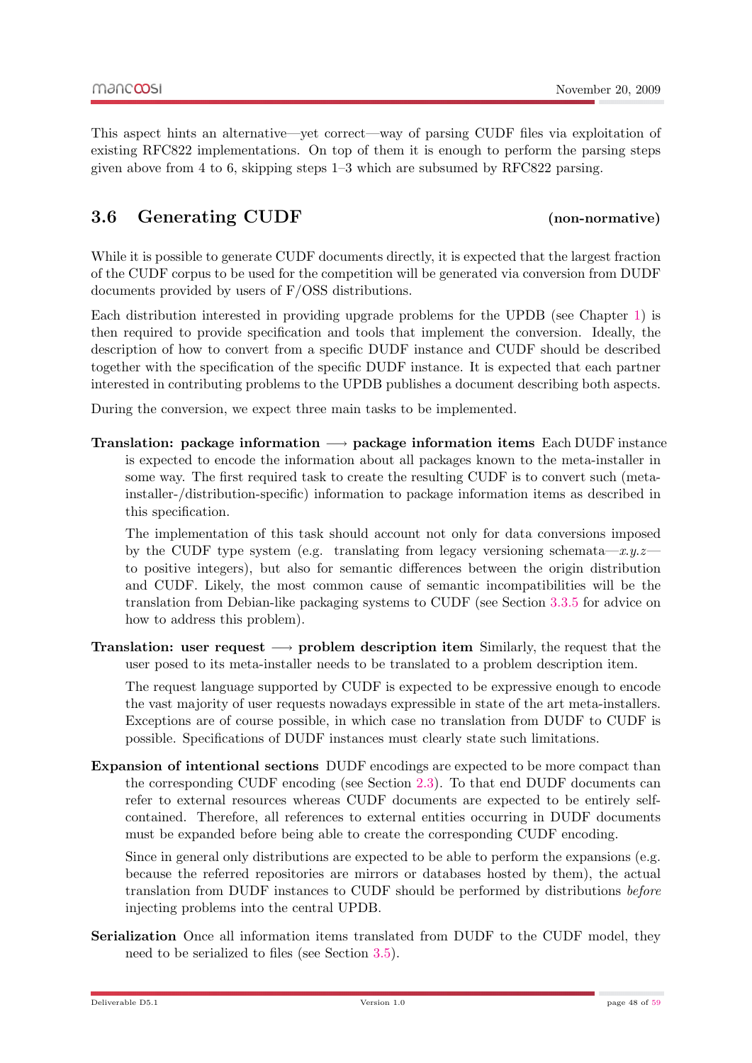This aspect hints an alternative—yet correct—way of parsing CUDF files via exploitation of existing RFC822 implementations. On top of them it is enough to perform the parsing steps given above from 4 to 6, skipping steps 1–3 which are subsumed by RFC822 parsing.

## 3.6 Generating CUDF (non-normative)

While it is possible to generate CUDF documents directly, it is expected that the largest fraction of the CUDF corpus to be used for the competition will be generated via conversion from DUDF documents provided by users of F/OSS distributions.

Each distribution interested in providing upgrade problems for the UPDB (see Chapter 1) is then required to provide specification and tools that implement the conversion. Ideally, the description of how to convert from a specific DUDF instance and CUDF should be described together with the specification of the specific DUDF instance. It is expected that each partner interested in contributing problems to the UPDB publishes a document describing both aspects.

During the conversion, we expect three main tasks to be implemented.

**Translation: package information ⟶ package information items** Each DUDF instance is expected to encode the information about all packages known to the meta-installer in some way. The first required task to create the resulting CUDF is to convert such (meta-installer-/distribution-specific) information to package information items as described in this specification.

The implementation of this task should account not only for data conversions imposed by the CUDF type system (e.g. translating from legacy versioning schemata—*x.y.z*—to positive integers), but also for semantic differences between the origin distribution and CUDF. Likely, the most common cause of semantic incompatibilities will be the translation from Debian-like packaging systems to CUDF (see Section 3.3.5 for advice on how to address this problem).

**Translation: user request ⟶ problem description item** Similarly, the request that the user posed to its meta-installer needs to be translated to a problem description item.

The request language supported by CUDF is expected to be expressive enough to encode the vast majority of user requests nowadays expressible in state of the art meta-installers. Exceptions are of course possible, in which case no translation from DUDF to CUDF is possible. Specifications of DUDF instances must clearly state such limitations.

**Expansion of intentional sections** DUDF encodings are expected to be more compact than the corresponding CUDF encoding (see Section 2.3). To that end DUDF documents can refer to external resources whereas CUDF documents are expected to be entirely self-contained. Therefore, all references to external entities occurring in DUDF documents must be expanded before being able to create the corresponding CUDF encoding.

Since in general only distributions are expected to be able to perform the expansions (e.g. because the referred repositories are mirrors or databases hosted by them), the actual translation from DUDF instances to CUDF should be performed by distributions *before* injecting problems into the central UPDB.

**Serialization** Once all information items translated from DUDF to the CUDF model, they need to be serialized to files (see Section 3.5).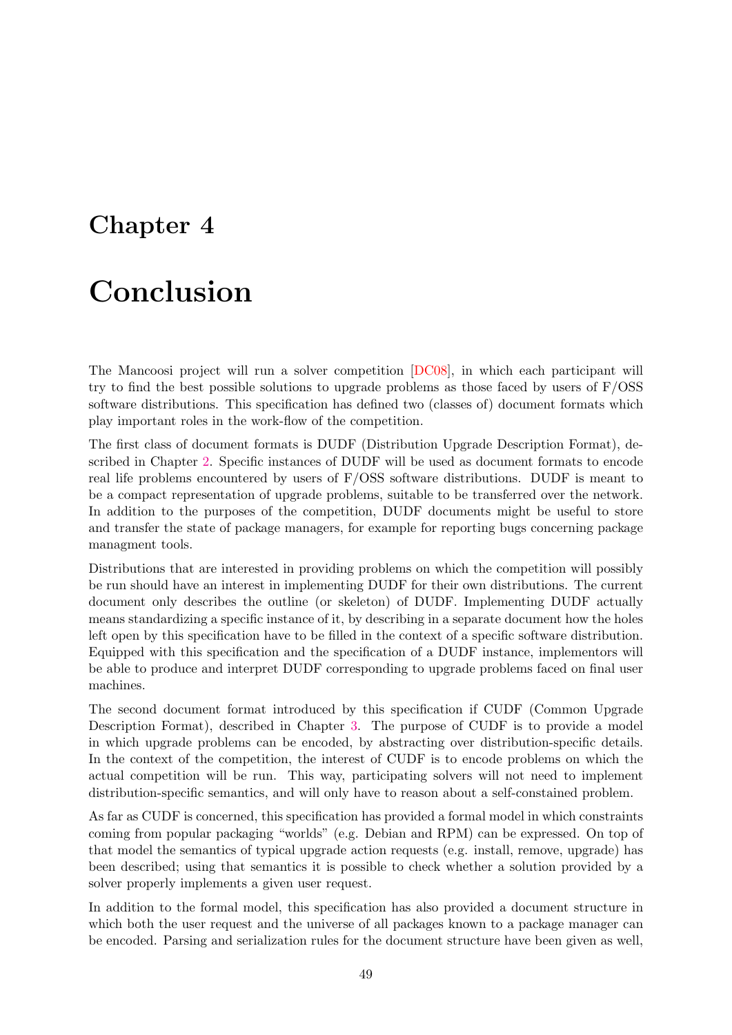# Chapter 4

# Conclusion

The Mancoosi project will run a solver competition [DC08], in which each participant will try to find the best possible solutions to upgrade problems as those faced by users of F/OSS software distributions. This specification has defined two (classes of) document formats which play important roles in the work-flow of the competition.

The first class of document formats is DUDF (Distribution Upgrade Description Format), described in Chapter 2. Specific instances of DUDF will be used as document formats to encode real life problems encountered by users of F/OSS software distributions. DUDF is meant to be a compact representation of upgrade problems, suitable to be transferred over the network. In addition to the purposes of the competition, DUDF documents might be useful to store and transfer the state of package managers, for example for reporting bugs concerning package managment tools.

Distributions that are interested in providing problems on which the competition will possibly be run should have an interest in implementing DUDF for their own distributions. The current document only describes the outline (or skeleton) of DUDF. Implementing DUDF actually means standardizing a specific instance of it, by describing in a separate document how the holes left open by this specification have to be filled in the context of a specific software distribution. Equipped with this specification and the specification of a DUDF instance, implementors will be able to produce and interpret DUDF corresponding to upgrade problems faced on final user machines.

The second document format introduced by this specification if CUDF (Common Upgrade Description Format), described in Chapter 3. The purpose of CUDF is to provide a model in which upgrade problems can be encoded, by abstracting over distribution-specific details. In the context of the competition, the interest of CUDF is to encode problems on which the actual competition will be run. This way, participating solvers will not need to implement distribution-specific semantics, and will only have to reason about a self-constained problem.

As far as CUDF is concerned, this specification has provided a formal model in which constraints coming from popular packaging "worlds" (e.g. Debian and RPM) can be expressed. On top of that model the semantics of typical upgrade action requests (e.g. install, remove, upgrade) has been described; using that semantics it is possible to check whether a solution provided by a solver properly implements a given user request.

In addition to the formal model, this specification has also provided a document structure in which both the user request and the universe of all packages known to a package manager can be encoded. Parsing and serialization rules for the document structure have been given as well,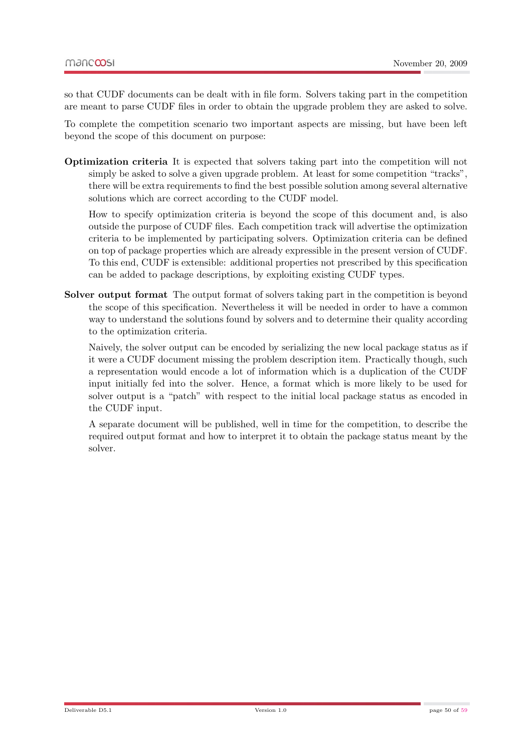so that CUDF documents can be dealt with in file form. Solvers taking part in the competition are meant to parse CUDF files in order to obtain the upgrade problem they are asked to solve.

To complete the competition scenario two important aspects are missing, but have been left beyond the scope of this document on purpose:

**Optimization criteria** It is expected that solvers taking part into the competition will not simply be asked to solve a given upgrade problem. At least for some competition "tracks", there will be extra requirements to find the best possible solution among several alternative solutions which are correct according to the CUDF model.

How to specify optimization criteria is beyond the scope of this document and, is also outside the purpose of CUDF files. Each competition track will advertise the optimization criteria to be implemented by participating solvers. Optimization criteria can be defined on top of package properties which are already expressible in the present version of CUDF. To this end, CUDF is extensible: additional properties not prescribed by this specification can be added to package descriptions, by exploiting existing CUDF types.

**Solver output format** The output format of solvers taking part in the competition is beyond the scope of this specification. Nevertheless it will be needed in order to have a common way to understand the solutions found by solvers and to determine their quality according to the optimization criteria.

Naively, the solver output can be encoded by serializing the new local package status as if it were a CUDF document missing the problem description item. Practically though, such a representation would encode a lot of information which is a duplication of the CUDF input initially fed into the solver. Hence, a format which is more likely to be used for solver output is a "patch" with respect to the initial local package status as encoded in the CUDF input.

A separate document will be published, well in time for the competition, to describe the required output format and how to interpret it to obtain the package status meant by the solver.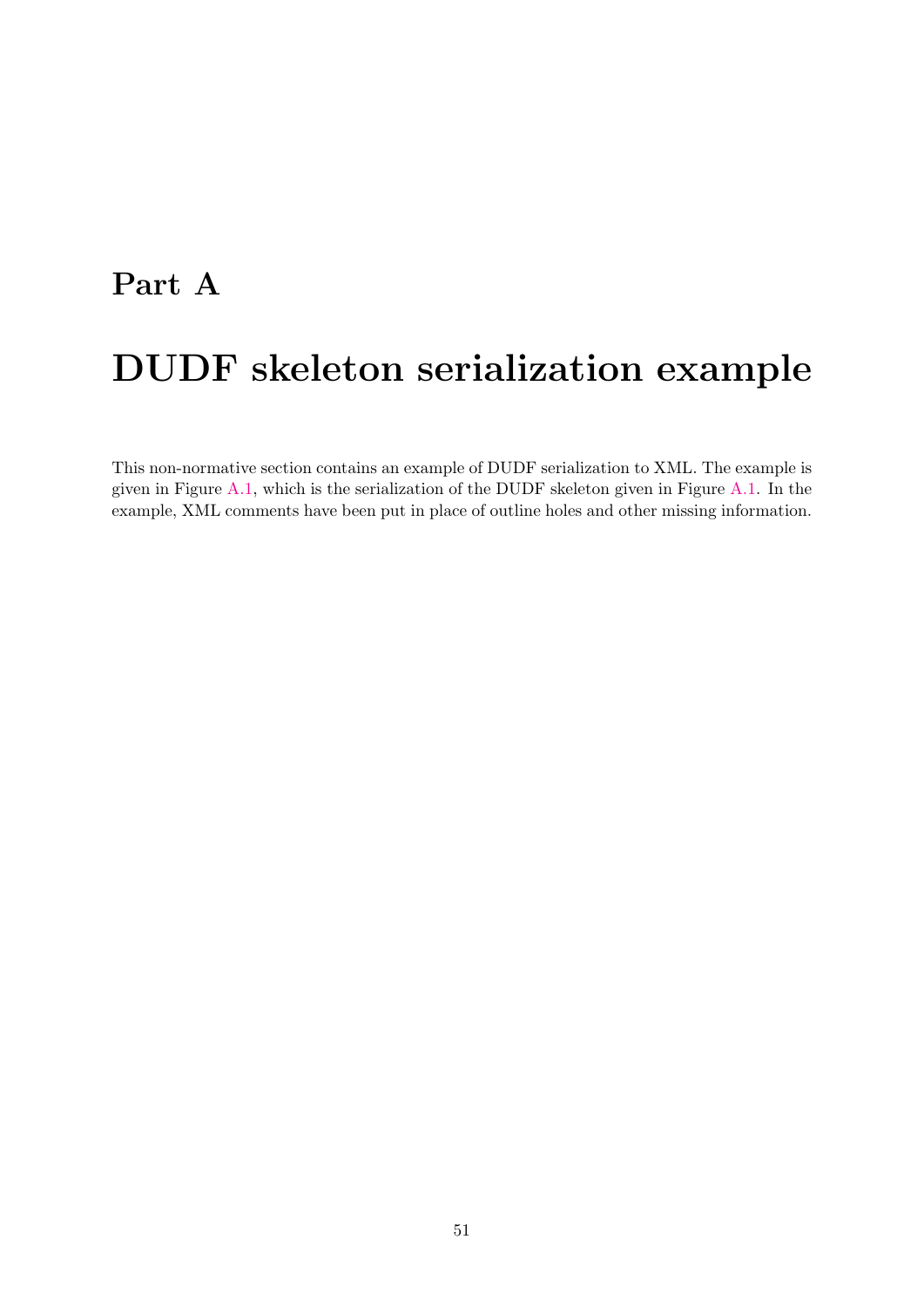# Part A

# DUDF skeleton serialization example

This non-normative section contains an example of DUDF serialization to XML. The example is given in Figure A.1, which is the serialization of the DUDF skeleton given in Figure A.1. In the example, XML comments have been put in place of outline holes and other missing information.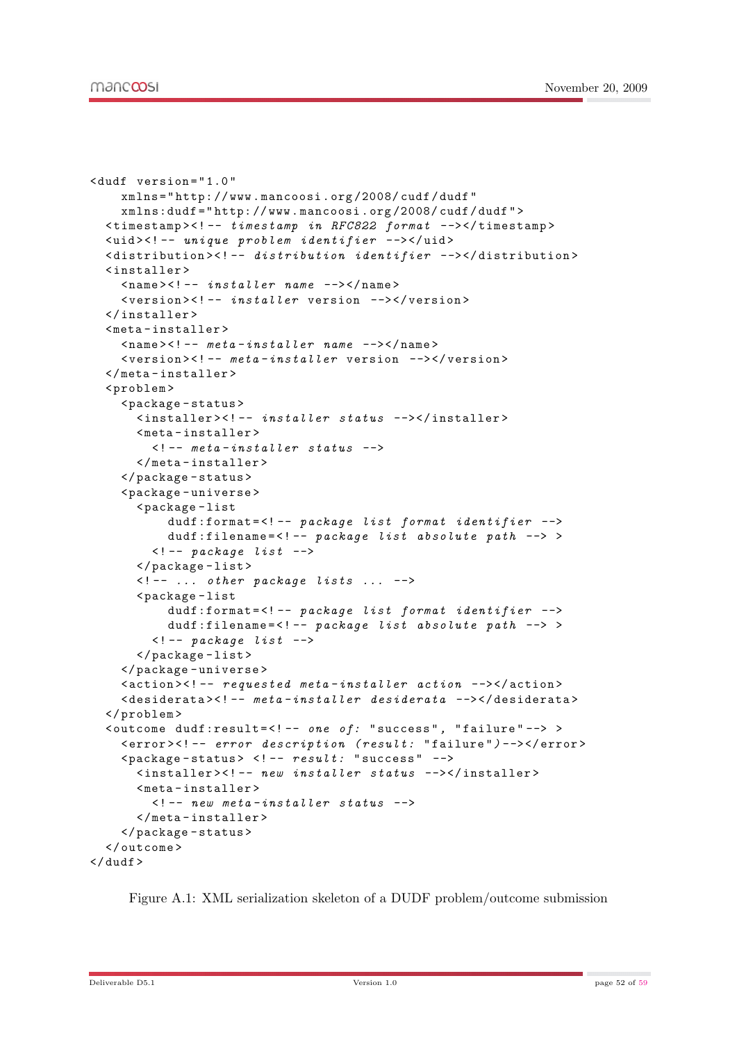```
<dudf version="1.0"
    xmlns="http://www.mancoosi.org/2008/cudf/dudf"
    xmlns:dudf="http://www.mancoosi.org/2008/cudf/dudf">
  <timestamp><!-- timestamp in RFC822 format --></timestamp>
  <uid><!-- unique problem identifier --></uid>
  <distribution><!-- distribution identifier --></distribution>
  <installer>
    <name><!-- installer name --></name>
    <version><!-- installer version --></version>
  </installer>
  <meta-installer>
    <name><!-- meta-installer name --></name>
    <version><!-- meta-installer version --></version>
  </meta-installer>
  <problem>
    <package-status>
      <installer><!-- installer status --></installer>
      <meta-installer>
        <!-- meta-installer status -->
      </meta-installer>
    </package-status>
    <package-universe>
      <package-list
          dudf:format=<!-- package list format identifier -->
          dudf:filename=<!-- package list absolute path --> >
        <!-- package list -->
      </package-list>
      <!-- ... other package lists ... -->
      <package-list
          dudf:format=<!-- package list format identifier -->
          dudf:filename=<!-- package list absolute path --> >
        <!-- package list -->
      </package-list>
    </package-universe>
    <action><!-- requested meta-installer action --></action>
    <desiderata><!-- meta-installer desiderata --></desiderata>
  </problem>
  <outcome dudf:result=<!-- one of: "success", "failure"--> >
    <error><!-- error description (result: "failure")--></error>
    <package-status> <!-- result: "success" -->
      <installer><!-- new installer status --></installer>
      <meta-installer>
        <!-- new meta-installer status -->
      </meta-installer>
    </package-status>
  </outcome>
</dudf>
```

Figure A.1: XML serialization skeleton of a DUDF problem/outcome submission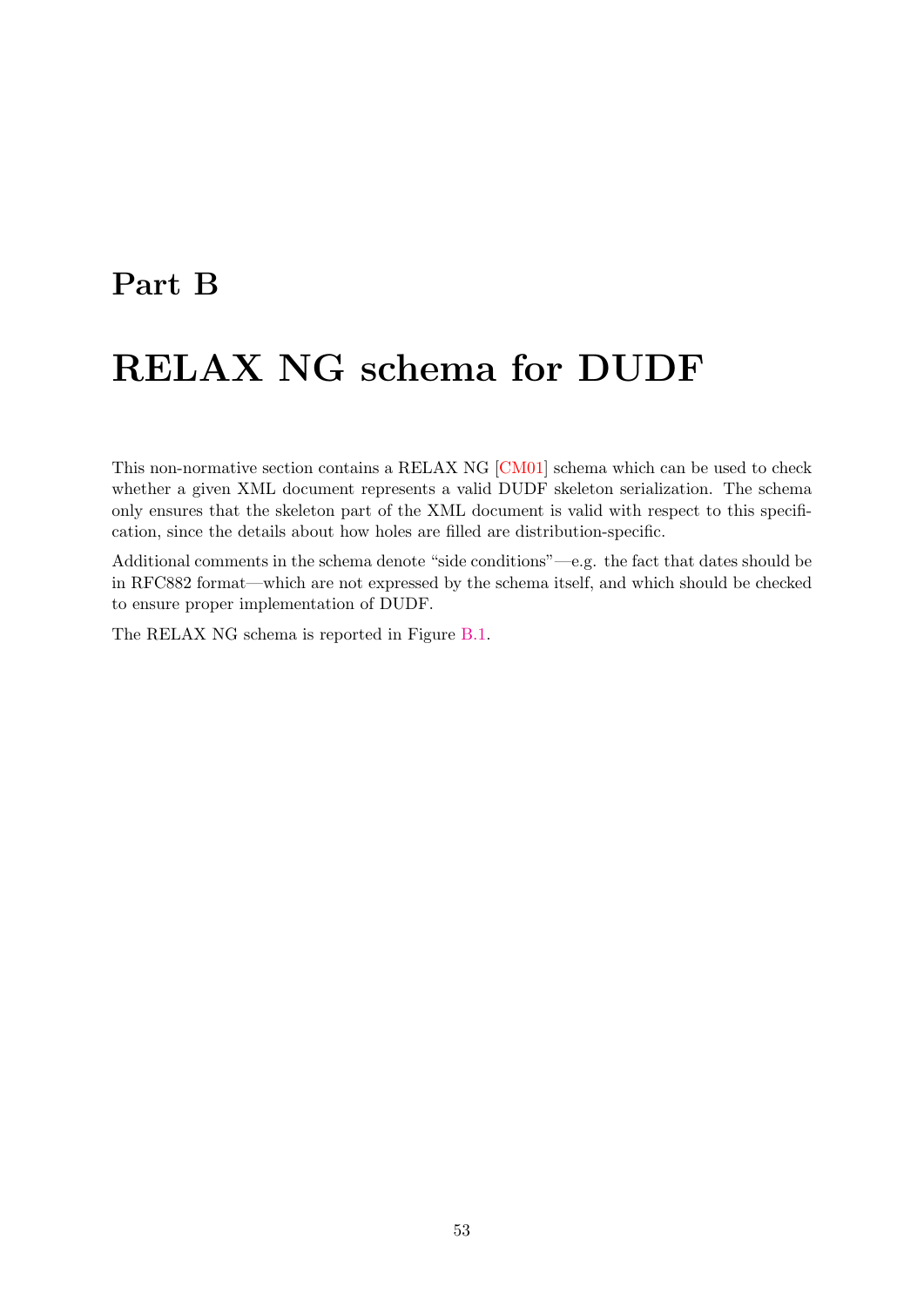# Part B

# RELAX NG schema for DUDF

This non-normative section contains a RELAX NG [CM01] schema which can be used to check whether a given XML document represents a valid DUDF skeleton serialization. The schema only ensures that the skeleton part of the XML document is valid with respect to this specification, since the details about how holes are filled are distribution-specific.

Additional comments in the schema denote "side conditions"—e.g. the fact that dates should be in RFC882 format—which are not expressed by the schema itself, and which should be checked to ensure proper implementation of DUDF.

The RELAX NG schema is reported in Figure B.1.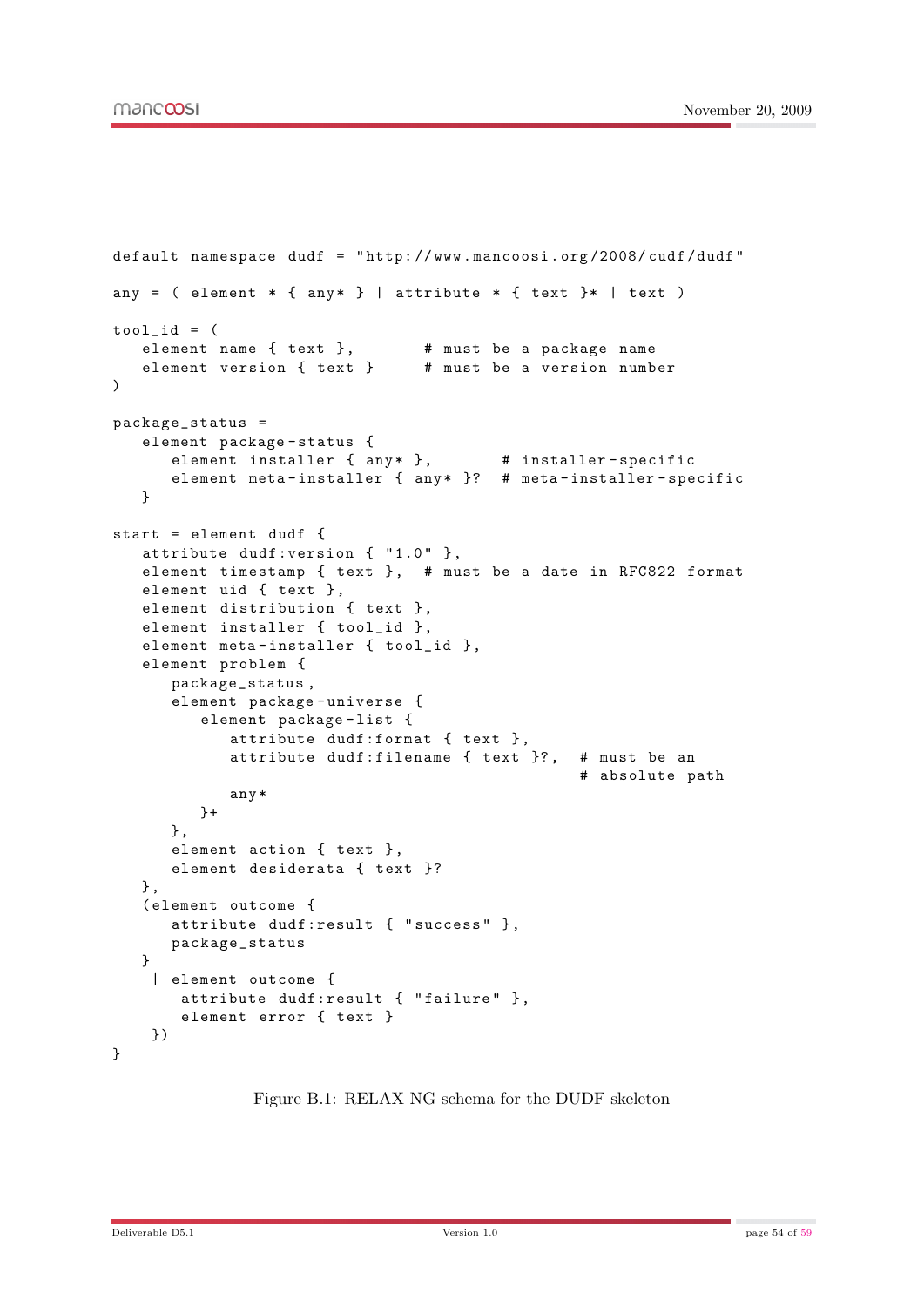```
default namespace dudf = "http://www.mancoosi.org/2008/cudf/dudf"

any = ( element * { any* } | attribute * { text }* | text )

tool_id = (
   element name { text },       # must be a package name
   element version { text }     # must be a version number
)

package_status =
   element package-status {
      element installer { any* },       # installer-specific
      element meta-installer { any* }?  # meta-installer-specific
   }

start = element dudf {
   attribute dudf:version { "1.0" },
   element timestamp { text },  # must be a date in RFC822 format
   element uid { text },
   element distribution { text },
   element installer { tool_id },
   element meta-installer { tool_id },
   element problem {
      package_status,
      element package-universe {
         element package-list {
            attribute dudf:format { text },
            attribute dudf:filename { text }?,  # must be an
                                                # absolute path
            any*
         }+
      },
      element action { text },
      element desiderata { text }?
   },
   (element outcome {
      attribute dudf:result { "success" },
      package_status
   }
    | element outcome {
       attribute dudf:result { "failure" },
       element error { text }
    })
}
```

Figure B.1: RELAX NG schema for the DUDF skeleton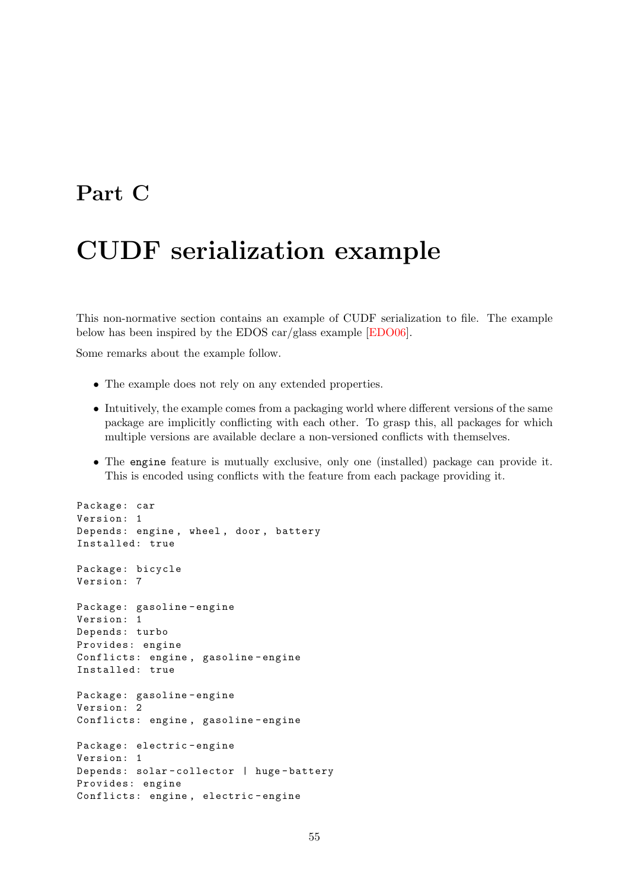# Part C

# CUDF serialization example

This non-normative section contains an example of CUDF serialization to file. The example below has been inspired by the EDOS car/glass example [EDO06].

Some remarks about the example follow.

- The example does not rely on any extended properties.
- Intuitively, the example comes from a packaging world where different versions of the same package are implicitly conflicting with each other. To grasp this, all packages for which multiple versions are available declare a non-versioned conflicts with themselves.
- The `engine` feature is mutually exclusive, only one (installed) package can provide it. This is encoded using conflicts with the feature from each package providing it.

```
Package: car
Version: 1
Depends: engine , wheel , door , battery
Installed: true

Package: bicycle
Version: 7

Package: gasoline-engine
Version: 1
Depends: turbo
Provides: engine
Conflicts: engine , gasoline-engine
Installed: true

Package: gasoline-engine
Version: 2
Conflicts: engine , gasoline-engine

Package: electric-engine
Version: 1
Depends: solar-collector | huge-battery
Provides: engine
Conflicts: engine , electric-engine
```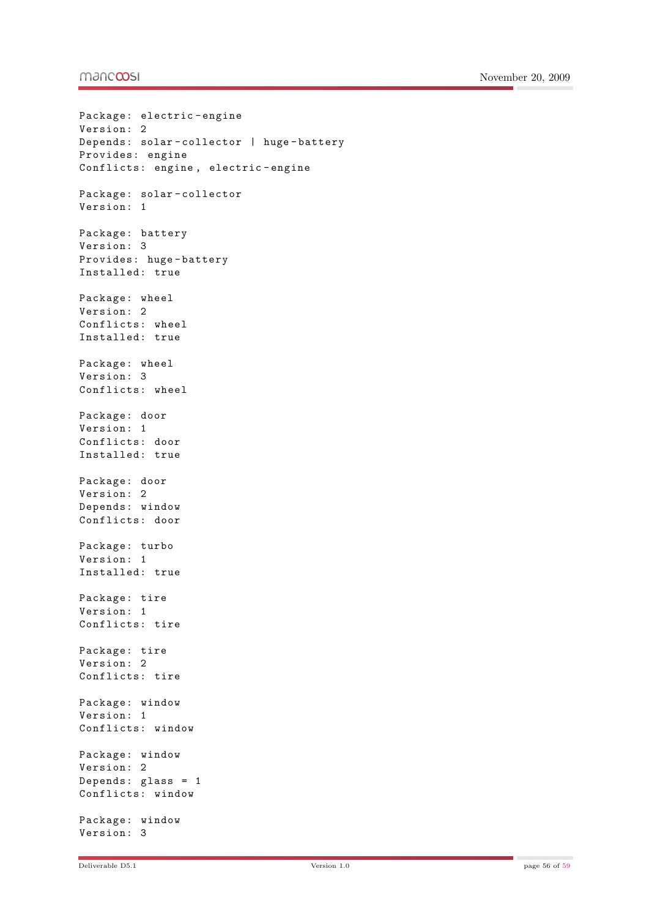```
Package: electric-engine
Version: 2
Depends: solar-collector | huge-battery
Provides: engine
Conflicts: engine, electric-engine

Package: solar-collector
Version: 1

Package: battery
Version: 3
Provides: huge-battery
Installed: true

Package: wheel
Version: 2
Conflicts: wheel
Installed: true

Package: wheel
Version: 3
Conflicts: wheel

Package: door
Version: 1
Conflicts: door
Installed: true

Package: door
Version: 2
Depends: window
Conflicts: door

Package: turbo
Version: 1
Installed: true

Package: tire
Version: 1
Conflicts: tire

Package: tire
Version: 2
Conflicts: tire

Package: window
Version: 1
Conflicts: window

Package: window
Version: 2
Depends: glass = 1
Conflicts: window

Package: window
Version: 3
```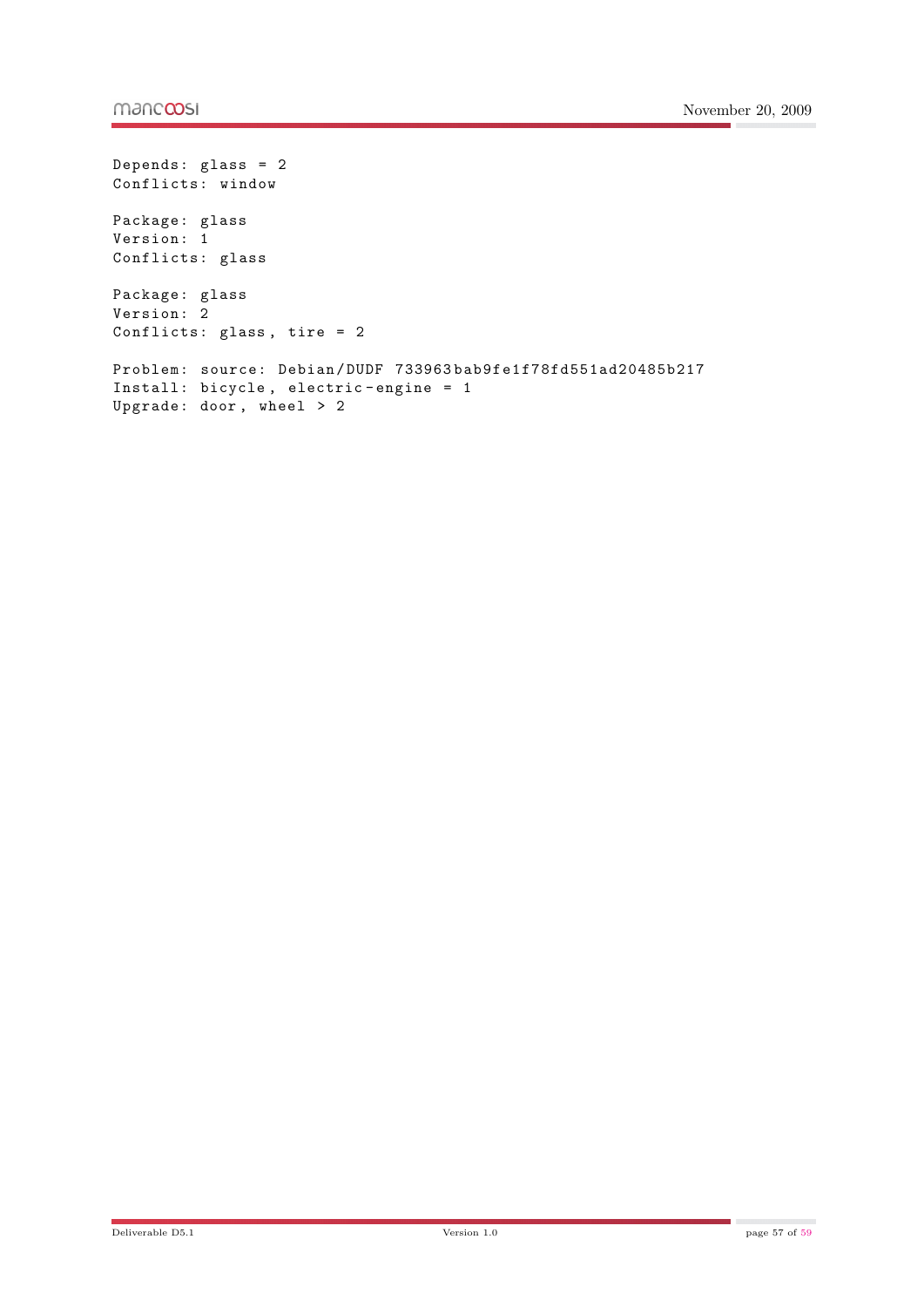```
Depends: glass = 2
Conflicts: window

Package: glass
Version: 1
Conflicts: glass

Package: glass
Version: 2
Conflicts: glass, tire = 2

Problem: source: Debian/DUDF 733963bab9fe1f78fd551ad20485b217
Install: bicycle, electric-engine = 1
Upgrade: door, wheel > 2
```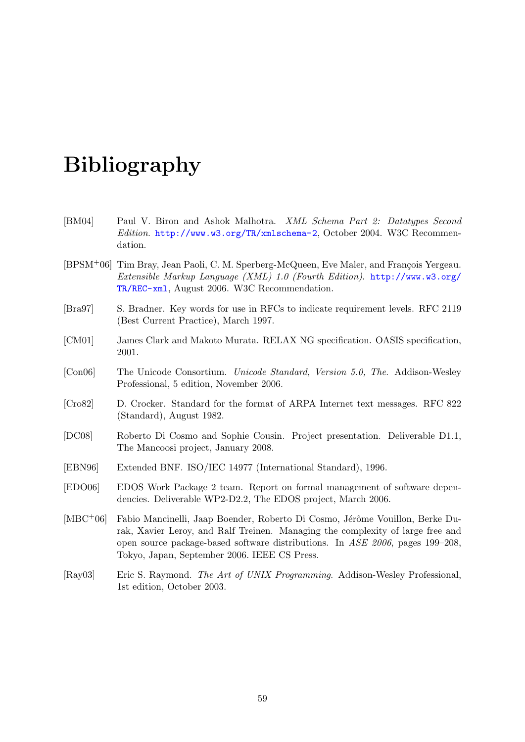# Bibliography

[BM04] Paul V. Biron and Ashok Malhotra. *XML Schema Part 2: Datatypes Second Edition*. http://www.w3.org/TR/xmlschema-2, October 2004. W3C Recommendation.

[BPSM+06] Tim Bray, Jean Paoli, C. M. Sperberg-McQueen, Eve Maler, and François Yergeau. *Extensible Markup Language (XML) 1.0 (Fourth Edition)*. http://www.w3.org/TR/REC-xml, August 2006. W3C Recommendation.

[Bra97] S. Bradner. Key words for use in RFCs to indicate requirement levels. RFC 2119 (Best Current Practice), March 1997.

[CM01] James Clark and Makoto Murata. RELAX NG specification. OASIS specification, 2001.

[Con06] The Unicode Consortium. *Unicode Standard, Version 5.0, The*. Addison-Wesley Professional, 5 edition, November 2006.

[Cro82] D. Crocker. Standard for the format of ARPA Internet text messages. RFC 822 (Standard), August 1982.

[DC08] Roberto Di Cosmo and Sophie Cousin. Project presentation. Deliverable D1.1, The Mancoosi project, January 2008.

[EBN96] Extended BNF. ISO/IEC 14977 (International Standard), 1996.

[EDO06] EDOS Work Package 2 team. Report on formal management of software dependencies. Deliverable WP2-D2.2, The EDOS project, March 2006.

[MBC+06] Fabio Mancinelli, Jaap Boender, Roberto Di Cosmo, Jérôme Vouillon, Berke Durak, Xavier Leroy, and Ralf Treinen. Managing the complexity of large free and open source package-based software distributions. In *ASE 2006*, pages 199–208, Tokyo, Japan, September 2006. IEEE CS Press.

[Ray03] Eric S. Raymond. *The Art of UNIX Programming*. Addison-Wesley Professional, 1st edition, October 2003.